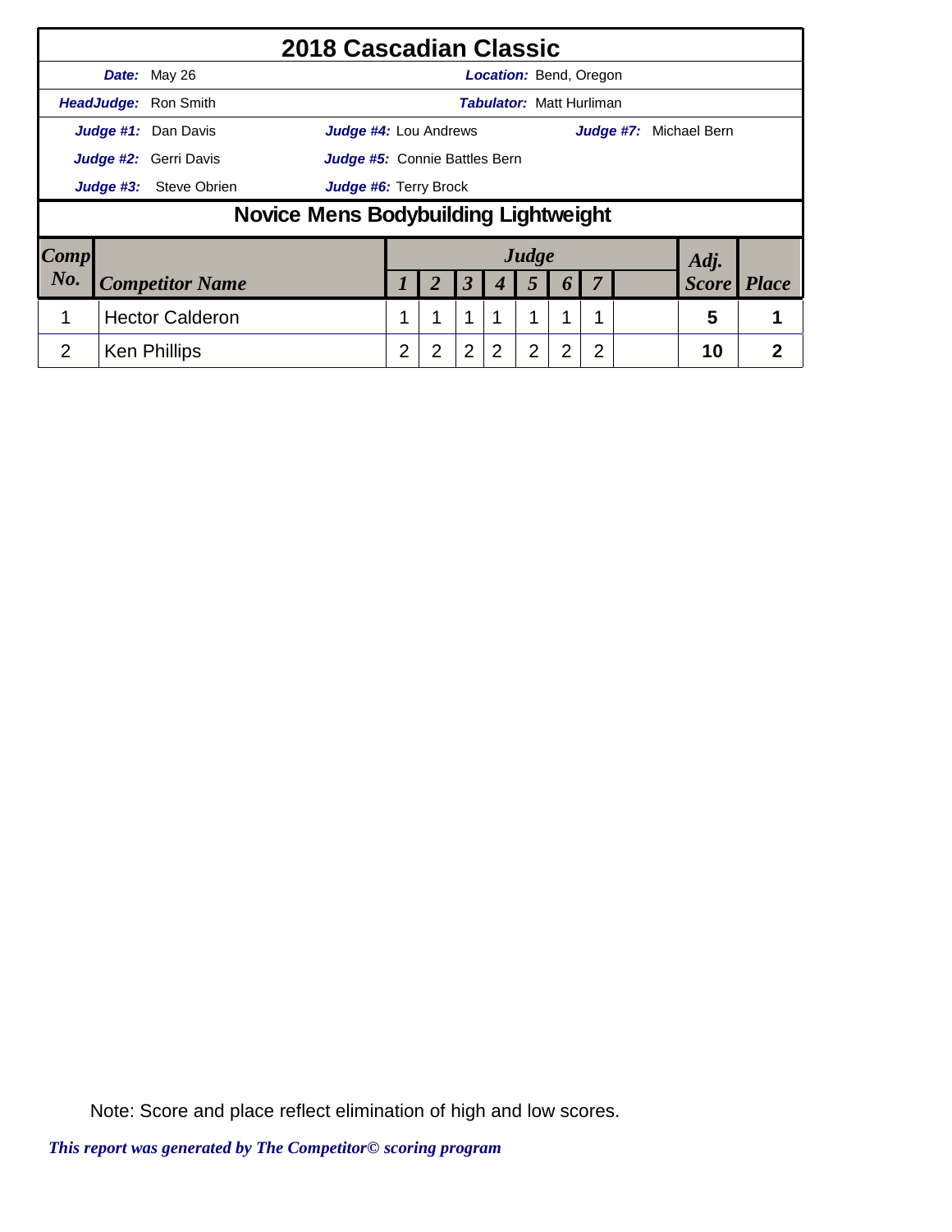# 2018 Cascadian Classic

**Date:** May 26 | **Location:** Bend, Oregon

**HeadJudge:** Ron Smith | **Tabulator:** Matt Hurliman

**Judge #1:** Dan Davis | **Judge #4:** Lou Andrews | **Judge #7:** Michael Bern

**Judge #2:** Gerri Davis | **Judge #5:** Connie Battles Bern

**Judge #3:** Steve Obrien | **Judge #6:** Terry Brock

## Novice Mens Bodybuilding Lightweight

| Comp No. | Competitor Name | Judge 1 | 2 | 3 | 4 | 5 | 6 | 7 | | Adj. Score | Place |
|---|---|---|---|---|---|---|---|---|---|---|---|
| 1 | Hector Calderon | 1 | 1 | 1 | 1 | 1 | 1 | 1 | | 5 | 1 |
| 2 | Ken Phillips | 2 | 2 | 2 | 2 | 2 | 2 | 2 | | 10 | 2 |

Note: Score and place reflect elimination of high and low scores.

*This report was generated by The Competitor© scoring program*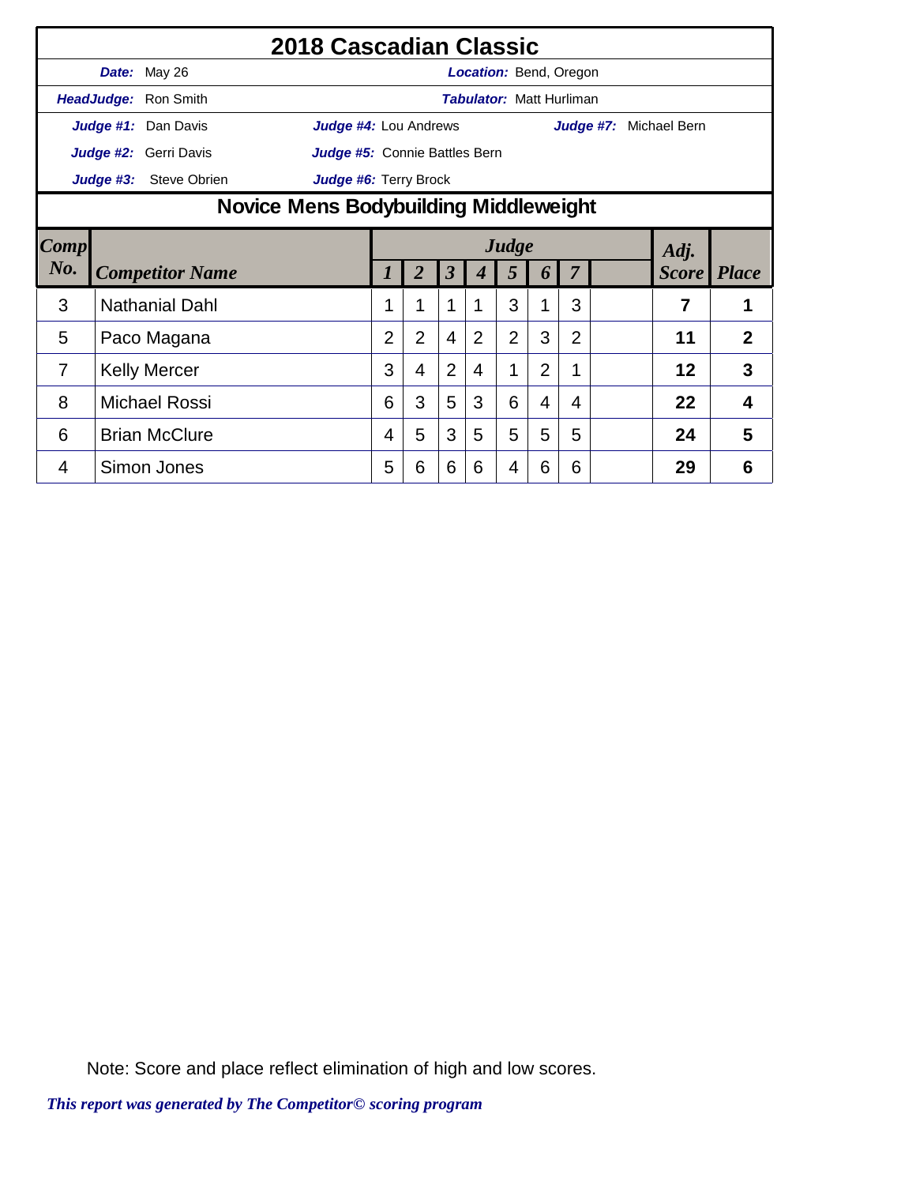# 2018 Cascadian Classic

**Date:** May 26 **Location:** Bend, Oregon

**HeadJudge:** Ron Smith **Tabulator:** Matt Hurliman

**Judge #1:** Dan Davis **Judge #4:** Lou Andrews **Judge #7:** Michael Bern

**Judge #2:** Gerri Davis **Judge #5:** Connie Battles Bern

**Judge #3:** Steve Obrien **Judge #6:** Terry Brock

## Novice Mens Bodybuilding Middleweight

| Comp No. | Competitor Name | Judge 1 | 2 | 3 | 4 | 5 | 6 | 7 | | Adj. Score | Place |
|---|---|---|---|---|---|---|---|---|---|---|---|
| 3 | Nathanial Dahl | 1 | 1 | 1 | 1 | 3 | 1 | 3 | | **7** | **1** |
| 5 | Paco Magana | 2 | 2 | 4 | 2 | 2 | 3 | 2 | | **11** | **2** |
| 7 | Kelly Mercer | 3 | 4 | 2 | 4 | 1 | 2 | 1 | | **12** | **3** |
| 8 | Michael Rossi | 6 | 3 | 5 | 3 | 6 | 4 | 4 | | **22** | **4** |
| 6 | Brian McClure | 4 | 5 | 3 | 5 | 5 | 5 | 5 | | **24** | **5** |
| 4 | Simon Jones | 5 | 6 | 6 | 6 | 4 | 6 | 6 | | **29** | **6** |

Note: Score and place reflect elimination of high and low scores.

*This report was generated by The Competitor© scoring program*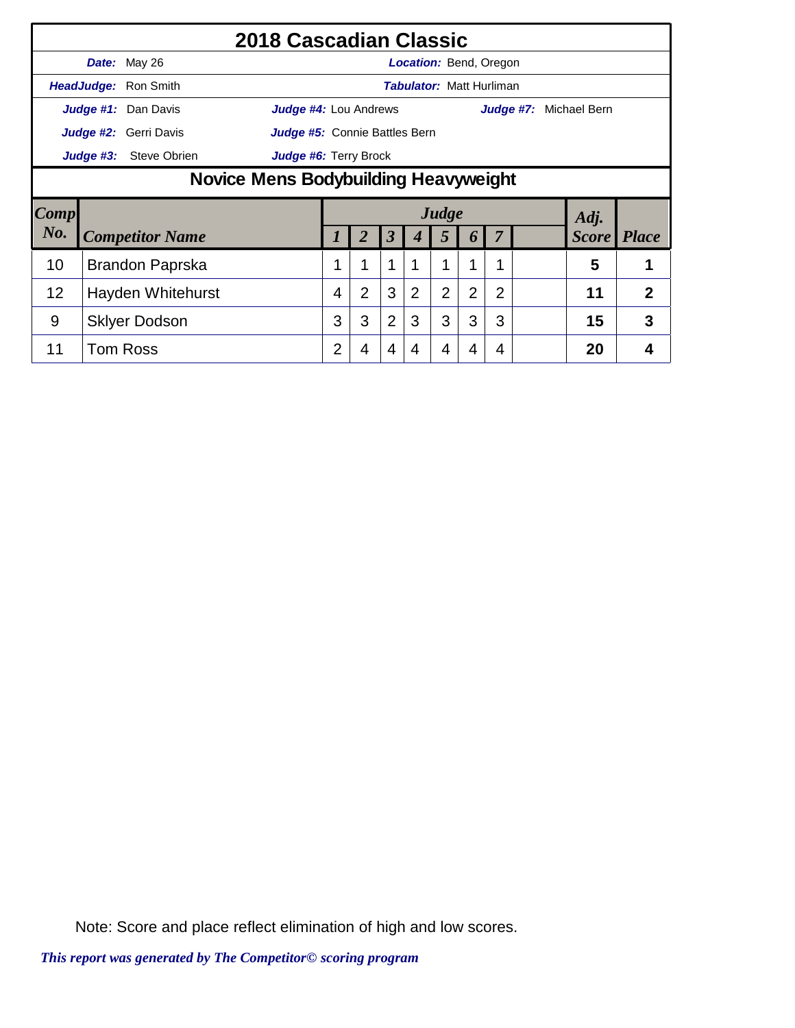# 2018 Cascadian Classic

**Date:** May 26 | **Location:** Bend, Oregon

**HeadJudge:** Ron Smith | **Tabulator:** Matt Hurliman

**Judge #1:** Dan Davis | **Judge #4:** Lou Andrews | **Judge #7:** Michael Bern

**Judge #2:** Gerri Davis | **Judge #5:** Connie Battles Bern

**Judge #3:** Steve Obrien | **Judge #6:** Terry Brock

## Novice Mens Bodybuilding Heavyweight

| Comp No. | Competitor Name | Judge 1 | 2 | 3 | 4 | 5 | 6 | 7 | | Adj. Score | Place |
|---|---|---|---|---|---|---|---|---|---|---|---|
| 10 | Brandon Paprska | 1 | 1 | 1 | 1 | 1 | 1 | 1 | | 5 | 1 |
| 12 | Hayden Whitehurst | 4 | 2 | 3 | 2 | 2 | 2 | 2 | | 11 | 2 |
| 9 | Sklyer Dodson | 3 | 3 | 2 | 3 | 3 | 3 | 3 | | 15 | 3 |
| 11 | Tom Ross | 2 | 4 | 4 | 4 | 4 | 4 | 4 | | 20 | 4 |

Note: Score and place reflect elimination of high and low scores.

*This report was generated by The Competitor© scoring program*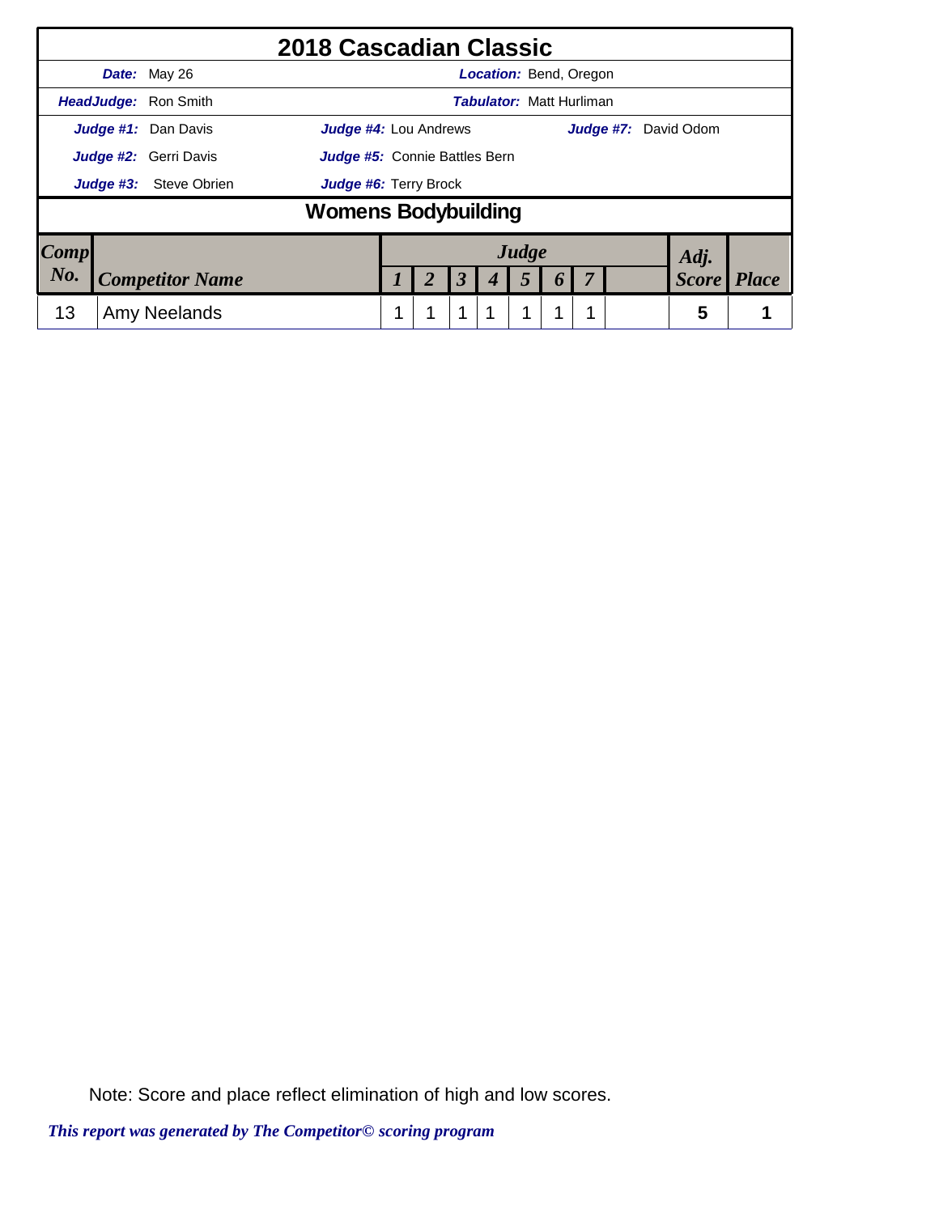# 2018 Cascadian Classic

**Date:** May 26 | **Location:** Bend, Oregon

**HeadJudge:** Ron Smith | **Tabulator:** Matt Hurliman

**Judge #1:** Dan Davis | **Judge #4:** Lou Andrews | **Judge #7:** David Odom

**Judge #2:** Gerri Davis | **Judge #5:** Connie Battles Bern

**Judge #3:** Steve Obrien | **Judge #6:** Terry Brock

## Womens Bodybuilding

| Comp No. | Competitor Name | Judge 1 | 2 | 3 | 4 | 5 | 6 | 7 | | Adj. Score | Place |
|---|---|---|---|---|---|---|---|---|---|---|---|
| 13 | Amy Neelands | 1 | 1 | 1 | 1 | 1 | 1 | 1 | | 5 | 1 |

Note: Score and place reflect elimination of high and low scores.

*This report was generated by The Competitor© scoring program*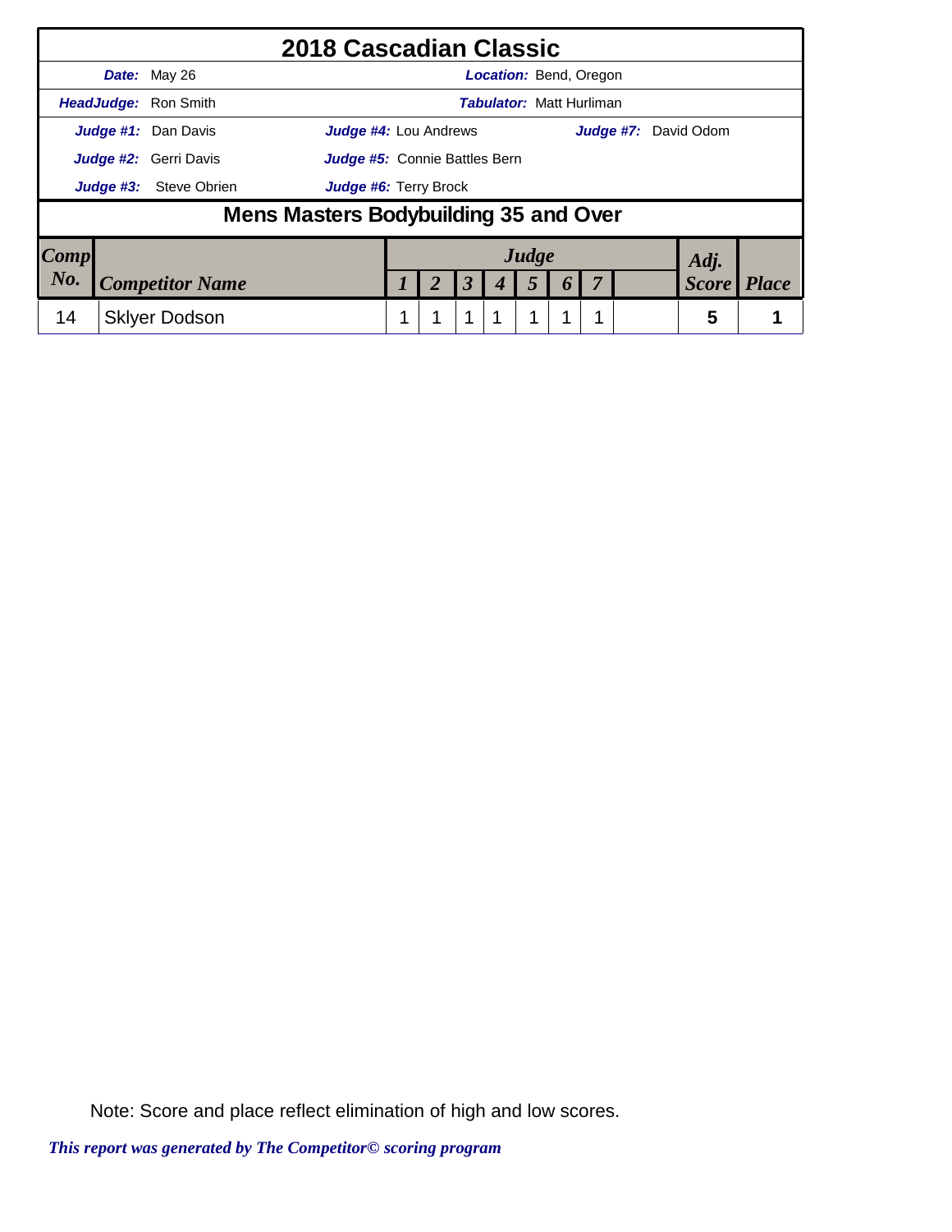# 2018 Cascadian Classic

**Date:** May 26 | **Location:** Bend, Oregon

**HeadJudge:** Ron Smith | **Tabulator:** Matt Hurliman

**Judge #1:** Dan Davis | **Judge #4:** Lou Andrews | **Judge #7:** David Odom

**Judge #2:** Gerri Davis | **Judge #5:** Connie Battles Bern

**Judge #3:** Steve Obrien | **Judge #6:** Terry Brock

## Mens Masters Bodybuilding 35 and Over

| Comp No. | Competitor Name | Judge 1 | 2 | 3 | 4 | 5 | 6 | 7 | | Adj. Score | Place |
|---|---|---|---|---|---|---|---|---|---|---|---|
| 14 | Sklyer Dodson | 1 | 1 | 1 | 1 | 1 | 1 | 1 | | 5 | 1 |

Note: Score and place reflect elimination of high and low scores.

*This report was generated by The Competitor© scoring program*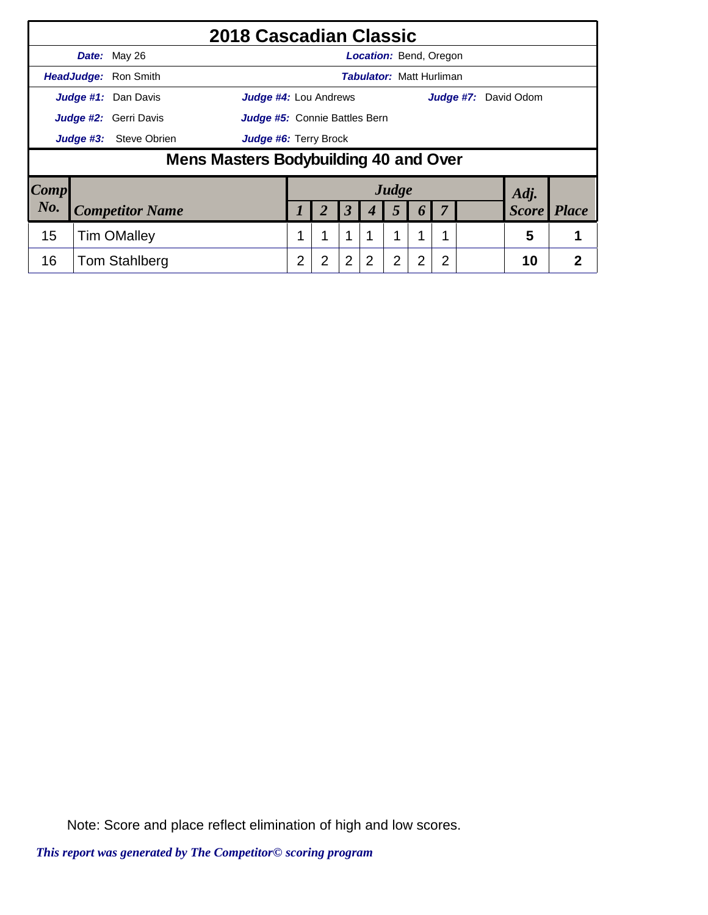# 2018 Cascadian Classic

***Date:*** May 26 ***Location:*** Bend, Oregon

***HeadJudge:*** Ron Smith ***Tabulator:*** Matt Hurliman

***Judge #1:*** Dan Davis ***Judge #4:*** Lou Andrews ***Judge #7:*** David Odom

***Judge #2:*** Gerri Davis ***Judge #5:*** Connie Battles Bern

***Judge #3:*** Steve Obrien ***Judge #6:*** Terry Brock

## Mens Masters Bodybuilding 40 and Over

| Comp No. | Competitor Name | Judge 1 | 2 | 3 | 4 | 5 | 6 | 7 | | Adj. Score | Place |
|---|---|---|---|---|---|---|---|---|---|---|---|
| 15 | Tim OMalley | 1 | 1 | 1 | 1 | 1 | 1 | 1 | | 5 | 1 |
| 16 | Tom Stahlberg | 2 | 2 | 2 | 2 | 2 | 2 | 2 | | 10 | 2 |

Note: Score and place reflect elimination of high and low scores.

*This report was generated by The Competitor© scoring program*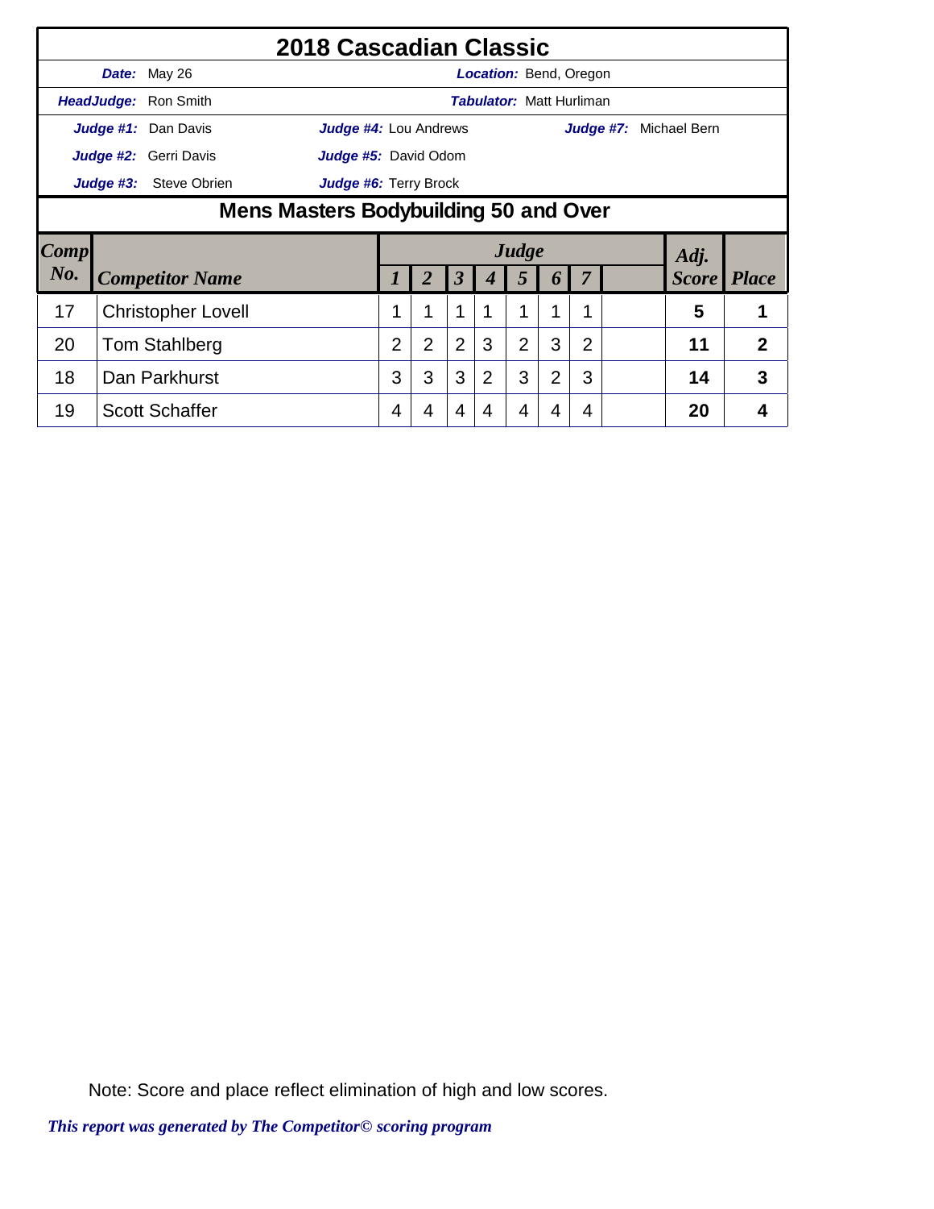# 2018 Cascadian Classic

**Date:** May 26 — **Location:** Bend, Oregon

**HeadJudge:** Ron Smith — **Tabulator:** Matt Hurliman

**Judge #1:** Dan Davis — **Judge #4:** Lou Andrews — **Judge #7:** Michael Bern

**Judge #2:** Gerri Davis — **Judge #5:** David Odom

**Judge #3:** Steve Obrien — **Judge #6:** Terry Brock

## Mens Masters Bodybuilding 50 and Over

| Comp No. | Competitor Name | Judge 1 | 2 | 3 | 4 | 5 | 6 | 7 | | Adj. Score | Place |
|---|---|---|---|---|---|---|---|---|---|---|---|
| 17 | Christopher Lovell | 1 | 1 | 1 | 1 | 1 | 1 | 1 | | 5 | 1 |
| 20 | Tom Stahlberg | 2 | 2 | 2 | 3 | 2 | 3 | 2 | | 11 | 2 |
| 18 | Dan Parkhurst | 3 | 3 | 3 | 2 | 3 | 2 | 3 | | 14 | 3 |
| 19 | Scott Schaffer | 4 | 4 | 4 | 4 | 4 | 4 | 4 | | 20 | 4 |

Note: Score and place reflect elimination of high and low scores.

*This report was generated by The Competitor© scoring program*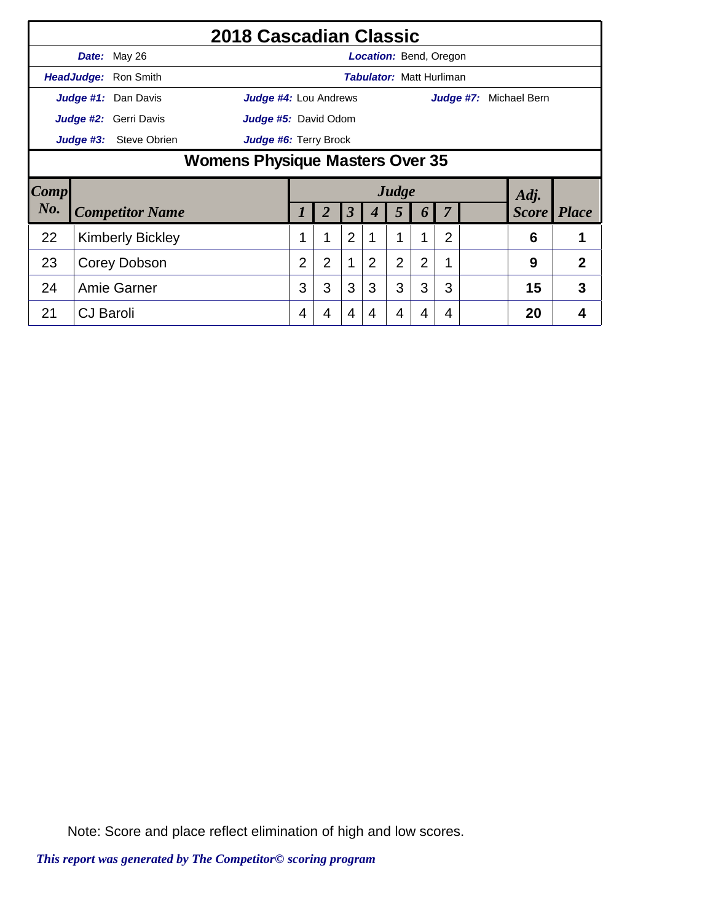# 2018 Cascadian Classic

| | | | |
|---|---|---|---|
| ***Date:*** May 26 | | ***Location:*** Bend, Oregon | |
| ***HeadJudge:*** Ron Smith | | ***Tabulator:*** Matt Hurliman | |
| ***Judge #1:*** Dan Davis | ***Judge #4:*** Lou Andrews | ***Judge #7:*** Michael Bern | |
| ***Judge #2:*** Gerri Davis | ***Judge #5:*** David Odom | | |
| ***Judge #3:*** Steve Obrien | ***Judge #6:*** Terry Brock | | |

## Womens Physique Masters Over 35

| Comp No. | Competitor Name | Judge 1 | 2 | 3 | 4 | 5 | 6 | 7 | | Adj. Score | Place |
|---|---|---|---|---|---|---|---|---|---|---|---|
| 22 | Kimberly Bickley | 1 | 1 | 2 | 1 | 1 | 1 | 2 | | **6** | **1** |
| 23 | Corey Dobson | 2 | 2 | 1 | 2 | 2 | 2 | 1 | | **9** | **2** |
| 24 | Amie Garner | 3 | 3 | 3 | 3 | 3 | 3 | 3 | | **15** | **3** |
| 21 | CJ Baroli | 4 | 4 | 4 | 4 | 4 | 4 | 4 | | **20** | **4** |

Note: Score and place reflect elimination of high and low scores.

*This report was generated by The Competitor© scoring program*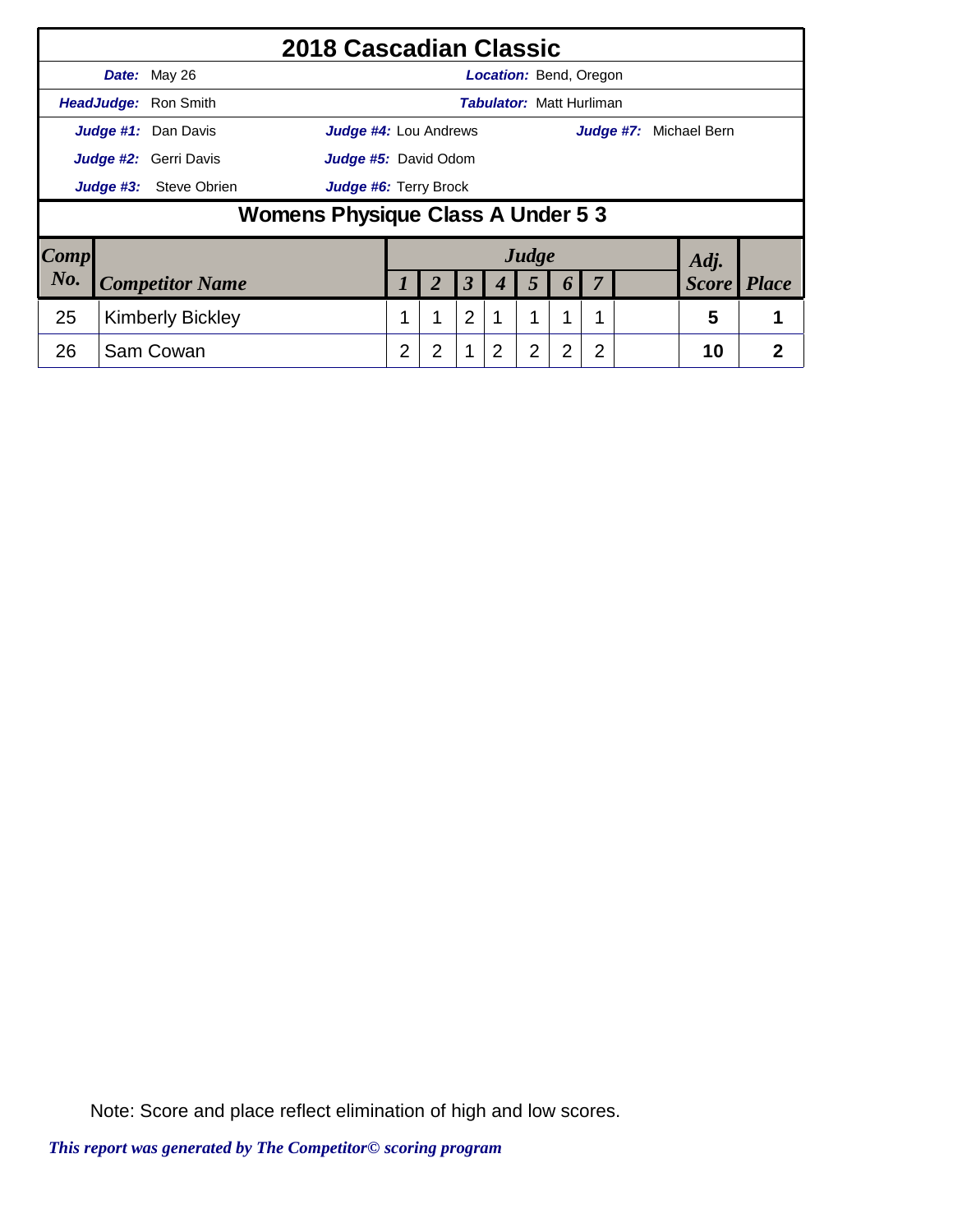# 2018 Cascadian Classic

**Date:** May 26 **Location:** Bend, Oregon

**HeadJudge:** Ron Smith **Tabulator:** Matt Hurliman

**Judge #1:** Dan Davis **Judge #4:** Lou Andrews **Judge #7:** Michael Bern

**Judge #2:** Gerri Davis **Judge #5:** David Odom

**Judge #3:** Steve Obrien **Judge #6:** Terry Brock

## Womens Physique Class A Under 5 3

| Comp No. | Competitor Name | Judge 1 | 2 | 3 | 4 | 5 | 6 | 7 | | Adj. Score | Place |
|---|---|---|---|---|---|---|---|---|---|---|---|
| 25 | Kimberly Bickley | 1 | 1 | 2 | 1 | 1 | 1 | 1 | | 5 | 1 |
| 26 | Sam Cowan | 2 | 2 | 1 | 2 | 2 | 2 | 2 | | 10 | 2 |

Note: Score and place reflect elimination of high and low scores.

*This report was generated by The Competitor© scoring program*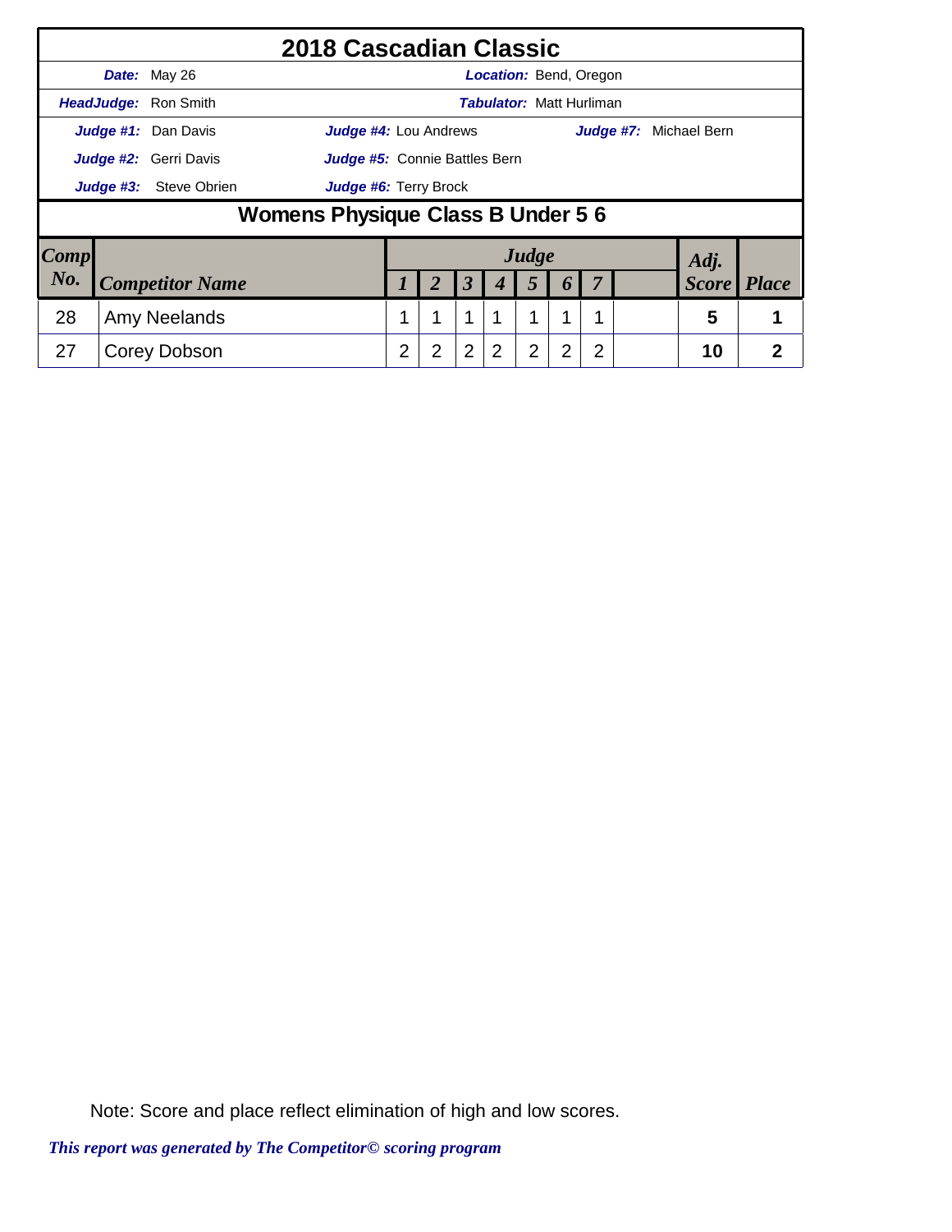# 2018 Cascadian Classic

**Date:** May 26 — **Location:** Bend, Oregon

**HeadJudge:** Ron Smith — **Tabulator:** Matt Hurliman

**Judge #1:** Dan Davis — **Judge #4:** Lou Andrews — **Judge #7:** Michael Bern

**Judge #2:** Gerri Davis — **Judge #5:** Connie Battles Bern

**Judge #3:** Steve Obrien — **Judge #6:** Terry Brock

## Womens Physique Class B Under 5 6

| Comp No. | Competitor Name | Judge 1 | 2 | 3 | 4 | 5 | 6 | 7 | | Adj. Score | Place |
|---|---|---|---|---|---|---|---|---|---|---|---|
| 28 | Amy Neelands | 1 | 1 | 1 | 1 | 1 | 1 | 1 | | 5 | 1 |
| 27 | Corey Dobson | 2 | 2 | 2 | 2 | 2 | 2 | 2 | | 10 | 2 |

Note: Score and place reflect elimination of high and low scores.

*This report was generated by The Competitor© scoring program*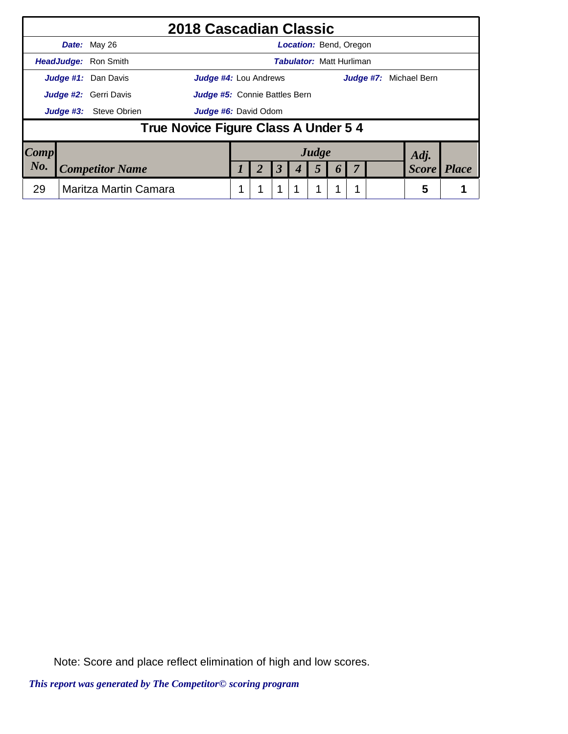# 2018 Cascadian Classic

**Date:** May 26 **Location:** Bend, Oregon

**HeadJudge:** Ron Smith **Tabulator:** Matt Hurliman

**Judge #1:** Dan Davis **Judge #4:** Lou Andrews **Judge #7:** Michael Bern

**Judge #2:** Gerri Davis **Judge #5:** Connie Battles Bern

**Judge #3:** Steve Obrien **Judge #6:** David Odom

## True Novice Figure Class A Under 5 4

| Comp No. | Competitor Name | Judge 1 | 2 | 3 | 4 | 5 | 6 | 7 | | Adj. Score | Place |
|---|---|---|---|---|---|---|---|---|---|---|---|
| 29 | Maritza Martin Camara | 1 | 1 | 1 | 1 | 1 | 1 | 1 | | 5 | 1 |

Note: Score and place reflect elimination of high and low scores.

*This report was generated by The Competitor© scoring program*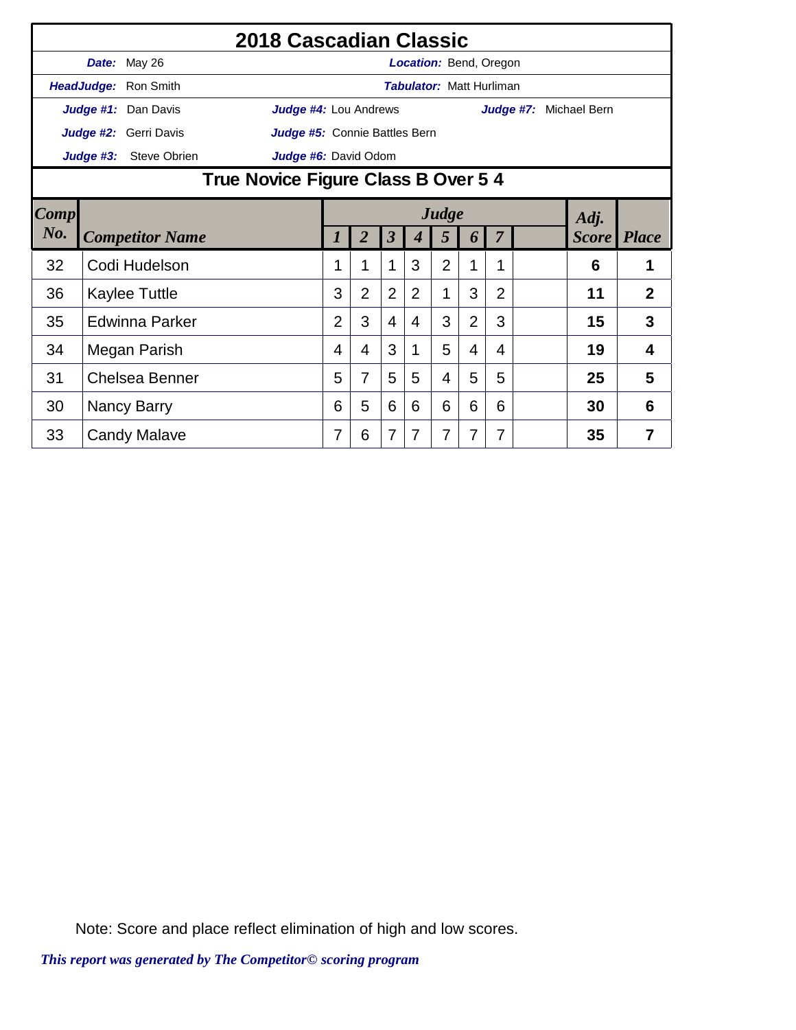# 2018 Cascadian Classic

***Date:*** May 26 ***Location:*** Bend, Oregon

***HeadJudge:*** Ron Smith ***Tabulator:*** Matt Hurliman

***Judge #1:*** Dan Davis ***Judge #4:*** Lou Andrews ***Judge #7:*** Michael Bern

***Judge #2:*** Gerri Davis ***Judge #5:*** Connie Battles Bern

***Judge #3:*** Steve Obrien ***Judge #6:*** David Odom

## True Novice Figure Class B Over 5 4

| Comp No. | Competitor Name | Judge 1 | 2 | 3 | 4 | 5 | 6 | 7 | | Adj. Score | Place |
|---|---|---|---|---|---|---|---|---|---|---|---|
| 32 | Codi Hudelson | 1 | 1 | 1 | 3 | 2 | 1 | 1 | | **6** | **1** |
| 36 | Kaylee Tuttle | 3 | 2 | 2 | 2 | 1 | 3 | 2 | | **11** | **2** |
| 35 | Edwinna Parker | 2 | 3 | 4 | 4 | 3 | 2 | 3 | | **15** | **3** |
| 34 | Megan Parish | 4 | 4 | 3 | 1 | 5 | 4 | 4 | | **19** | **4** |
| 31 | Chelsea Benner | 5 | 7 | 5 | 5 | 4 | 5 | 5 | | **25** | **5** |
| 30 | Nancy Barry | 6 | 5 | 6 | 6 | 6 | 6 | 6 | | **30** | **6** |
| 33 | Candy Malave | 7 | 6 | 7 | 7 | 7 | 7 | 7 | | **35** | **7** |

Note: Score and place reflect elimination of high and low scores.

***This report was generated by The Competitor© scoring program***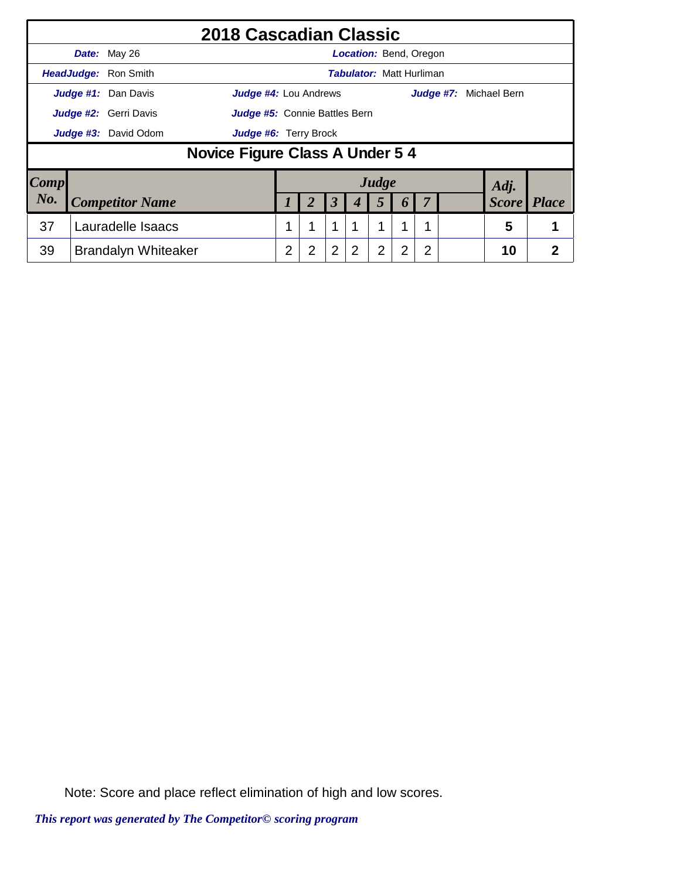# 2018 Cascadian Classic

**Date:** May 26  **Location:** Bend, Oregon

**HeadJudge:** Ron Smith  **Tabulator:** Matt Hurliman

**Judge #1:** Dan Davis  **Judge #4:** Lou Andrews  **Judge #7:** Michael Bern

**Judge #2:** Gerri Davis  **Judge #5:** Connie Battles Bern

**Judge #3:** David Odom  **Judge #6:** Terry Brock

## Novice Figure Class A Under 5 4

| Comp No. | Competitor Name | Judge 1 | 2 | 3 | 4 | 5 | 6 | 7 | | Adj. Score | Place |
|---|---|---|---|---|---|---|---|---|---|---|---|
| 37 | Lauradelle Isaacs | 1 | 1 | 1 | 1 | 1 | 1 | 1 | | 5 | 1 |
| 39 | Brandalyn Whiteaker | 2 | 2 | 2 | 2 | 2 | 2 | 2 | | 10 | 2 |

Note: Score and place reflect elimination of high and low scores.

*This report was generated by The Competitor© scoring program*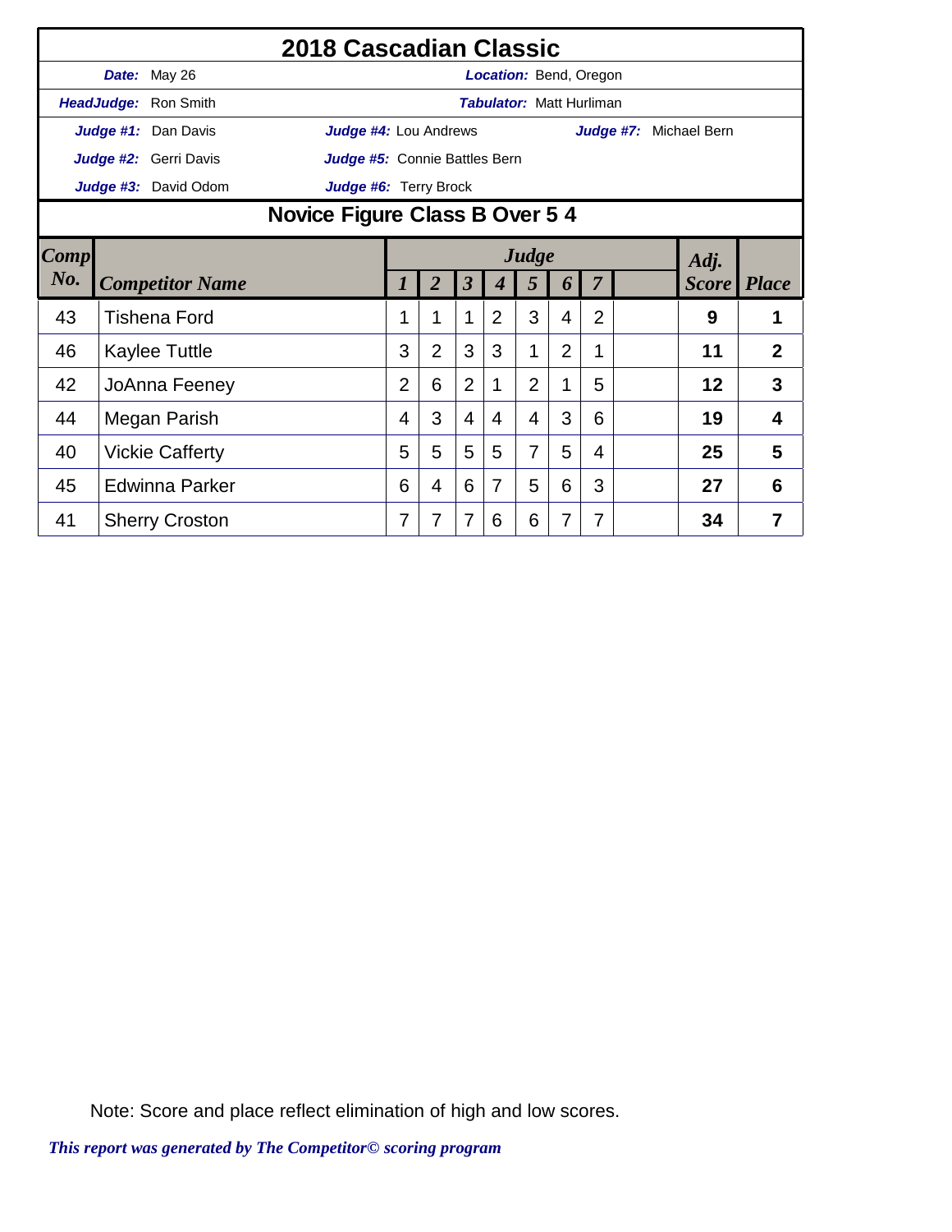# 2018 Cascadian Classic

**Date:** May 26 | **Location:** Bend, Oregon

**HeadJudge:** Ron Smith | **Tabulator:** Matt Hurliman

**Judge #1:** Dan Davis | **Judge #4:** Lou Andrews | **Judge #7:** Michael Bern

**Judge #2:** Gerri Davis | **Judge #5:** Connie Battles Bern

**Judge #3:** David Odom | **Judge #6:** Terry Brock

## Novice Figure Class B Over 5 4

| Comp No. | Competitor Name | Judge 1 | 2 | 3 | 4 | 5 | 6 | 7 | | Adj. Score | Place |
|---|---|---|---|---|---|---|---|---|---|---|---|
| 43 | Tishena Ford | 1 | 1 | 1 | 2 | 3 | 4 | 2 | | **9** | **1** |
| 46 | Kaylee Tuttle | 3 | 2 | 3 | 3 | 1 | 2 | 1 | | **11** | **2** |
| 42 | JoAnna Feeney | 2 | 6 | 2 | 1 | 2 | 1 | 5 | | **12** | **3** |
| 44 | Megan Parish | 4 | 3 | 4 | 4 | 4 | 3 | 6 | | **19** | **4** |
| 40 | Vickie Cafferty | 5 | 5 | 5 | 5 | 7 | 5 | 4 | | **25** | **5** |
| 45 | Edwinna Parker | 6 | 4 | 6 | 7 | 5 | 6 | 3 | | **27** | **6** |
| 41 | Sherry Croston | 7 | 7 | 7 | 6 | 6 | 7 | 7 | | **34** | **7** |

Note: Score and place reflect elimination of high and low scores.

*This report was generated by The Competitor© scoring program*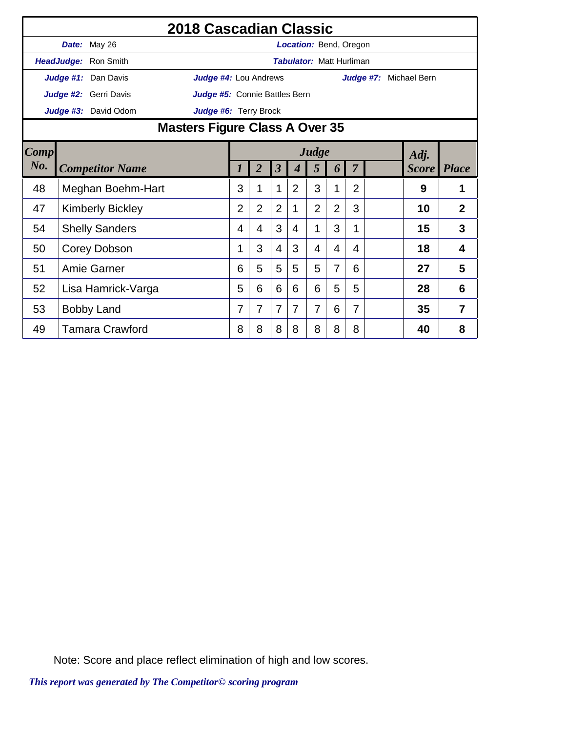# 2018 Cascadian Classic

**Date:** May 26 | **Location:** Bend, Oregon

**HeadJudge:** Ron Smith | **Tabulator:** Matt Hurliman

**Judge #1:** Dan Davis | **Judge #4:** Lou Andrews | **Judge #7:** Michael Bern

**Judge #2:** Gerri Davis | **Judge #5:** Connie Battles Bern

**Judge #3:** David Odom | **Judge #6:** Terry Brock

## Masters Figure Class A Over 35

| Comp No. | Competitor Name | Judge 1 | 2 | 3 | 4 | 5 | 6 | 7 | | Adj. Score | Place |
|---|---|---|---|---|---|---|---|---|---|---|---|
| 48 | Meghan Boehm-Hart | 3 | 1 | 1 | 2 | 3 | 1 | 2 | | **9** | **1** |
| 47 | Kimberly Bickley | 2 | 2 | 2 | 1 | 2 | 2 | 3 | | **10** | **2** |
| 54 | Shelly Sanders | 4 | 4 | 3 | 4 | 1 | 3 | 1 | | **15** | **3** |
| 50 | Corey Dobson | 1 | 3 | 4 | 3 | 4 | 4 | 4 | | **18** | **4** |
| 51 | Amie Garner | 6 | 5 | 5 | 5 | 5 | 7 | 6 | | **27** | **5** |
| 52 | Lisa Hamrick-Varga | 5 | 6 | 6 | 6 | 6 | 5 | 5 | | **28** | **6** |
| 53 | Bobby Land | 7 | 7 | 7 | 7 | 7 | 6 | 7 | | **35** | **7** |
| 49 | Tamara Crawford | 8 | 8 | 8 | 8 | 8 | 8 | 8 | | **40** | **8** |

Note: Score and place reflect elimination of high and low scores.

*This report was generated by The Competitor© scoring program*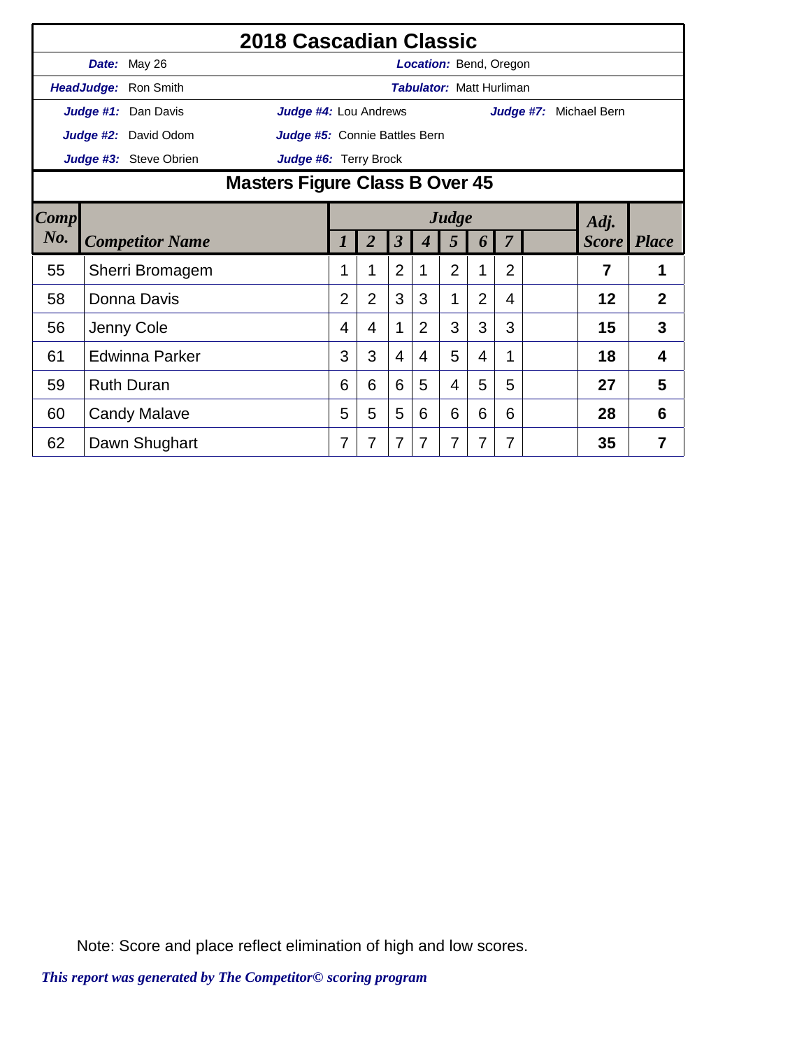# 2018 Cascadian Classic

**Date:** May 26 **Location:** Bend, Oregon

**HeadJudge:** Ron Smith **Tabulator:** Matt Hurliman

**Judge #1:** Dan Davis **Judge #4:** Lou Andrews **Judge #7:** Michael Bern

**Judge #2:** David Odom **Judge #5:** Connie Battles Bern

**Judge #3:** Steve Obrien **Judge #6:** Terry Brock

## Masters Figure Class B Over 45

| Comp No. | Competitor Name | Judge 1 | 2 | 3 | 4 | 5 | 6 | 7 | | Adj. Score | Place |
|---|---|---|---|---|---|---|---|---|---|---|---|
| 55 | Sherri Bromagem | 1 | 1 | 2 | 1 | 2 | 1 | 2 | | **7** | **1** |
| 58 | Donna Davis | 2 | 2 | 3 | 3 | 1 | 2 | 4 | | **12** | **2** |
| 56 | Jenny Cole | 4 | 4 | 1 | 2 | 3 | 3 | 3 | | **15** | **3** |
| 61 | Edwinna Parker | 3 | 3 | 4 | 4 | 5 | 4 | 1 | | **18** | **4** |
| 59 | Ruth Duran | 6 | 6 | 6 | 5 | 4 | 5 | 5 | | **27** | **5** |
| 60 | Candy Malave | 5 | 5 | 5 | 6 | 6 | 6 | 6 | | **28** | **6** |
| 62 | Dawn Shughart | 7 | 7 | 7 | 7 | 7 | 7 | 7 | | **35** | **7** |

Note: Score and place reflect elimination of high and low scores.

*This report was generated by The Competitor© scoring program*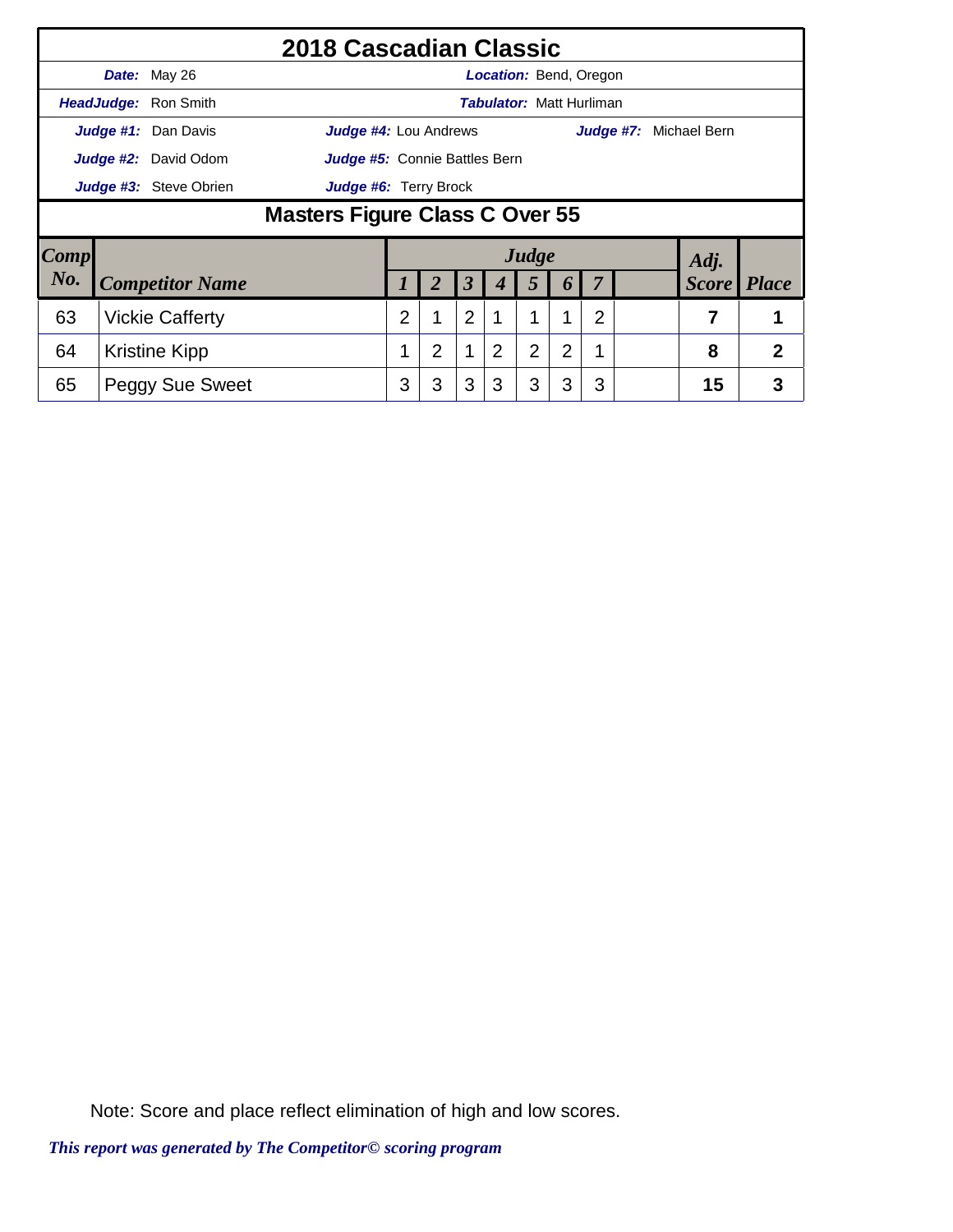# 2018 Cascadian Classic

| | | | |
|---|---|---|---|
| ***Date:*** May 26 | | ***Location:*** Bend, Oregon | |
| ***HeadJudge:*** Ron Smith | | ***Tabulator:*** Matt Hurliman | |
| ***Judge #1:*** Dan Davis | ***Judge #4:*** Lou Andrews | | ***Judge #7:*** Michael Bern |
| ***Judge #2:*** David Odom | ***Judge #5:*** Connie Battles Bern | | |
| ***Judge #3:*** Steve Obrien | ***Judge #6:*** Terry Brock | | |

## Masters Figure Class C Over 55

| Comp No. | Competitor Name | Judge 1 | 2 | 3 | 4 | 5 | 6 | 7 | | Adj. Score | Place |
|---|---|---|---|---|---|---|---|---|---|---|---|
| 63 | Vickie Cafferty | 2 | 1 | 2 | 1 | 1 | 1 | 2 | | **7** | **1** |
| 64 | Kristine Kipp | 1 | 2 | 1 | 2 | 2 | 2 | 1 | | **8** | **2** |
| 65 | Peggy Sue Sweet | 3 | 3 | 3 | 3 | 3 | 3 | 3 | | **15** | **3** |

Note: Score and place reflect elimination of high and low scores.

*This report was generated by The Competitor© scoring program*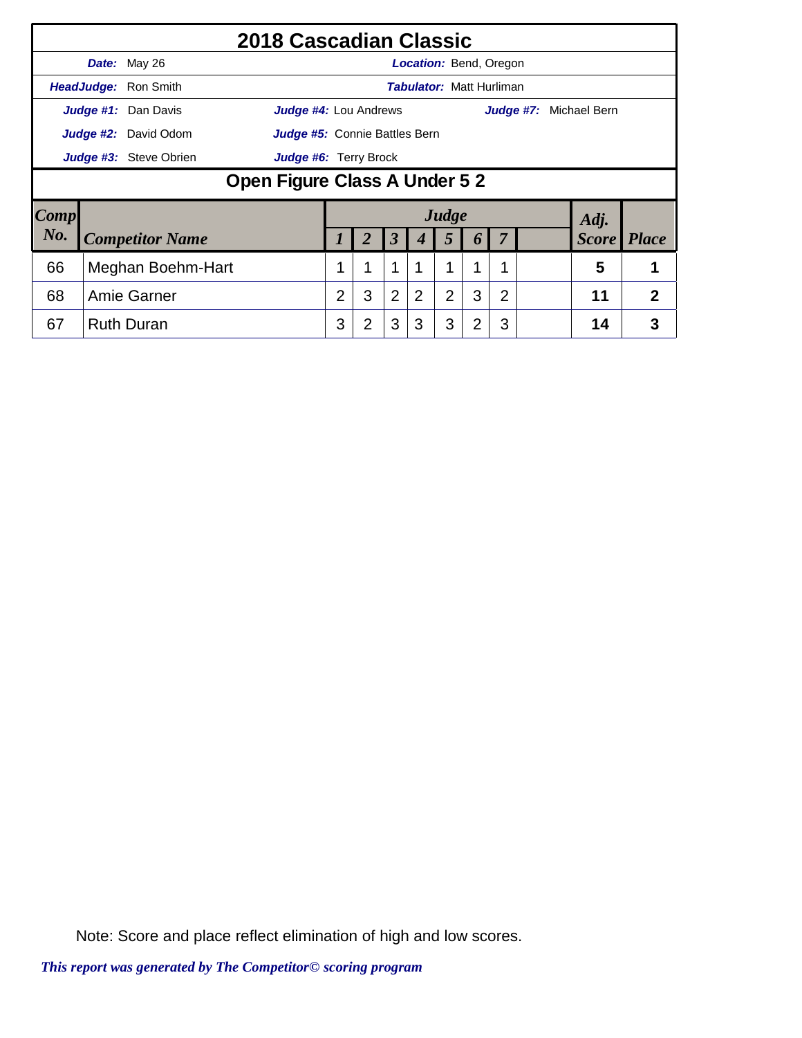# 2018 Cascadian Classic

***Date:*** May 26 ***Location:*** Bend, Oregon

***HeadJudge:*** Ron Smith ***Tabulator:*** Matt Hurliman

***Judge #1:*** Dan Davis ***Judge #4:*** Lou Andrews ***Judge #7:*** Michael Bern

***Judge #2:*** David Odom ***Judge #5:*** Connie Battles Bern

***Judge #3:*** Steve Obrien ***Judge #6:*** Terry Brock

## Open Figure Class A Under 5 2

| Comp No. | Competitor Name | Judge 1 | 2 | 3 | 4 | 5 | 6 | 7 | | Adj. Score | Place |
|---|---|---|---|---|---|---|---|---|---|---|---|
| 66 | Meghan Boehm-Hart | 1 | 1 | 1 | 1 | 1 | 1 | 1 | | 5 | 1 |
| 68 | Amie Garner | 2 | 3 | 2 | 2 | 2 | 3 | 2 | | 11 | 2 |
| 67 | Ruth Duran | 3 | 2 | 3 | 3 | 3 | 2 | 3 | | 14 | 3 |

Note: Score and place reflect elimination of high and low scores.

*This report was generated by The Competitor© scoring program*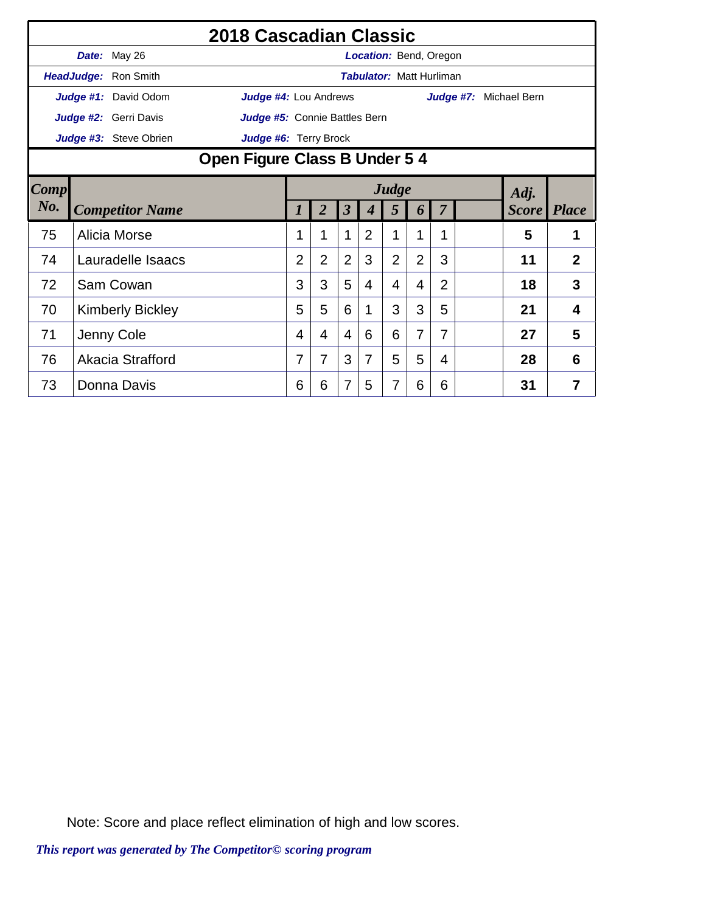# 2018 Cascadian Classic

**Date:** May 26 **Location:** Bend, Oregon

**HeadJudge:** Ron Smith **Tabulator:** Matt Hurliman

**Judge #1:** David Odom **Judge #4:** Lou Andrews **Judge #7:** Michael Bern

**Judge #2:** Gerri Davis **Judge #5:** Connie Battles Bern

**Judge #3:** Steve Obrien **Judge #6:** Terry Brock

## Open Figure Class B Under 5 4

| Comp No. | Competitor Name | Judge 1 | 2 | 3 | 4 | 5 | 6 | 7 | | Adj. Score | Place |
|---|---|---|---|---|---|---|---|---|---|---|---|
| 75 | Alicia Morse | 1 | 1 | 1 | 2 | 1 | 1 | 1 | | **5** | **1** |
| 74 | Lauradelle Isaacs | 2 | 2 | 2 | 3 | 2 | 2 | 3 | | **11** | **2** |
| 72 | Sam Cowan | 3 | 3 | 5 | 4 | 4 | 4 | 2 | | **18** | **3** |
| 70 | Kimberly Bickley | 5 | 5 | 6 | 1 | 3 | 3 | 5 | | **21** | **4** |
| 71 | Jenny Cole | 4 | 4 | 4 | 6 | 6 | 7 | 7 | | **27** | **5** |
| 76 | Akacia Strafford | 7 | 7 | 3 | 7 | 5 | 5 | 4 | | **28** | **6** |
| 73 | Donna Davis | 6 | 6 | 7 | 5 | 7 | 6 | 6 | | **31** | **7** |

Note: Score and place reflect elimination of high and low scores.

*This report was generated by The Competitor© scoring program*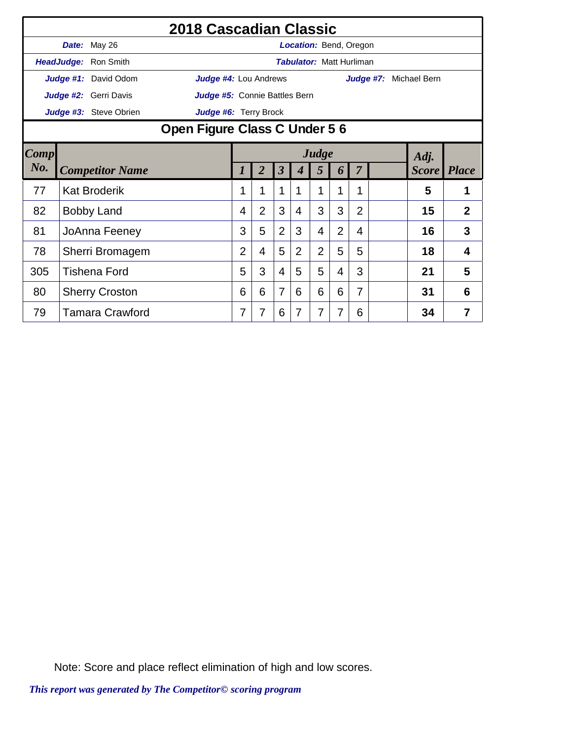# 2018 Cascadian Classic

***Date:*** May 26 ***Location:*** Bend, Oregon

***HeadJudge:*** Ron Smith ***Tabulator:*** Matt Hurliman

***Judge #1:*** David Odom ***Judge #4:*** Lou Andrews ***Judge #7:*** Michael Bern

***Judge #2:*** Gerri Davis ***Judge #5:*** Connie Battles Bern

***Judge #3:*** Steve Obrien ***Judge #6:*** Terry Brock

## Open Figure Class C Under 5 6

| Comp No. | Competitor Name | Judge 1 | 2 | 3 | 4 | 5 | 6 | 7 | | Adj. Score | Place |
|---|---|---|---|---|---|---|---|---|---|---|---|
| 77 | Kat Broderik | 1 | 1 | 1 | 1 | 1 | 1 | 1 | | **5** | **1** |
| 82 | Bobby Land | 4 | 2 | 3 | 4 | 3 | 3 | 2 | | **15** | **2** |
| 81 | JoAnna Feeney | 3 | 5 | 2 | 3 | 4 | 2 | 4 | | **16** | **3** |
| 78 | Sherri Bromagem | 2 | 4 | 5 | 2 | 2 | 5 | 5 | | **18** | **4** |
| 305 | Tishena Ford | 5 | 3 | 4 | 5 | 5 | 4 | 3 | | **21** | **5** |
| 80 | Sherry Croston | 6 | 6 | 7 | 6 | 6 | 6 | 7 | | **31** | **6** |
| 79 | Tamara Crawford | 7 | 7 | 6 | 7 | 7 | 7 | 6 | | **34** | **7** |

Note: Score and place reflect elimination of high and low scores.

***This report was generated by The Competitor© scoring program***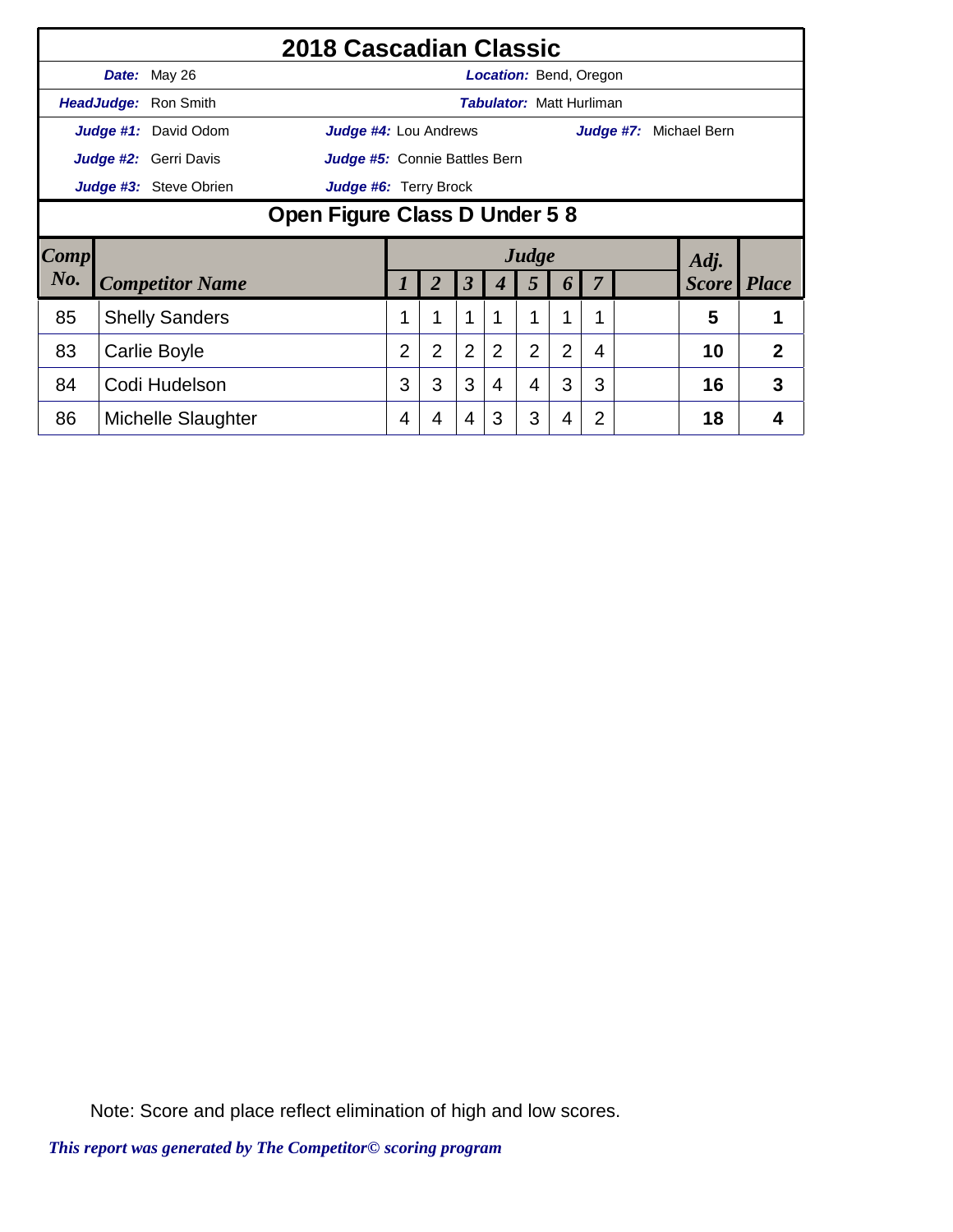# 2018 Cascadian Classic

**Date:** May 26 **Location:** Bend, Oregon

**HeadJudge:** Ron Smith **Tabulator:** Matt Hurliman

**Judge #1:** David Odom **Judge #4:** Lou Andrews **Judge #7:** Michael Bern

**Judge #2:** Gerri Davis **Judge #5:** Connie Battles Bern

**Judge #3:** Steve Obrien **Judge #6:** Terry Brock

## Open Figure Class D Under 5 8

| Comp No. | Competitor Name | Judge 1 | 2 | 3 | 4 | 5 | 6 | 7 | | Adj. Score | Place |
|---|---|---|---|---|---|---|---|---|---|---|---|
| 85 | Shelly Sanders | 1 | 1 | 1 | 1 | 1 | 1 | 1 | | 5 | 1 |
| 83 | Carlie Boyle | 2 | 2 | 2 | 2 | 2 | 2 | 4 | | 10 | 2 |
| 84 | Codi Hudelson | 3 | 3 | 3 | 4 | 4 | 3 | 3 | | 16 | 3 |
| 86 | Michelle Slaughter | 4 | 4 | 4 | 3 | 3 | 4 | 2 | | 18 | 4 |

Note: Score and place reflect elimination of high and low scores.

*This report was generated by The Competitor© scoring program*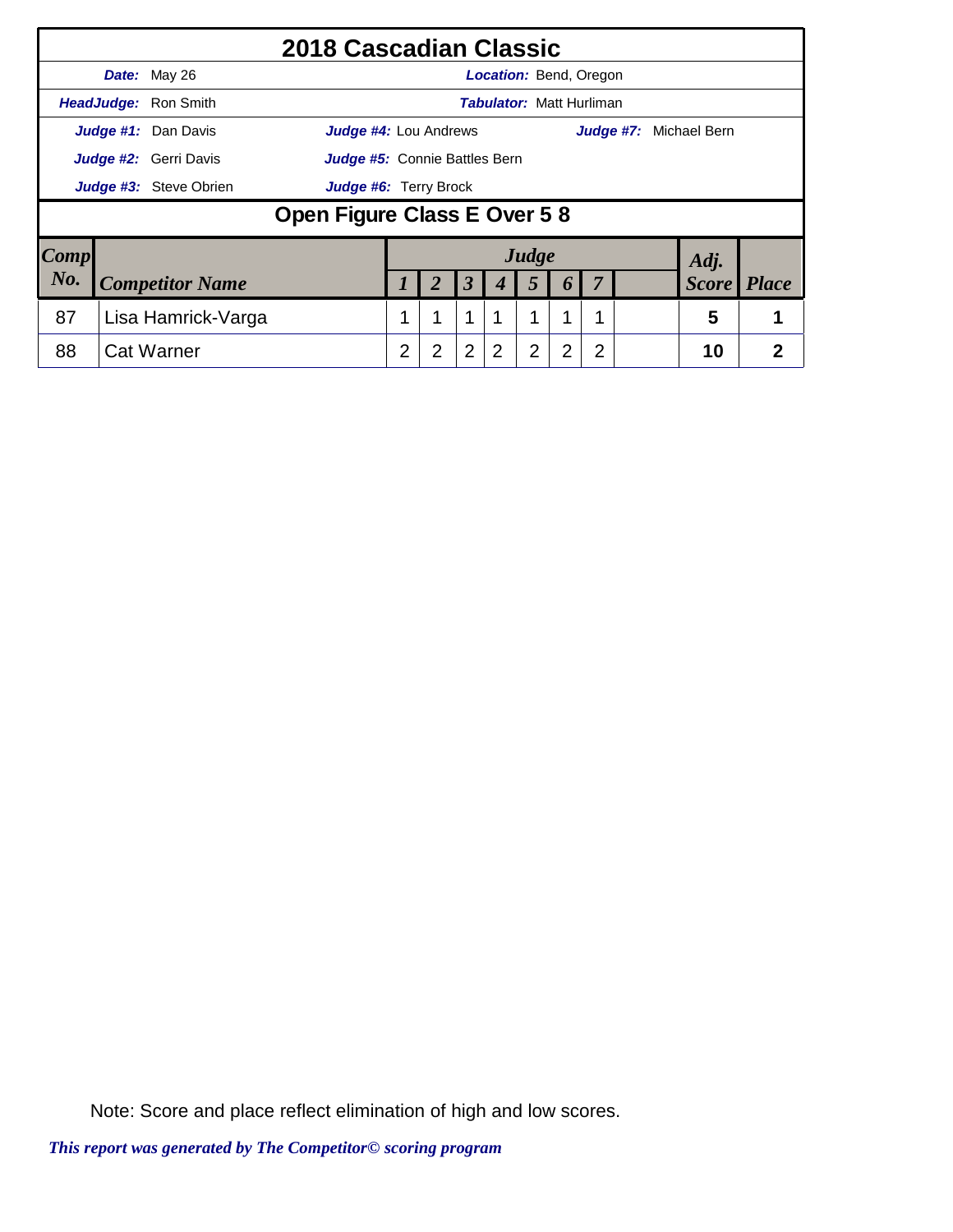# 2018 Cascadian Classic

**Date:** May 26 **Location:** Bend, Oregon

**HeadJudge:** Ron Smith **Tabulator:** Matt Hurliman

**Judge #1:** Dan Davis **Judge #4:** Lou Andrews **Judge #7:** Michael Bern

**Judge #2:** Gerri Davis **Judge #5:** Connie Battles Bern

**Judge #3:** Steve Obrien **Judge #6:** Terry Brock

## Open Figure Class E Over 5 8

| Comp No. | Competitor Name | Judge 1 | 2 | 3 | 4 | 5 | 6 | 7 | | Adj. Score | Place |
|---|---|---|---|---|---|---|---|---|---|---|---|
| 87 | Lisa Hamrick-Varga | 1 | 1 | 1 | 1 | 1 | 1 | 1 | | 5 | 1 |
| 88 | Cat Warner | 2 | 2 | 2 | 2 | 2 | 2 | 2 | | 10 | 2 |

Note: Score and place reflect elimination of high and low scores.

*This report was generated by The Competitor© scoring program*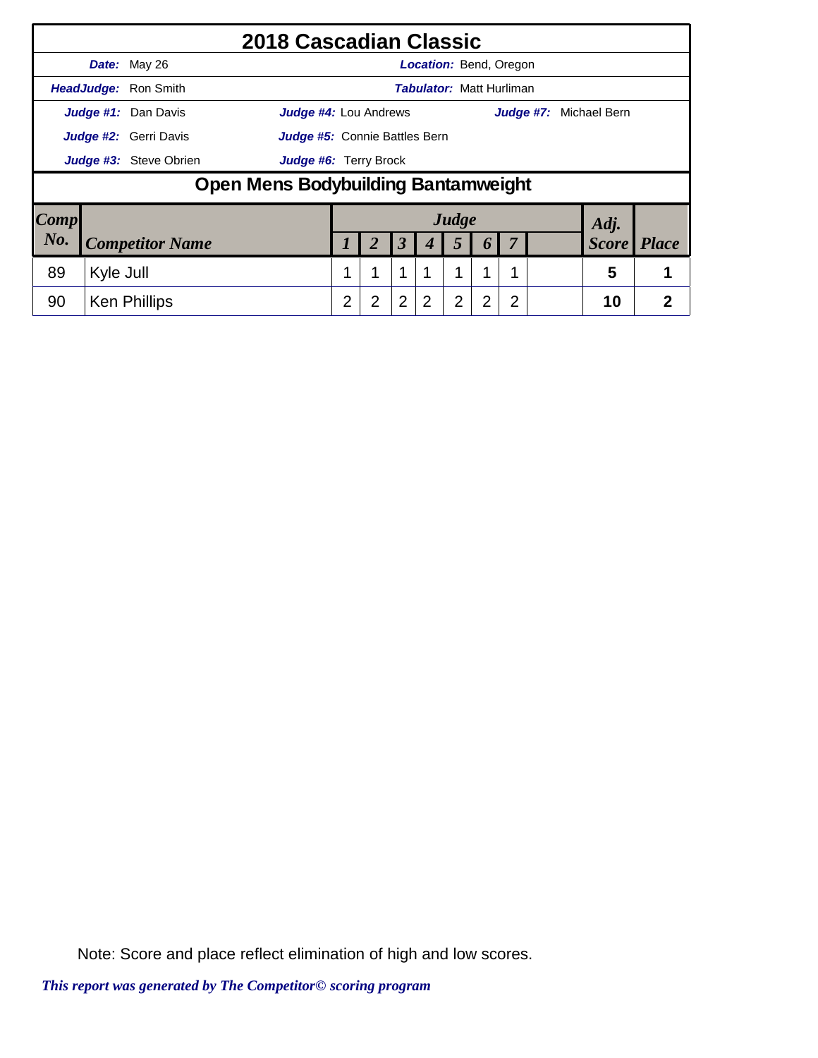# 2018 Cascadian Classic

**Date:** May 26 **Location:** Bend, Oregon

**HeadJudge:** Ron Smith **Tabulator:** Matt Hurliman

**Judge #1:** Dan Davis **Judge #4:** Lou Andrews **Judge #7:** Michael Bern

**Judge #2:** Gerri Davis **Judge #5:** Connie Battles Bern

**Judge #3:** Steve Obrien **Judge #6:** Terry Brock

## Open Mens Bodybuilding Bantamweight

| Comp No. | Competitor Name | Judge 1 | 2 | 3 | 4 | 5 | 6 | 7 | | Adj. Score | Place |
|---|---|---|---|---|---|---|---|---|---|---|---|
| 89 | Kyle Jull | 1 | 1 | 1 | 1 | 1 | 1 | 1 | | 5 | 1 |
| 90 | Ken Phillips | 2 | 2 | 2 | 2 | 2 | 2 | 2 | | 10 | 2 |

Note: Score and place reflect elimination of high and low scores.

*This report was generated by The Competitor© scoring program*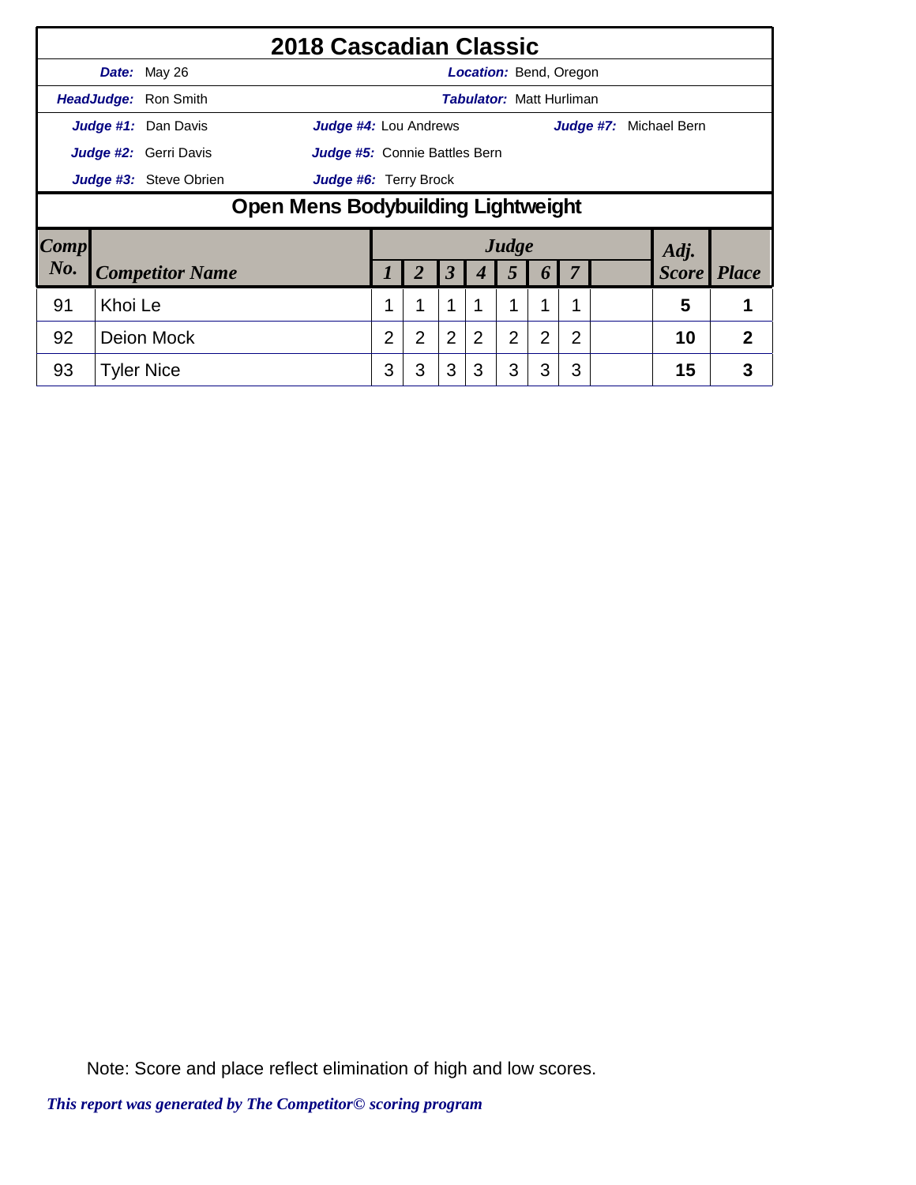# 2018 Cascadian Classic

***Date:*** May 26 ***Location:*** Bend, Oregon

***HeadJudge:*** Ron Smith ***Tabulator:*** Matt Hurliman

***Judge #1:*** Dan Davis ***Judge #4:*** Lou Andrews ***Judge #7:*** Michael Bern

***Judge #2:*** Gerri Davis ***Judge #5:*** Connie Battles Bern

***Judge #3:*** Steve Obrien ***Judge #6:*** Terry Brock

## Open Mens Bodybuilding Lightweight

| Comp No. | Competitor Name | Judge 1 | 2 | 3 | 4 | 5 | 6 | 7 | | Adj. Score | Place |
|---|---|---|---|---|---|---|---|---|---|---|---|
| 91 | Khoi Le | 1 | 1 | 1 | 1 | 1 | 1 | 1 | | **5** | **1** |
| 92 | Deion Mock | 2 | 2 | 2 | 2 | 2 | 2 | 2 | | **10** | **2** |
| 93 | Tyler Nice | 3 | 3 | 3 | 3 | 3 | 3 | 3 | | **15** | **3** |

Note: Score and place reflect elimination of high and low scores.

*This report was generated by The Competitor© scoring program*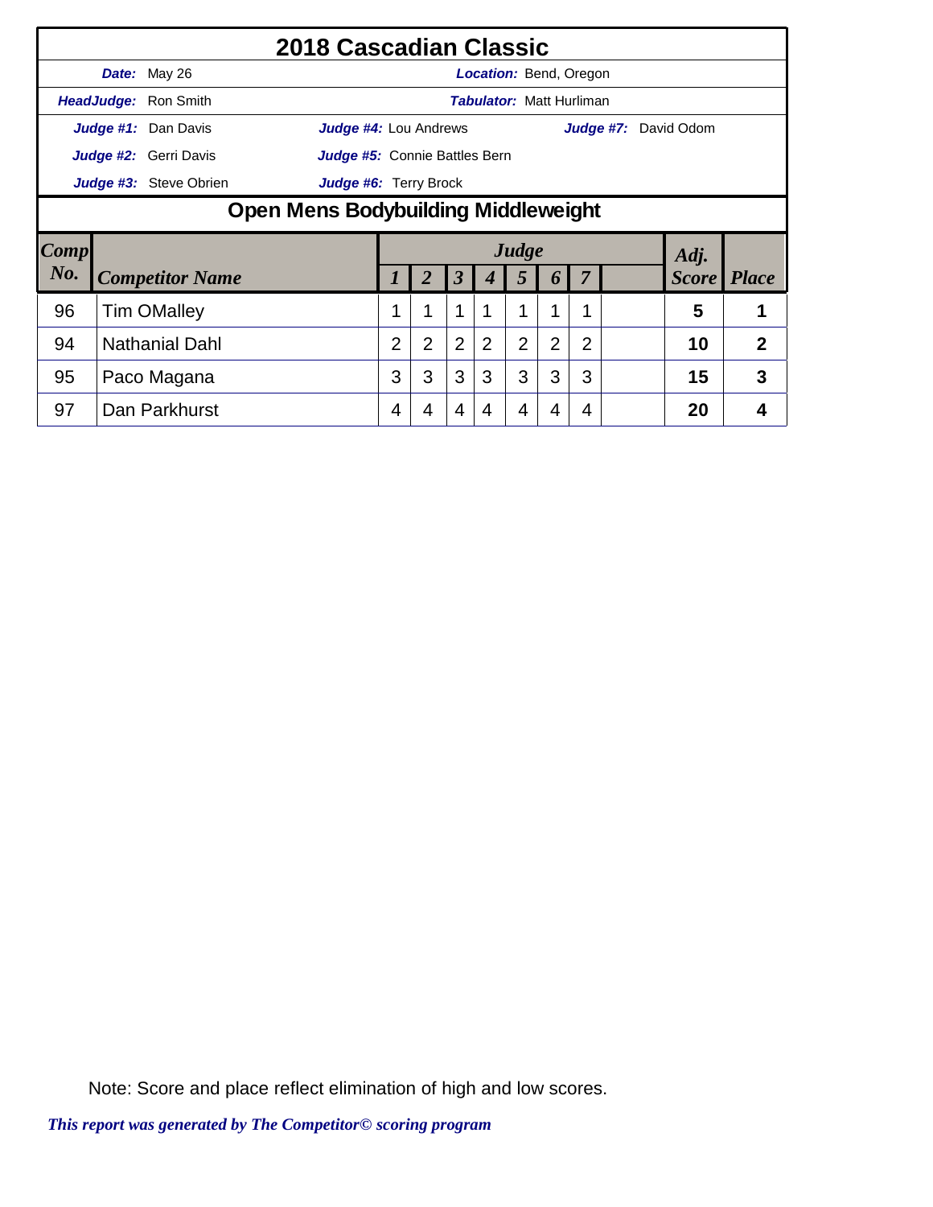# 2018 Cascadian Classic

**Date:** May 26 — **Location:** Bend, Oregon

**HeadJudge:** Ron Smith — **Tabulator:** Matt Hurliman

**Judge #1:** Dan Davis — **Judge #4:** Lou Andrews — **Judge #7:** David Odom

**Judge #2:** Gerri Davis — **Judge #5:** Connie Battles Bern

**Judge #3:** Steve Obrien — **Judge #6:** Terry Brock

## Open Mens Bodybuilding Middleweight

| Comp No. | Competitor Name | Judge 1 | Judge 2 | Judge 3 | Judge 4 | Judge 5 | Judge 6 | Judge 7 | | Adj. Score | Place |
|---|---|---|---|---|---|---|---|---|---|---|---|
| 96 | Tim OMalley | 1 | 1 | 1 | 1 | 1 | 1 | 1 | | 5 | 1 |
| 94 | Nathanial Dahl | 2 | 2 | 2 | 2 | 2 | 2 | 2 | | 10 | 2 |
| 95 | Paco Magana | 3 | 3 | 3 | 3 | 3 | 3 | 3 | | 15 | 3 |
| 97 | Dan Parkhurst | 4 | 4 | 4 | 4 | 4 | 4 | 4 | | 20 | 4 |

Note: Score and place reflect elimination of high and low scores.

*This report was generated by The Competitor© scoring program*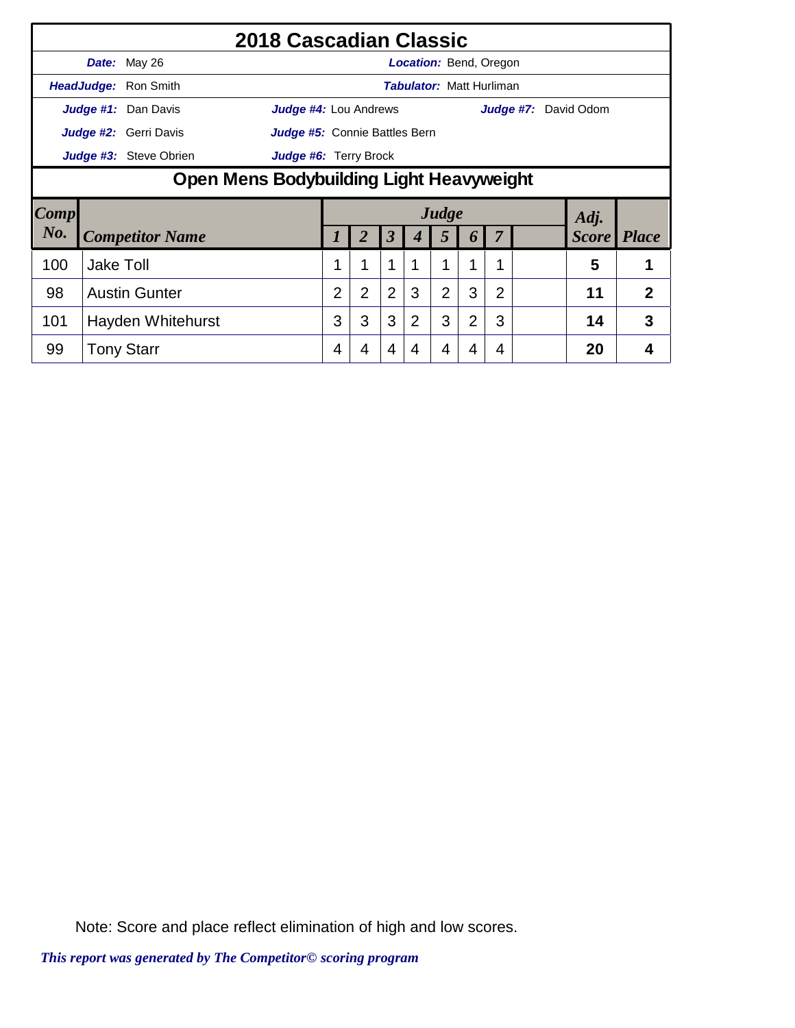# 2018 Cascadian Classic

**Date:** May 26 **Location:** Bend, Oregon

**HeadJudge:** Ron Smith **Tabulator:** Matt Hurliman

**Judge #1:** Dan Davis **Judge #4:** Lou Andrews **Judge #7:** David Odom

**Judge #2:** Gerri Davis **Judge #5:** Connie Battles Bern

**Judge #3:** Steve Obrien **Judge #6:** Terry Brock

## Open Mens Bodybuilding Light Heavyweight

| Comp No. | Competitor Name | Judge 1 | 2 | 3 | 4 | 5 | 6 | 7 | | Adj. Score | Place |
|---|---|---|---|---|---|---|---|---|---|---|---|
| 100 | Jake Toll | 1 | 1 | 1 | 1 | 1 | 1 | 1 | | 5 | 1 |
| 98 | Austin Gunter | 2 | 2 | 2 | 3 | 2 | 3 | 2 | | 11 | 2 |
| 101 | Hayden Whitehurst | 3 | 3 | 3 | 2 | 3 | 2 | 3 | | 14 | 3 |
| 99 | Tony Starr | 4 | 4 | 4 | 4 | 4 | 4 | 4 | | 20 | 4 |

Note: Score and place reflect elimination of high and low scores.

*This report was generated by The Competitor© scoring program*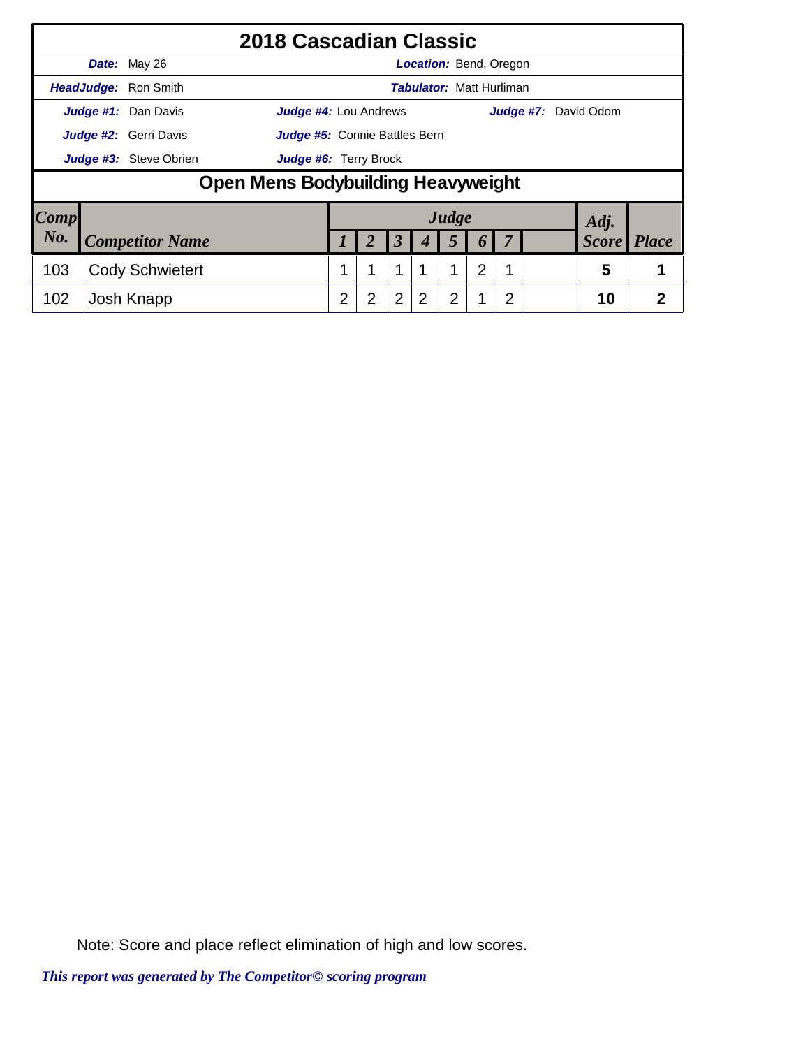# 2018 Cascadian Classic

**Date:** May 26 **Location:** Bend, Oregon

**HeadJudge:** Ron Smith **Tabulator:** Matt Hurliman

**Judge #1:** Dan Davis **Judge #4:** Lou Andrews **Judge #7:** David Odom

**Judge #2:** Gerri Davis **Judge #5:** Connie Battles Bern

**Judge #3:** Steve Obrien **Judge #6:** Terry Brock

## Open Mens Bodybuilding Heavyweight

| Comp No. | Competitor Name | Judge 1 | 2 | 3 | 4 | 5 | 6 | 7 | | Adj. Score | Place |
|---|---|---|---|---|---|---|---|---|---|---|---|
| 103 | Cody Schwietert | 1 | 1 | 1 | 1 | 1 | 2 | 1 | | 5 | 1 |
| 102 | Josh Knapp | 2 | 2 | 2 | 2 | 2 | 1 | 2 | | 10 | 2 |

Note: Score and place reflect elimination of high and low scores.

*This report was generated by The Competitor© scoring program*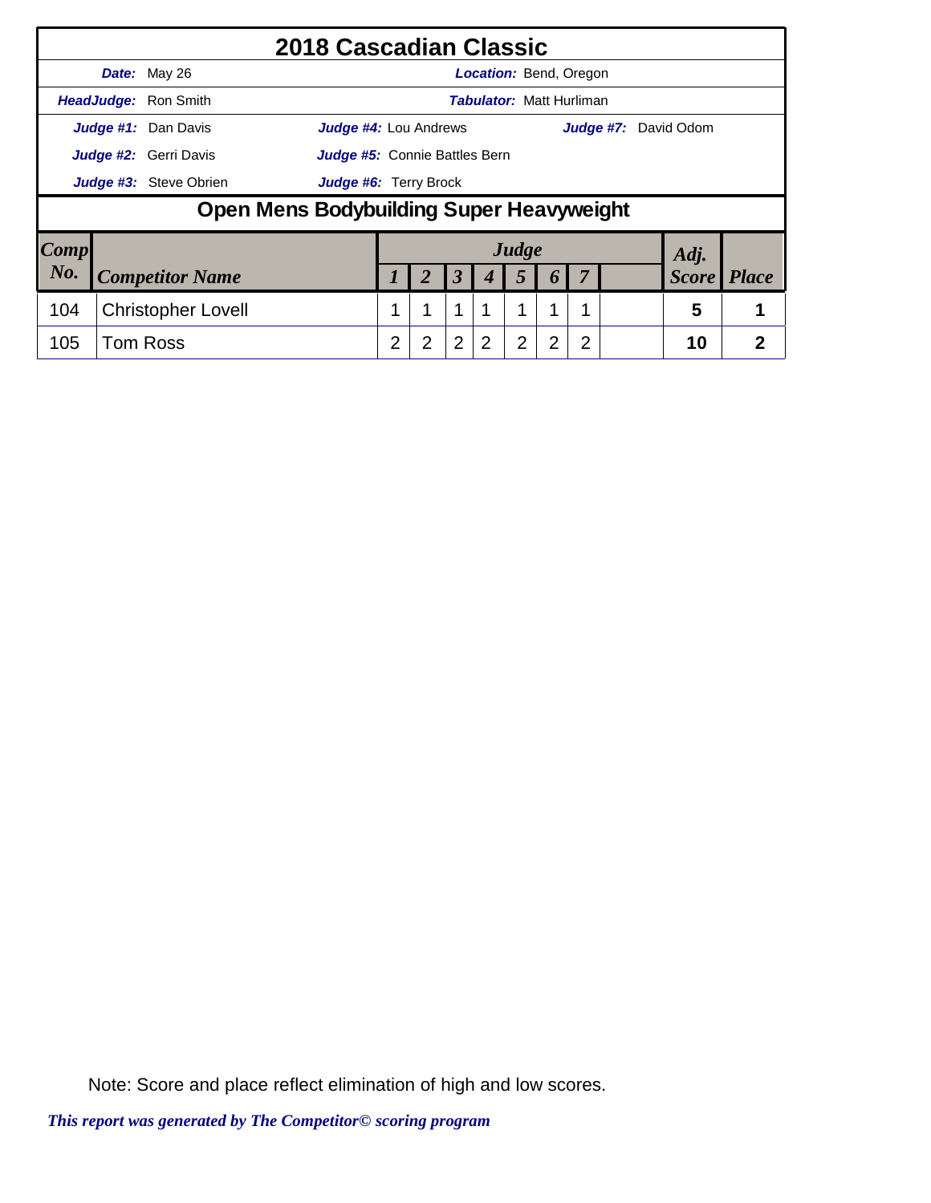# 2018 Cascadian Classic

***Date:*** May 26 ***Location:*** Bend, Oregon

***HeadJudge:*** Ron Smith ***Tabulator:*** Matt Hurliman

***Judge #1:*** Dan Davis ***Judge #4:*** Lou Andrews ***Judge #7:*** David Odom

***Judge #2:*** Gerri Davis ***Judge #5:*** Connie Battles Bern

***Judge #3:*** Steve Obrien ***Judge #6:*** Terry Brock

## Open Mens Bodybuilding Super Heavyweight

| *Comp No.* | *Competitor Name* | *Judge 1* | *2* | *3* | *4* | *5* | *6* | *7* | | *Adj. Score* | *Place* |
|---|---|---|---|---|---|---|---|---|---|---|---|
| 104 | Christopher Lovell | 1 | 1 | 1 | 1 | 1 | 1 | 1 | | **5** | **1** |
| 105 | Tom Ross | 2 | 2 | 2 | 2 | 2 | 2 | 2 | | **10** | **2** |

Note: Score and place reflect elimination of high and low scores.

*This report was generated by The Competitor© scoring program*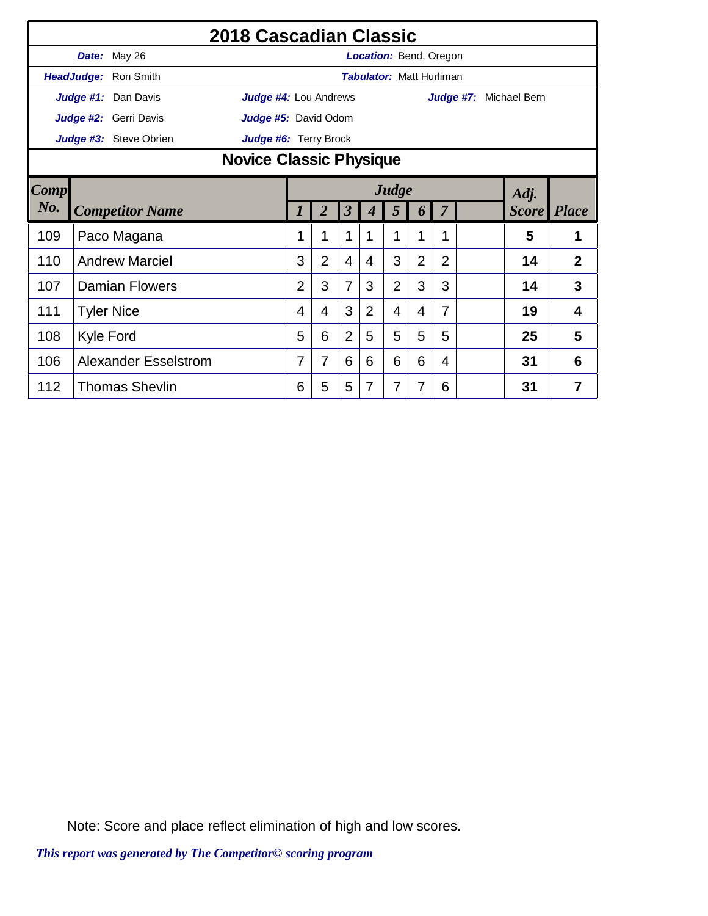# 2018 Cascadian Classic

**Date:** May 26 **Location:** Bend, Oregon

**HeadJudge:** Ron Smith **Tabulator:** Matt Hurliman

**Judge #1:** Dan Davis **Judge #4:** Lou Andrews **Judge #7:** Michael Bern

**Judge #2:** Gerri Davis **Judge #5:** David Odom

**Judge #3:** Steve Obrien **Judge #6:** Terry Brock

## Novice Classic Physique

| Comp No. | Competitor Name | Judge 1 | 2 | 3 | 4 | 5 | 6 | 7 | | Adj. Score | Place |
|---|---|---|---|---|---|---|---|---|---|---|---|
| 109 | Paco Magana | 1 | 1 | 1 | 1 | 1 | 1 | 1 | | **5** | **1** |
| 110 | Andrew Marciel | 3 | 2 | 4 | 4 | 3 | 2 | 2 | | **14** | **2** |
| 107 | Damian Flowers | 2 | 3 | 7 | 3 | 2 | 3 | 3 | | **14** | **3** |
| 111 | Tyler Nice | 4 | 4 | 3 | 2 | 4 | 4 | 7 | | **19** | **4** |
| 108 | Kyle Ford | 5 | 6 | 2 | 5 | 5 | 5 | 5 | | **25** | **5** |
| 106 | Alexander Esselstrom | 7 | 7 | 6 | 6 | 6 | 6 | 4 | | **31** | **6** |
| 112 | Thomas Shevlin | 6 | 5 | 5 | 7 | 7 | 7 | 6 | | **31** | **7** |

Note: Score and place reflect elimination of high and low scores.

*This report was generated by The Competitor© scoring program*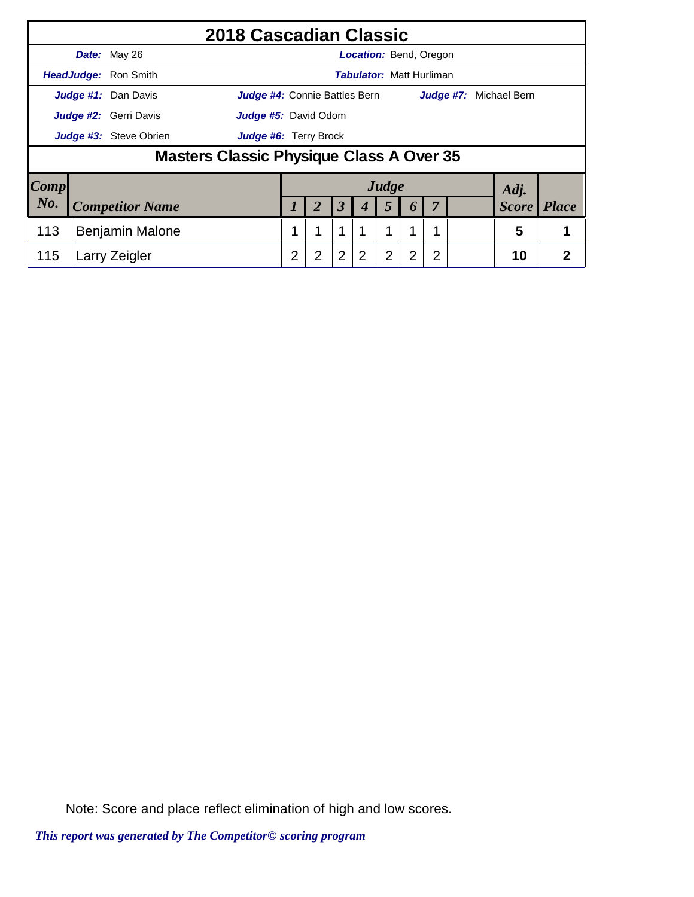# 2018 Cascadian Classic

**Date:** May 26 **Location:** Bend, Oregon

**HeadJudge:** Ron Smith **Tabulator:** Matt Hurliman

**Judge #1:** Dan Davis **Judge #4:** Connie Battles Bern **Judge #7:** Michael Bern

**Judge #2:** Gerri Davis **Judge #5:** David Odom

**Judge #3:** Steve Obrien **Judge #6:** Terry Brock

## Masters Classic Physique Class A Over 35

| Comp No. | Competitor Name | Judge 1 | 2 | 3 | 4 | 5 | 6 | 7 | | Adj. Score | Place |
|---|---|---|---|---|---|---|---|---|---|---|---|
| 113 | Benjamin Malone | 1 | 1 | 1 | 1 | 1 | 1 | 1 | | 5 | 1 |
| 115 | Larry Zeigler | 2 | 2 | 2 | 2 | 2 | 2 | 2 | | 10 | 2 |

Note: Score and place reflect elimination of high and low scores.

*This report was generated by The Competitor© scoring program*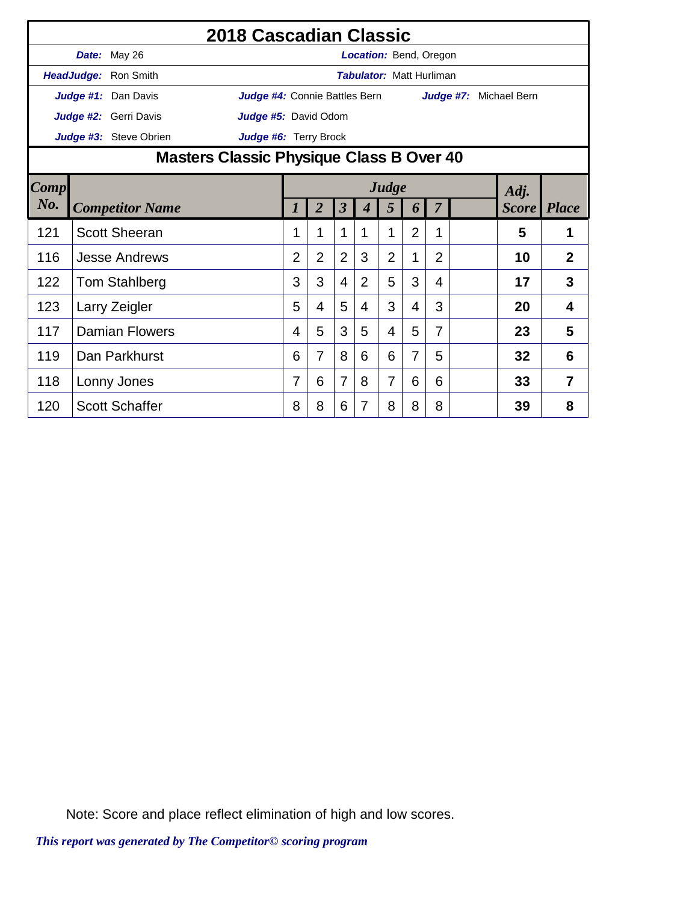# 2018 Cascadian Classic

| | | | |
|---|---|---|---|
| ***Date:*** May 26 | | ***Location:*** Bend, Oregon | |
| ***HeadJudge:*** Ron Smith | | ***Tabulator:*** Matt Hurliman | |
| ***Judge #1:*** Dan Davis | ***Judge #4:*** Connie Battles Bern | | ***Judge #7:*** Michael Bern |
| ***Judge #2:*** Gerri Davis | ***Judge #5:*** David Odom | | |
| ***Judge #3:*** Steve Obrien | ***Judge #6:*** Terry Brock | | |

## Masters Classic Physique Class B Over 40

| *Comp No.* | *Competitor Name* | *Judge 1* | *2* | *3* | *4* | *5* | *6* | *7* | | *Adj. Score* | *Place* |
|---|---|---|---|---|---|---|---|---|---|---|---|
| 121 | Scott Sheeran | 1 | 1 | 1 | 1 | 1 | 2 | 1 | | **5** | **1** |
| 116 | Jesse Andrews | 2 | 2 | 2 | 3 | 2 | 1 | 2 | | **10** | **2** |
| 122 | Tom Stahlberg | 3 | 3 | 4 | 2 | 5 | 3 | 4 | | **17** | **3** |
| 123 | Larry Zeigler | 5 | 4 | 5 | 4 | 3 | 4 | 3 | | **20** | **4** |
| 117 | Damian Flowers | 4 | 5 | 3 | 5 | 4 | 5 | 7 | | **23** | **5** |
| 119 | Dan Parkhurst | 6 | 7 | 8 | 6 | 6 | 7 | 5 | | **32** | **6** |
| 118 | Lonny Jones | 7 | 6 | 7 | 8 | 7 | 6 | 6 | | **33** | **7** |
| 120 | Scott Schaffer | 8 | 8 | 6 | 7 | 8 | 8 | 8 | | **39** | **8** |

Note: Score and place reflect elimination of high and low scores.

*This report was generated by The Competitor© scoring program*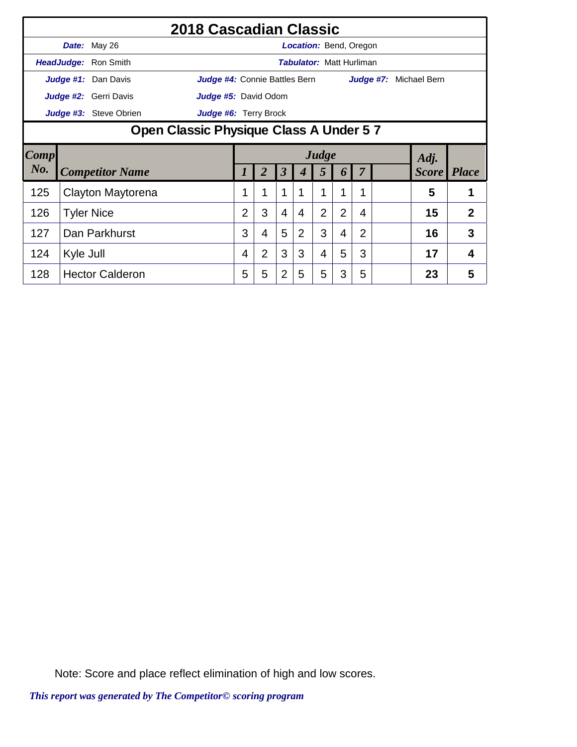# 2018 Cascadian Classic

**Date:** May 26 **Location:** Bend, Oregon

**HeadJudge:** Ron Smith **Tabulator:** Matt Hurliman

**Judge #1:** Dan Davis **Judge #4:** Connie Battles Bern **Judge #7:** Michael Bern

**Judge #2:** Gerri Davis **Judge #5:** David Odom

**Judge #3:** Steve Obrien **Judge #6:** Terry Brock

## Open Classic Physique Class A Under 5 7

| Comp No. | Competitor Name | Judge 1 | 2 | 3 | 4 | 5 | 6 | 7 | | Adj. Score | Place |
|---|---|---|---|---|---|---|---|---|---|---|---|
| 125 | Clayton Maytorena | 1 | 1 | 1 | 1 | 1 | 1 | 1 | | 5 | 1 |
| 126 | Tyler Nice | 2 | 3 | 4 | 4 | 2 | 2 | 4 | | 15 | 2 |
| 127 | Dan Parkhurst | 3 | 4 | 5 | 2 | 3 | 4 | 2 | | 16 | 3 |
| 124 | Kyle Jull | 4 | 2 | 3 | 3 | 4 | 5 | 3 | | 17 | 4 |
| 128 | Hector Calderon | 5 | 5 | 2 | 5 | 5 | 3 | 5 | | 23 | 5 |

Note: Score and place reflect elimination of high and low scores.

*This report was generated by The Competitor© scoring program*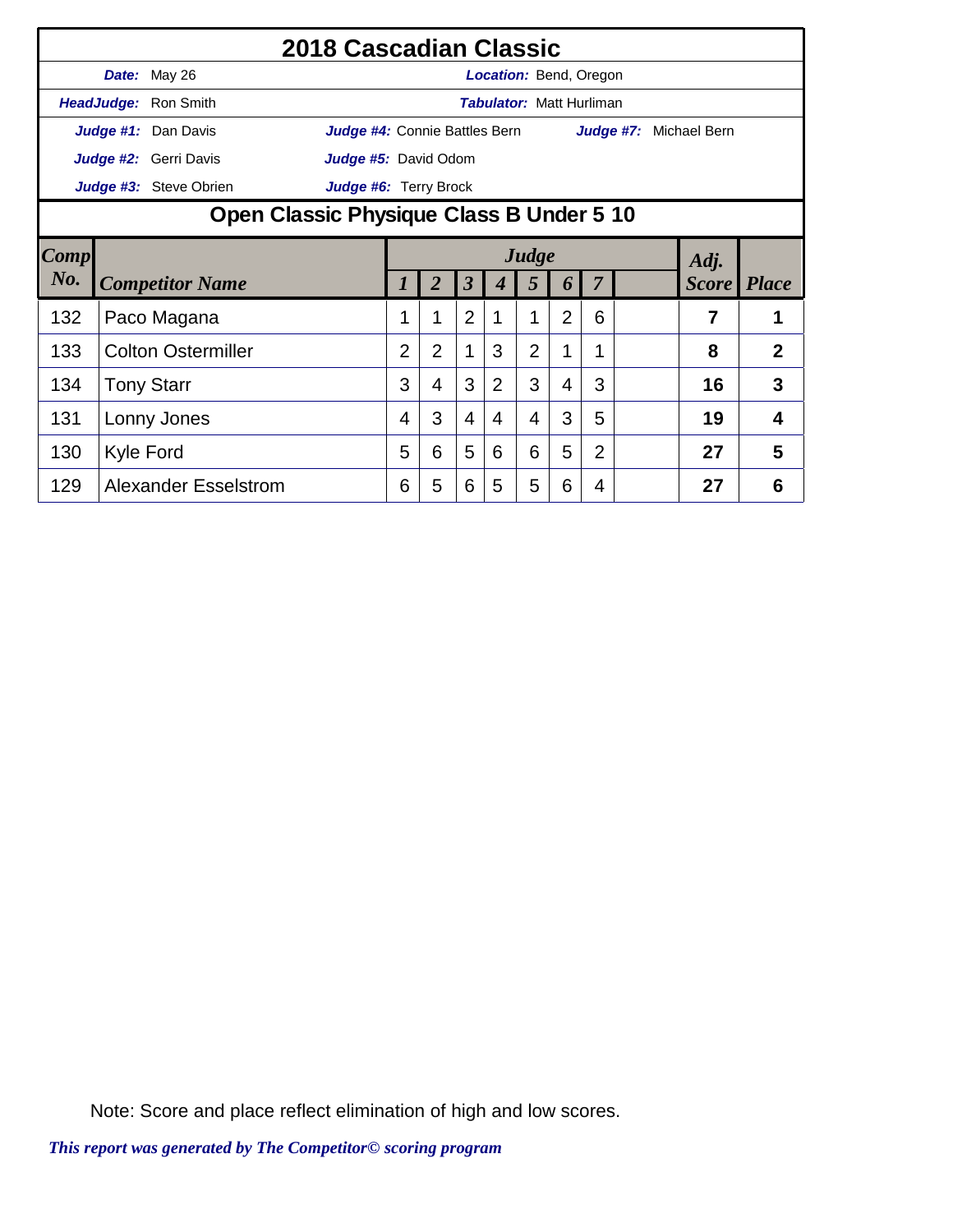# 2018 Cascadian Classic

**Date:** May 26 **Location:** Bend, Oregon

**HeadJudge:** Ron Smith **Tabulator:** Matt Hurliman

**Judge #1:** Dan Davis **Judge #4:** Connie Battles Bern **Judge #7:** Michael Bern

**Judge #2:** Gerri Davis **Judge #5:** David Odom

**Judge #3:** Steve Obrien **Judge #6:** Terry Brock

## Open Classic Physique Class B Under 5 10

| Comp No. | Competitor Name | Judge 1 | 2 | 3 | 4 | 5 | 6 | 7 | | Adj. Score | Place |
|---|---|---|---|---|---|---|---|---|---|---|---|
| 132 | Paco Magana | 1 | 1 | 2 | 1 | 1 | 2 | 6 | | 7 | 1 |
| 133 | Colton Ostermiller | 2 | 2 | 1 | 3 | 2 | 1 | 1 | | 8 | 2 |
| 134 | Tony Starr | 3 | 4 | 3 | 2 | 3 | 4 | 3 | | 16 | 3 |
| 131 | Lonny Jones | 4 | 3 | 4 | 4 | 4 | 3 | 5 | | 19 | 4 |
| 130 | Kyle Ford | 5 | 6 | 5 | 6 | 6 | 5 | 2 | | 27 | 5 |
| 129 | Alexander Esselstrom | 6 | 5 | 6 | 5 | 5 | 6 | 4 | | 27 | 6 |

Note: Score and place reflect elimination of high and low scores.

*This report was generated by The Competitor© scoring program*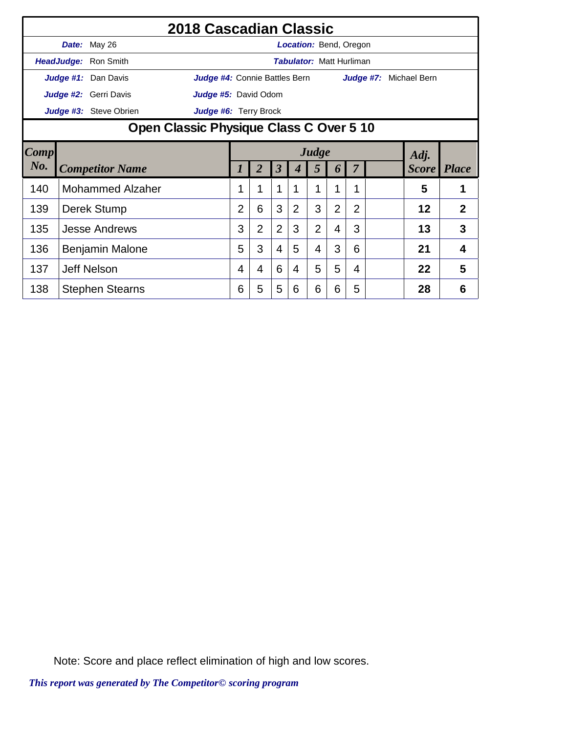# 2018 Cascadian Classic

**Date:** May 26 **Location:** Bend, Oregon

**HeadJudge:** Ron Smith **Tabulator:** Matt Hurliman

**Judge #1:** Dan Davis **Judge #4:** Connie Battles Bern **Judge #7:** Michael Bern

**Judge #2:** Gerri Davis **Judge #5:** David Odom

**Judge #3:** Steve Obrien **Judge #6:** Terry Brock

## Open Classic Physique Class C Over 5 10

| Comp No. | Competitor Name | Judge 1 | 2 | 3 | 4 | 5 | 6 | 7 | | Adj. Score | Place |
|---|---|---|---|---|---|---|---|---|---|---|---|
| 140 | Mohammed Alzaher | 1 | 1 | 1 | 1 | 1 | 1 | 1 | | **5** | **1** |
| 139 | Derek Stump | 2 | 6 | 3 | 2 | 3 | 2 | 2 | | **12** | **2** |
| 135 | Jesse Andrews | 3 | 2 | 2 | 3 | 2 | 4 | 3 | | **13** | **3** |
| 136 | Benjamin Malone | 5 | 3 | 4 | 5 | 4 | 3 | 6 | | **21** | **4** |
| 137 | Jeff Nelson | 4 | 4 | 6 | 4 | 5 | 5 | 4 | | **22** | **5** |
| 138 | Stephen Stearns | 6 | 5 | 5 | 6 | 6 | 6 | 5 | | **28** | **6** |

Note: Score and place reflect elimination of high and low scores.

*This report was generated by The Competitor© scoring program*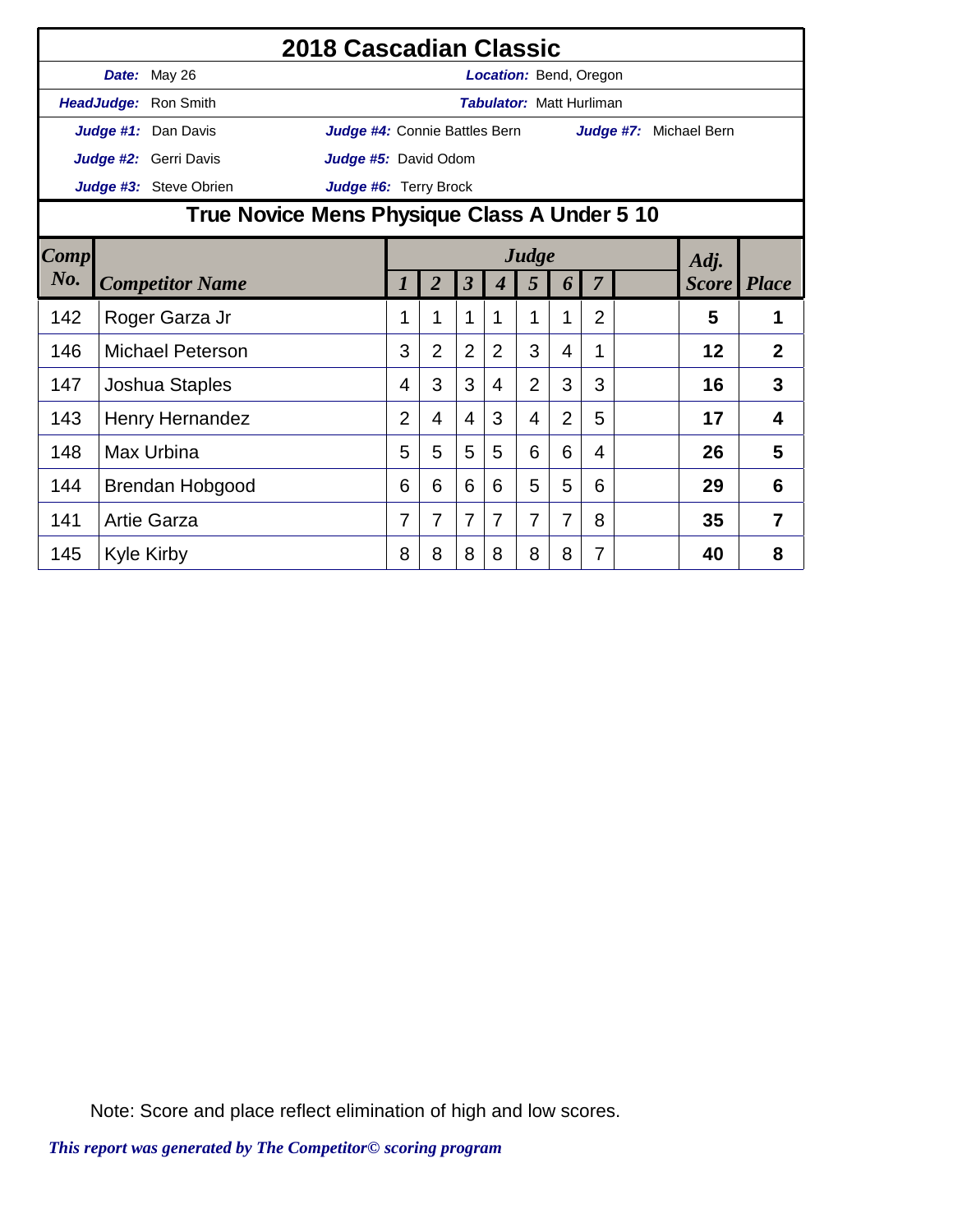# 2018 Cascadian Classic

**Date:** May 26 — **Location:** Bend, Oregon

**HeadJudge:** Ron Smith — **Tabulator:** Matt Hurliman

**Judge #1:** Dan Davis — **Judge #4:** Connie Battles Bern — **Judge #7:** Michael Bern

**Judge #2:** Gerri Davis — **Judge #5:** David Odom

**Judge #3:** Steve Obrien — **Judge #6:** Terry Brock

## True Novice Mens Physique Class A Under 5 10

| Comp No. | Competitor Name | Judge 1 | 2 | 3 | 4 | 5 | 6 | 7 | | Adj. Score | Place |
|---|---|---|---|---|---|---|---|---|---|---|---|
| 142 | Roger Garza Jr | 1 | 1 | 1 | 1 | 1 | 1 | 2 | | 5 | 1 |
| 146 | Michael Peterson | 3 | 2 | 2 | 2 | 3 | 4 | 1 | | 12 | 2 |
| 147 | Joshua Staples | 4 | 3 | 3 | 4 | 2 | 3 | 3 | | 16 | 3 |
| 143 | Henry Hernandez | 2 | 4 | 4 | 3 | 4 | 2 | 5 | | 17 | 4 |
| 148 | Max Urbina | 5 | 5 | 5 | 5 | 6 | 6 | 4 | | 26 | 5 |
| 144 | Brendan Hobgood | 6 | 6 | 6 | 6 | 5 | 5 | 6 | | 29 | 6 |
| 141 | Artie Garza | 7 | 7 | 7 | 7 | 7 | 7 | 8 | | 35 | 7 |
| 145 | Kyle Kirby | 8 | 8 | 8 | 8 | 8 | 8 | 7 | | 40 | 8 |

Note: Score and place reflect elimination of high and low scores.

*This report was generated by The Competitor© scoring program*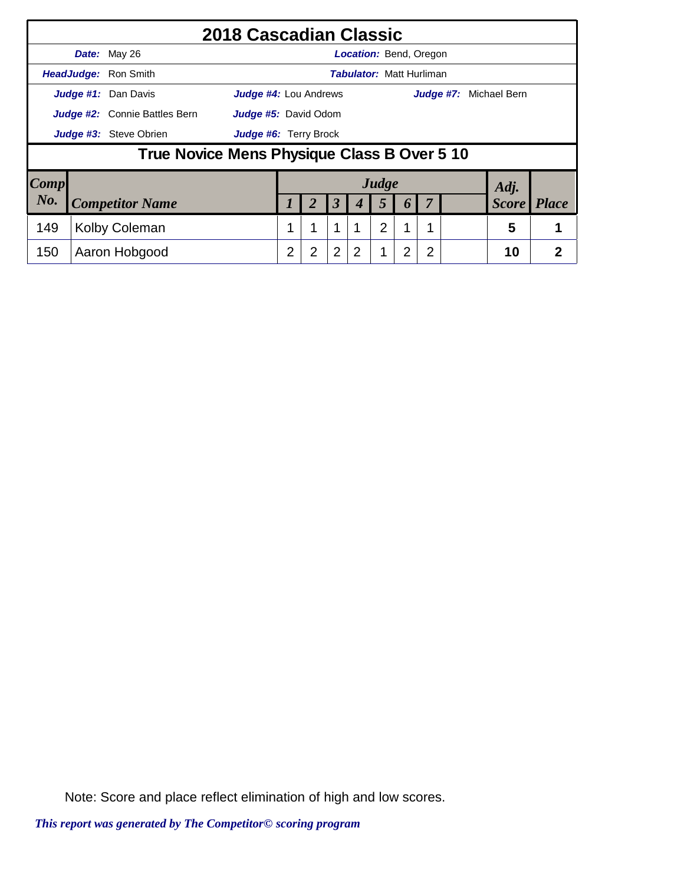# 2018 Cascadian Classic

***Date:*** May 26 — ***Location:*** Bend, Oregon

***HeadJudge:*** Ron Smith — ***Tabulator:*** Matt Hurliman

***Judge #1:*** Dan Davis — ***Judge #4:*** Lou Andrews — ***Judge #7:*** Michael Bern

***Judge #2:*** Connie Battles Bern — ***Judge #5:*** David Odom

***Judge #3:*** Steve Obrien — ***Judge #6:*** Terry Brock

## True Novice Mens Physique Class B Over 5 10

| Comp No. | Competitor Name | Judge 1 | 2 | 3 | 4 | 5 | 6 | 7 | | Adj. Score | Place |
|---|---|---|---|---|---|---|---|---|---|---|---|
| 149 | Kolby Coleman | 1 | 1 | 1 | 1 | 2 | 1 | 1 | | 5 | 1 |
| 150 | Aaron Hobgood | 2 | 2 | 2 | 2 | 1 | 2 | 2 | | 10 | 2 |

Note: Score and place reflect elimination of high and low scores.

*This report was generated by The Competitor© scoring program*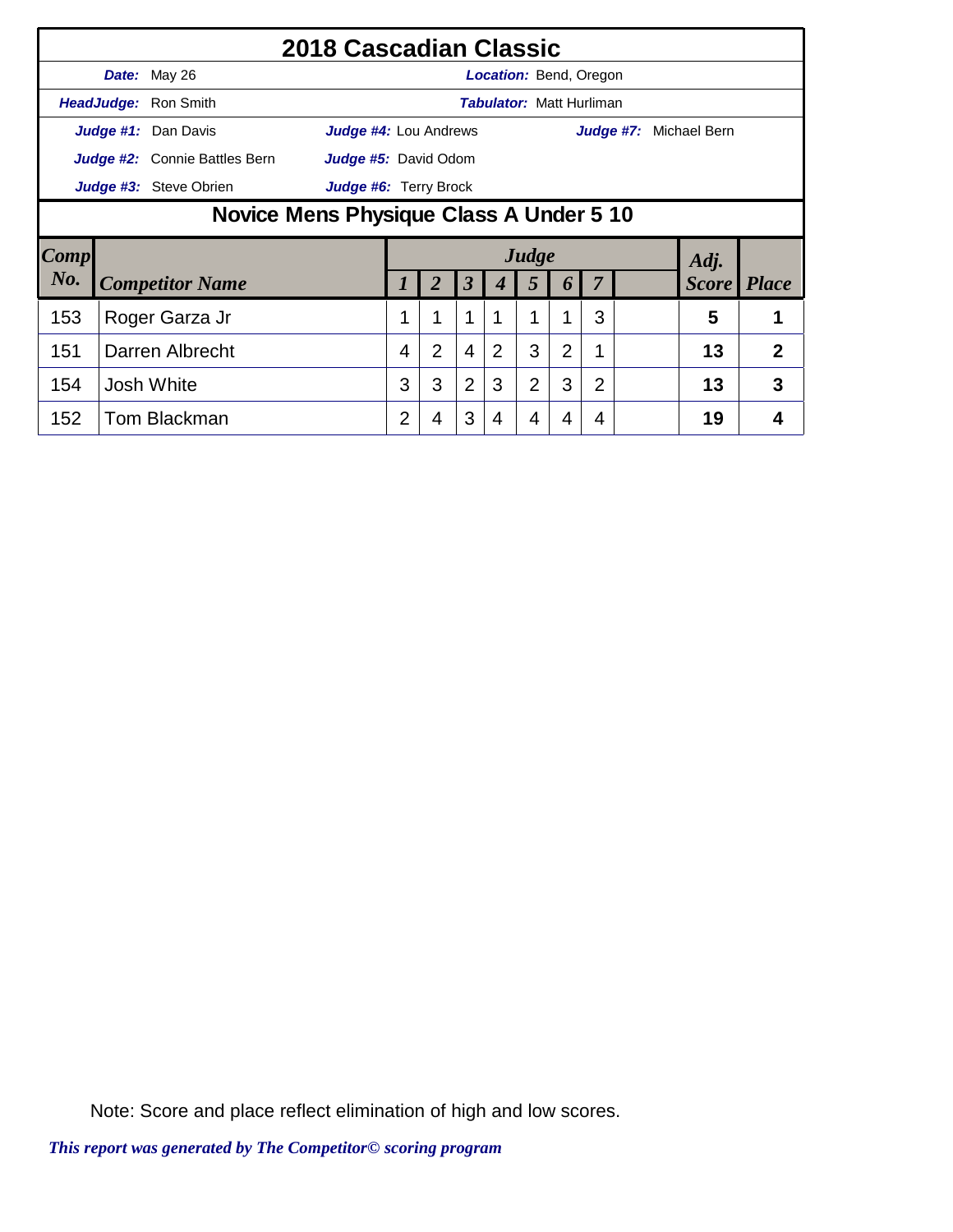# 2018 Cascadian Classic

**Date:** May 26 **Location:** Bend, Oregon

**HeadJudge:** Ron Smith **Tabulator:** Matt Hurliman

**Judge #1:** Dan Davis **Judge #4:** Lou Andrews **Judge #7:** Michael Bern

**Judge #2:** Connie Battles Bern **Judge #5:** David Odom

**Judge #3:** Steve Obrien **Judge #6:** Terry Brock

## Novice Mens Physique Class A Under 5 10

| Comp No. | Competitor Name | Judge 1 | 2 | 3 | 4 | 5 | 6 | 7 | | Adj. Score | Place |
|---|---|---|---|---|---|---|---|---|---|---|---|
| 153 | Roger Garza Jr | 1 | 1 | 1 | 1 | 1 | 1 | 3 | | 5 | 1 |
| 151 | Darren Albrecht | 4 | 2 | 4 | 2 | 3 | 2 | 1 | | 13 | 2 |
| 154 | Josh White | 3 | 3 | 2 | 3 | 2 | 3 | 2 | | 13 | 3 |
| 152 | Tom Blackman | 2 | 4 | 3 | 4 | 4 | 4 | 4 | | 19 | 4 |

Note: Score and place reflect elimination of high and low scores.

*This report was generated by The Competitor© scoring program*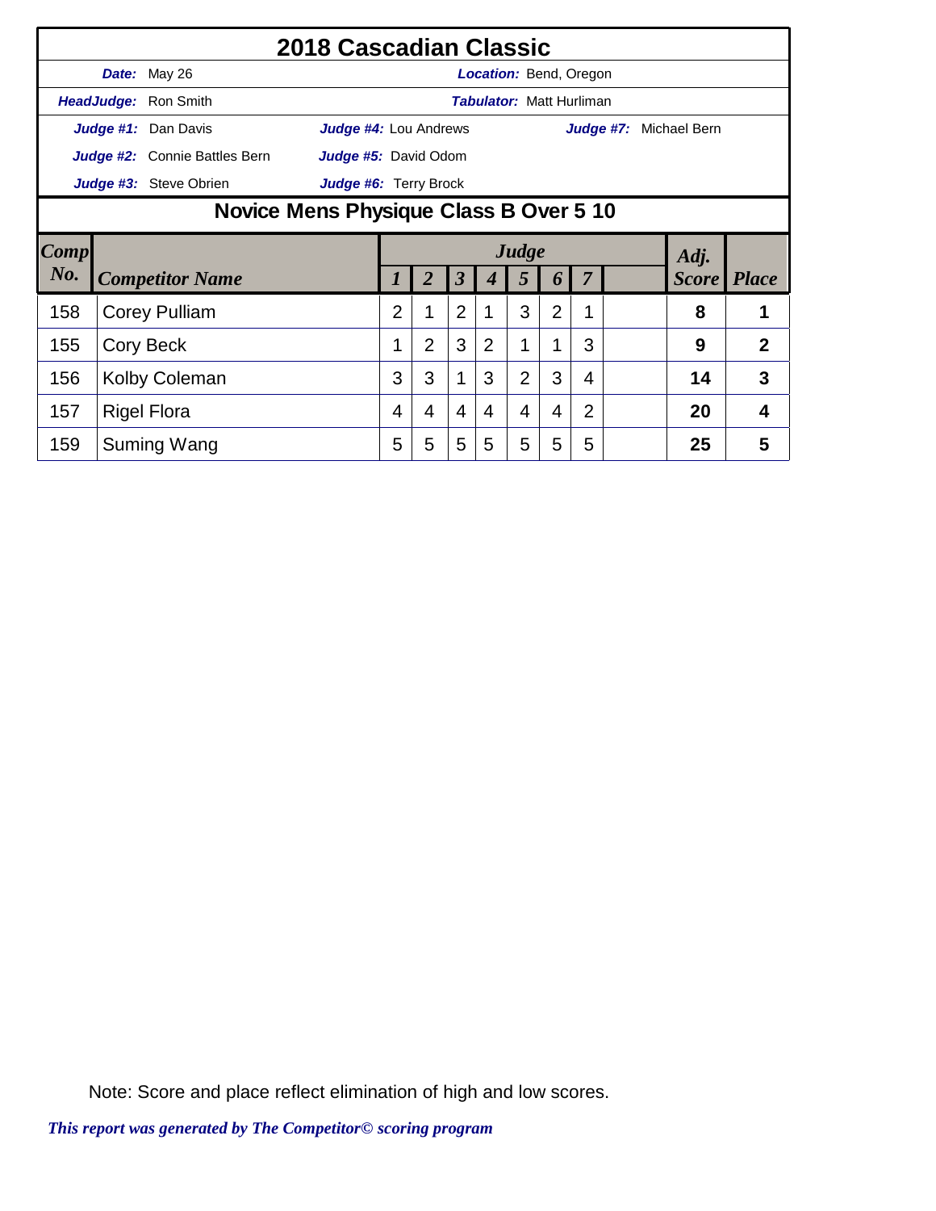# 2018 Cascadian Classic

**Date:** May 26 **Location:** Bend, Oregon

**HeadJudge:** Ron Smith **Tabulator:** Matt Hurliman

**Judge #1:** Dan Davis **Judge #4:** Lou Andrews **Judge #7:** Michael Bern

**Judge #2:** Connie Battles Bern **Judge #5:** David Odom

**Judge #3:** Steve Obrien **Judge #6:** Terry Brock

## Novice Mens Physique Class B Over 5 10

| Comp No. | Competitor Name | Judge 1 | 2 | 3 | 4 | 5 | 6 | 7 | | Adj. Score | Place |
|---|---|---|---|---|---|---|---|---|---|---|---|
| 158 | Corey Pulliam | 2 | 1 | 2 | 1 | 3 | 2 | 1 | | **8** | **1** |
| 155 | Cory Beck | 1 | 2 | 3 | 2 | 1 | 1 | 3 | | **9** | **2** |
| 156 | Kolby Coleman | 3 | 3 | 1 | 3 | 2 | 3 | 4 | | **14** | **3** |
| 157 | Rigel Flora | 4 | 4 | 4 | 4 | 4 | 4 | 2 | | **20** | **4** |
| 159 | Suming Wang | 5 | 5 | 5 | 5 | 5 | 5 | 5 | | **25** | **5** |

Note: Score and place reflect elimination of high and low scores.

*This report was generated by The Competitor© scoring program*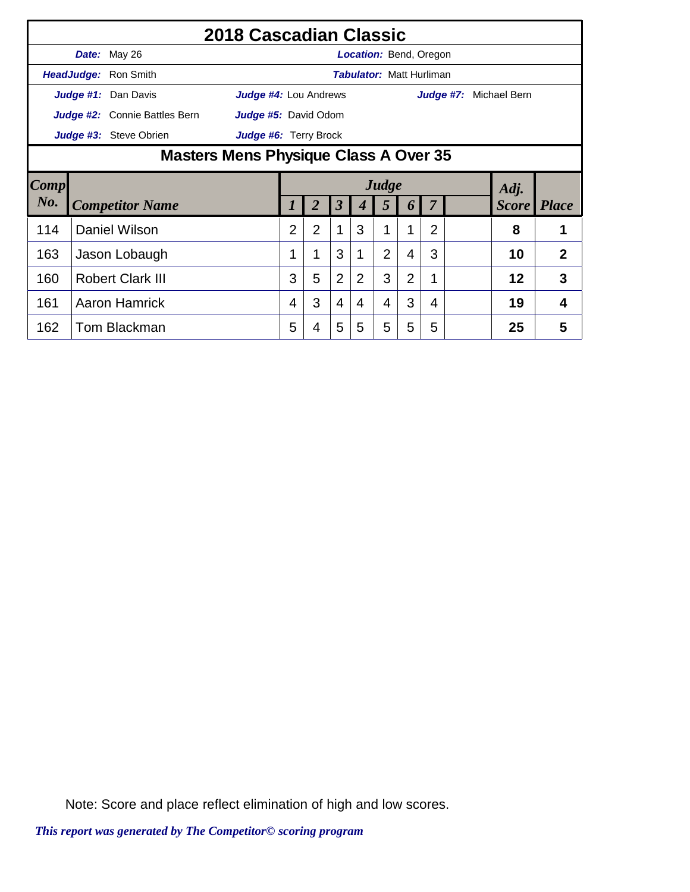# 2018 Cascadian Classic

**Date:** May 26 **Location:** Bend, Oregon

**HeadJudge:** Ron Smith **Tabulator:** Matt Hurliman

**Judge #1:** Dan Davis **Judge #4:** Lou Andrews **Judge #7:** Michael Bern

**Judge #2:** Connie Battles Bern **Judge #5:** David Odom

**Judge #3:** Steve Obrien **Judge #6:** Terry Brock

## Masters Mens Physique Class A Over 35

| Comp No. | Competitor Name | Judge 1 | 2 | 3 | 4 | 5 | 6 | 7 | | Adj. Score | Place |
|---|---|---|---|---|---|---|---|---|---|---|---|
| 114 | Daniel Wilson | 2 | 2 | 1 | 3 | 1 | 1 | 2 | | 8 | 1 |
| 163 | Jason Lobaugh | 1 | 1 | 3 | 1 | 2 | 4 | 3 | | 10 | 2 |
| 160 | Robert Clark III | 3 | 5 | 2 | 2 | 3 | 2 | 1 | | 12 | 3 |
| 161 | Aaron Hamrick | 4 | 3 | 4 | 4 | 4 | 3 | 4 | | 19 | 4 |
| 162 | Tom Blackman | 5 | 4 | 5 | 5 | 5 | 5 | 5 | | 25 | 5 |

Note: Score and place reflect elimination of high and low scores.

*This report was generated by The Competitor© scoring program*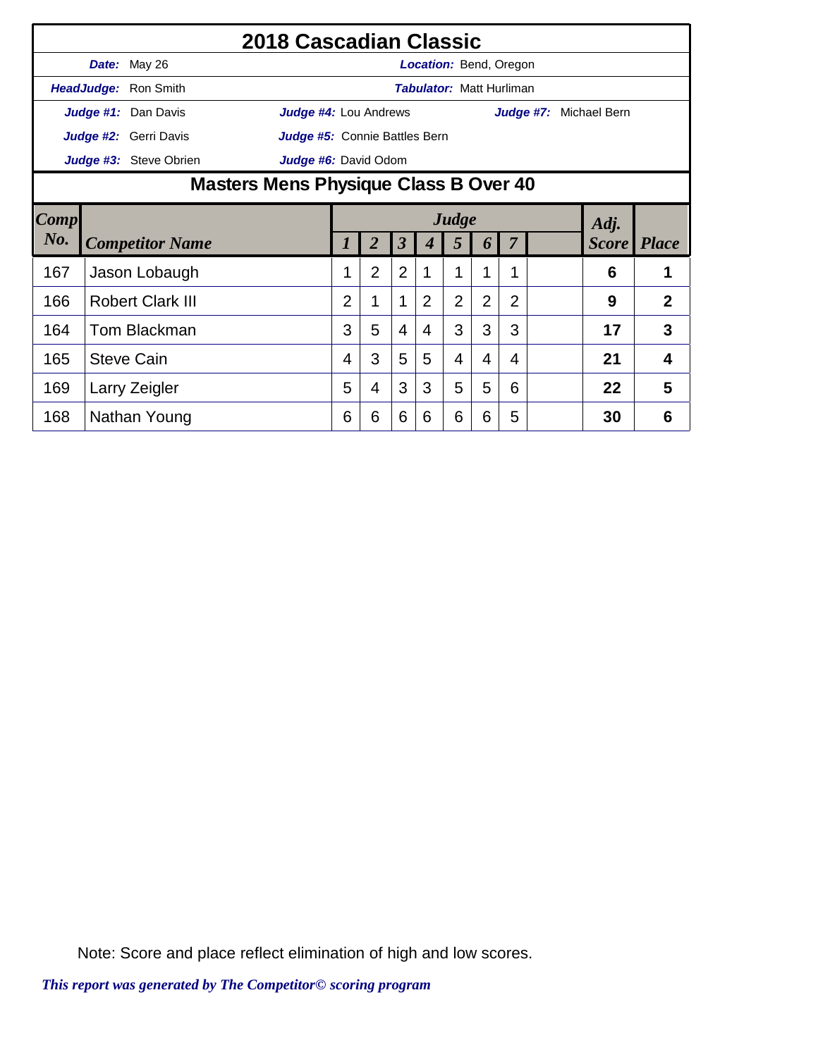# 2018 Cascadian Classic

**Date:** May 26 **Location:** Bend, Oregon

**HeadJudge:** Ron Smith **Tabulator:** Matt Hurliman

**Judge #1:** Dan Davis **Judge #4:** Lou Andrews **Judge #7:** Michael Bern

**Judge #2:** Gerri Davis **Judge #5:** Connie Battles Bern

**Judge #3:** Steve Obrien **Judge #6:** David Odom

## Masters Mens Physique Class B Over 40

| Comp No. | Competitor Name | Judge 1 | 2 | 3 | 4 | 5 | 6 | 7 | | Adj. Score | Place |
|---|---|---|---|---|---|---|---|---|---|---|---|
| 167 | Jason Lobaugh | 1 | 2 | 2 | 1 | 1 | 1 | 1 | | **6** | **1** |
| 166 | Robert Clark III | 2 | 1 | 1 | 2 | 2 | 2 | 2 | | **9** | **2** |
| 164 | Tom Blackman | 3 | 5 | 4 | 4 | 3 | 3 | 3 | | **17** | **3** |
| 165 | Steve Cain | 4 | 3 | 5 | 5 | 4 | 4 | 4 | | **21** | **4** |
| 169 | Larry Zeigler | 5 | 4 | 3 | 3 | 5 | 5 | 6 | | **22** | **5** |
| 168 | Nathan Young | 6 | 6 | 6 | 6 | 6 | 6 | 5 | | **30** | **6** |

Note: Score and place reflect elimination of high and low scores.

*This report was generated by The Competitor© scoring program*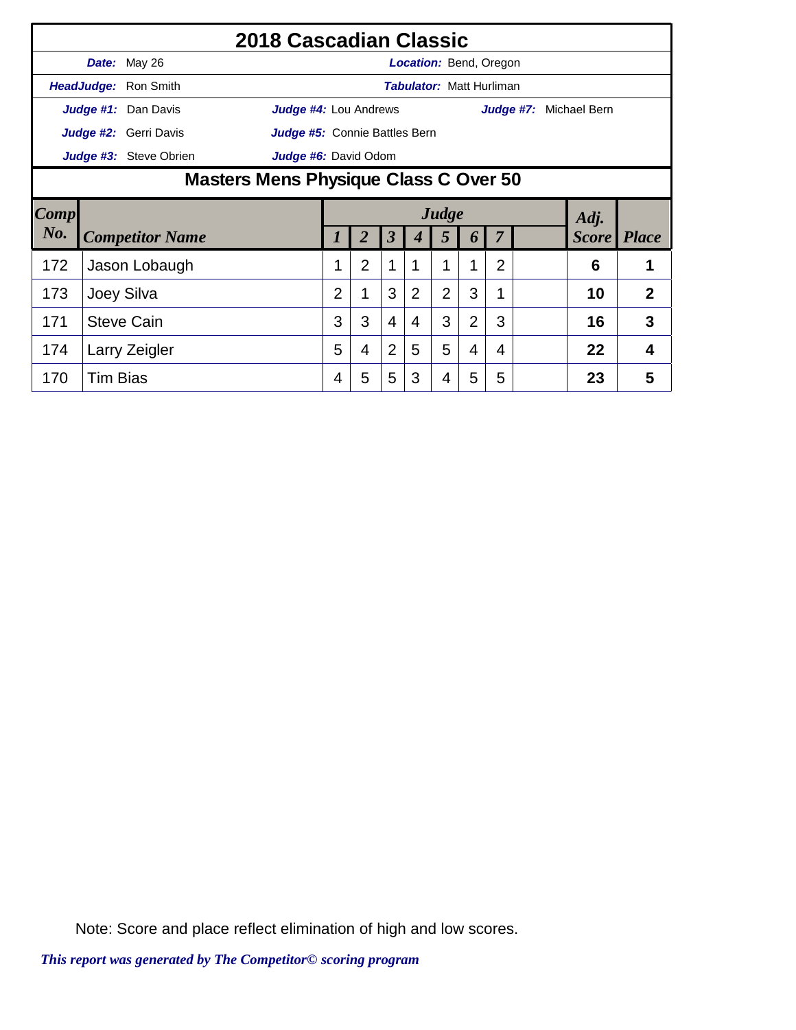# 2018 Cascadian Classic

**Date:** May 26 | **Location:** Bend, Oregon

**HeadJudge:** Ron Smith | **Tabulator:** Matt Hurliman

**Judge #1:** Dan Davis | **Judge #4:** Lou Andrews | **Judge #7:** Michael Bern

**Judge #2:** Gerri Davis | **Judge #5:** Connie Battles Bern

**Judge #3:** Steve Obrien | **Judge #6:** David Odom

## Masters Mens Physique Class C Over 50

| Comp No. | Competitor Name | Judge 1 | 2 | 3 | 4 | 5 | 6 | 7 | | Adj. Score | Place |
|---|---|---|---|---|---|---|---|---|---|---|---|
| 172 | Jason Lobaugh | 1 | 2 | 1 | 1 | 1 | 1 | 2 | | **6** | **1** |
| 173 | Joey Silva | 2 | 1 | 3 | 2 | 2 | 3 | 1 | | **10** | **2** |
| 171 | Steve Cain | 3 | 3 | 4 | 4 | 3 | 2 | 3 | | **16** | **3** |
| 174 | Larry Zeigler | 5 | 4 | 2 | 5 | 5 | 4 | 4 | | **22** | **4** |
| 170 | Tim Bias | 4 | 5 | 5 | 3 | 4 | 5 | 5 | | **23** | **5** |

Note: Score and place reflect elimination of high and low scores.

*This report was generated by The Competitor© scoring program*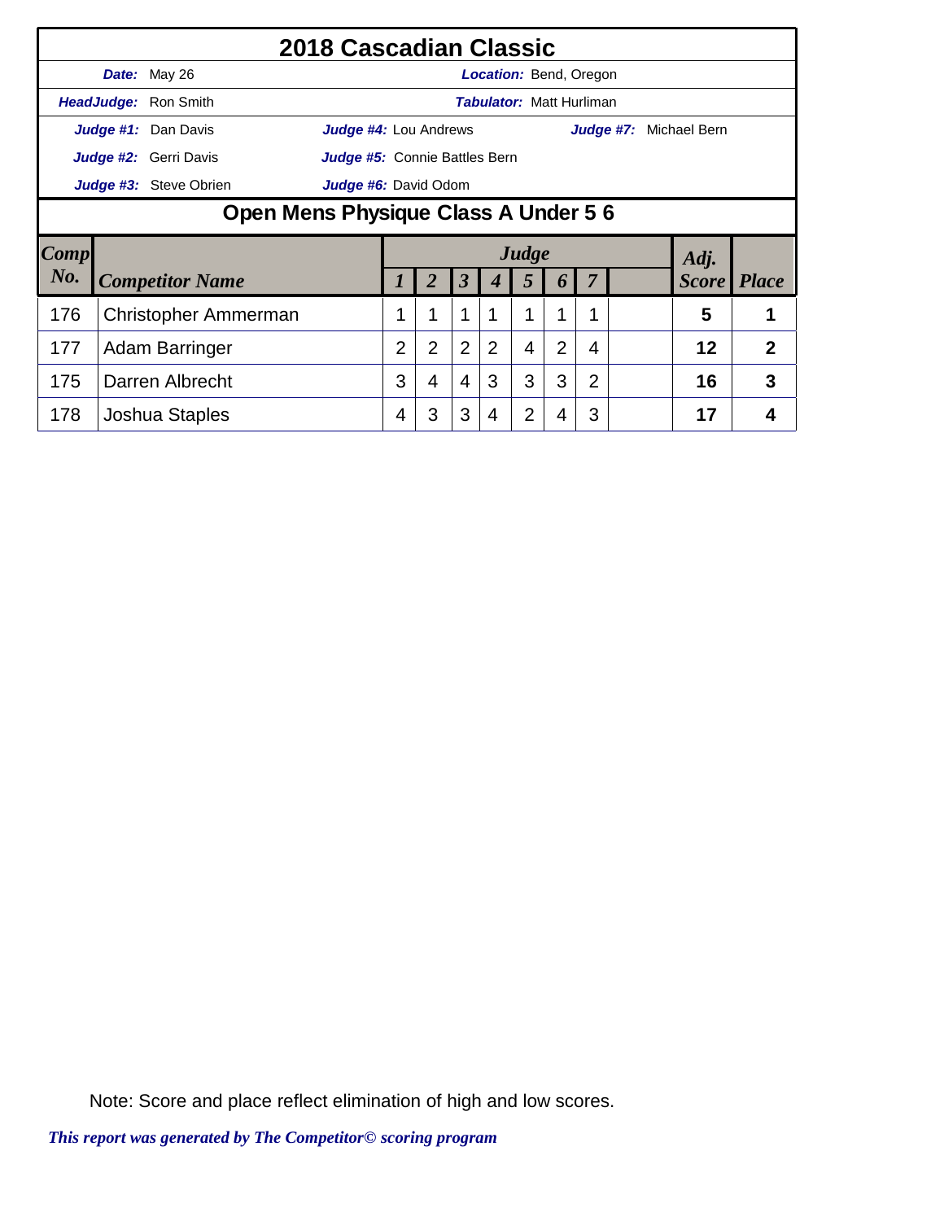# 2018 Cascadian Classic

**Date:** May 26 **Location:** Bend, Oregon

**HeadJudge:** Ron Smith **Tabulator:** Matt Hurliman

**Judge #1:** Dan Davis **Judge #4:** Lou Andrews **Judge #7:** Michael Bern

**Judge #2:** Gerri Davis **Judge #5:** Connie Battles Bern

**Judge #3:** Steve Obrien **Judge #6:** David Odom

## Open Mens Physique Class A Under 5 6

| Comp No. | Competitor Name | Judge 1 | 2 | 3 | 4 | 5 | 6 | 7 | | Adj. Score | Place |
|---|---|---|---|---|---|---|---|---|---|---|---|
| 176 | Christopher Ammerman | 1 | 1 | 1 | 1 | 1 | 1 | 1 | | **5** | **1** |
| 177 | Adam Barringer | 2 | 2 | 2 | 2 | 4 | 2 | 4 | | **12** | **2** |
| 175 | Darren Albrecht | 3 | 4 | 4 | 3 | 3 | 3 | 2 | | **16** | **3** |
| 178 | Joshua Staples | 4 | 3 | 3 | 4 | 2 | 4 | 3 | | **17** | **4** |

Note: Score and place reflect elimination of high and low scores.

*This report was generated by The Competitor© scoring program*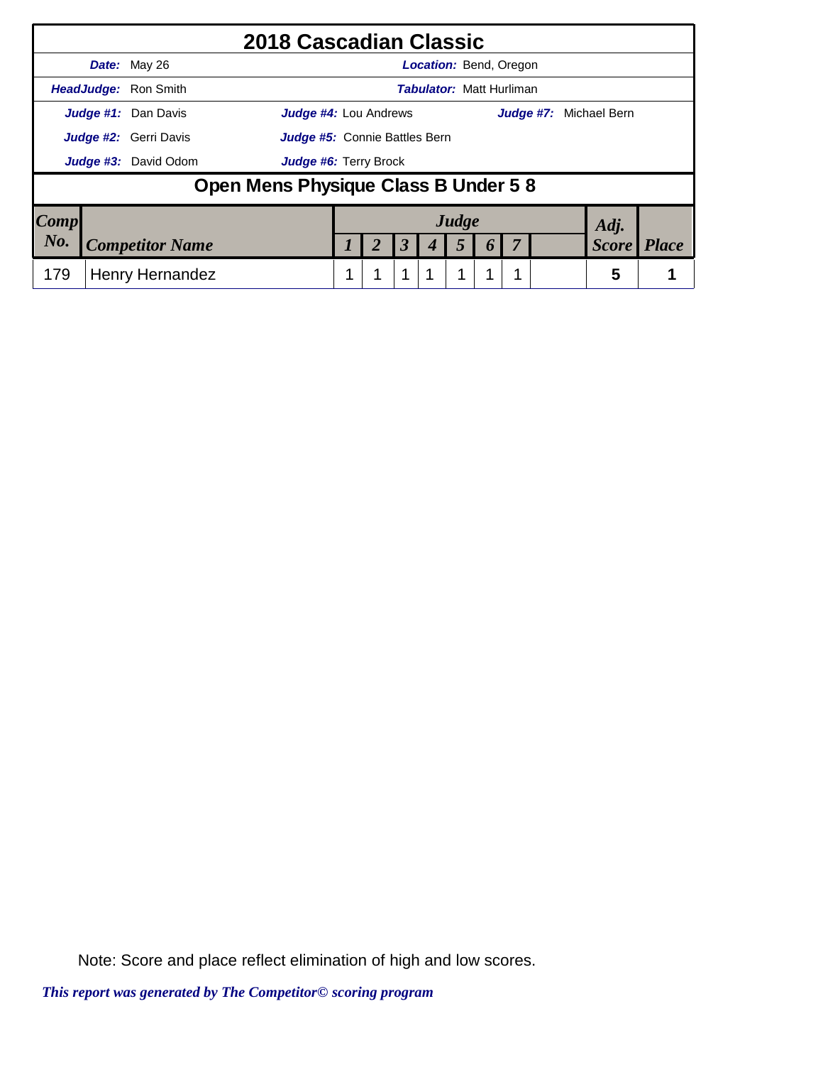# 2018 Cascadian Classic

**Date:** May 26 **Location:** Bend, Oregon

**HeadJudge:** Ron Smith **Tabulator:** Matt Hurliman

**Judge #1:** Dan Davis **Judge #4:** Lou Andrews **Judge #7:** Michael Bern

**Judge #2:** Gerri Davis **Judge #5:** Connie Battles Bern

**Judge #3:** David Odom **Judge #6:** Terry Brock

## Open Mens Physique Class B Under 5 8

| Comp No. | Competitor Name | Judge 1 | Judge 2 | Judge 3 | Judge 4 | Judge 5 | Judge 6 | Judge 7 | | Adj. Score | Place |
|---|---|---|---|---|---|---|---|---|---|---|---|
| 179 | Henry Hernandez | 1 | 1 | 1 | 1 | 1 | 1 | 1 | | 5 | 1 |

Note: Score and place reflect elimination of high and low scores.

*This report was generated by The Competitor© scoring program*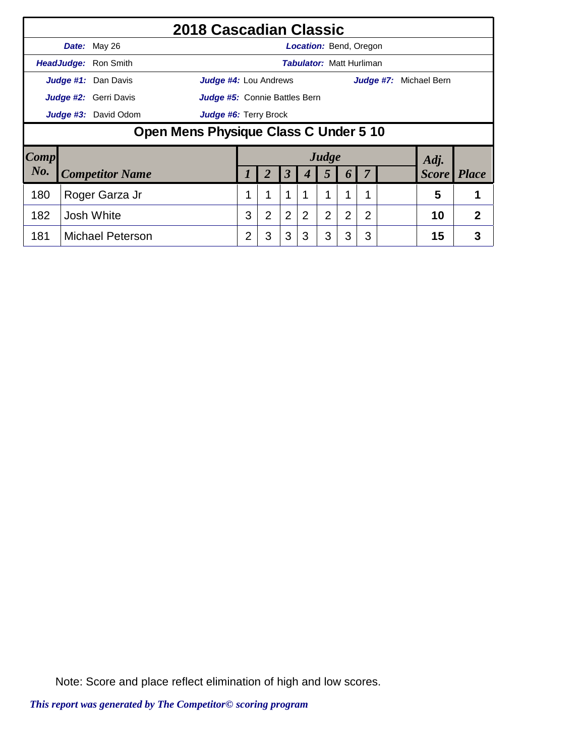# 2018 Cascadian Classic

**Date:** May 26  
**Location:** Bend, Oregon

**HeadJudge:** Ron Smith  
**Tabulator:** Matt Hurliman

**Judge #1:** Dan Davis  
**Judge #2:** Gerri Davis  
**Judge #3:** David Odom  
**Judge #4:** Lou Andrews  
**Judge #5:** Connie Battles Bern  
**Judge #6:** Terry Brock  
**Judge #7:** Michael Bern

## Open Mens Physique Class C Under 5 10

| Comp No. | Competitor Name | Judge 1 | Judge 2 | Judge 3 | Judge 4 | Judge 5 | Judge 6 | Judge 7 | | Adj. Score | Place |
|---|---|---|---|---|---|---|---|---|---|---|---|
| 180 | Roger Garza Jr | 1 | 1 | 1 | 1 | 1 | 1 | 1 | | 5 | 1 |
| 182 | Josh White | 3 | 2 | 2 | 2 | 2 | 2 | 2 | | 10 | 2 |
| 181 | Michael Peterson | 2 | 3 | 3 | 3 | 3 | 3 | 3 | | 15 | 3 |

Note: Score and place reflect elimination of high and low scores.

*This report was generated by The Competitor© scoring program*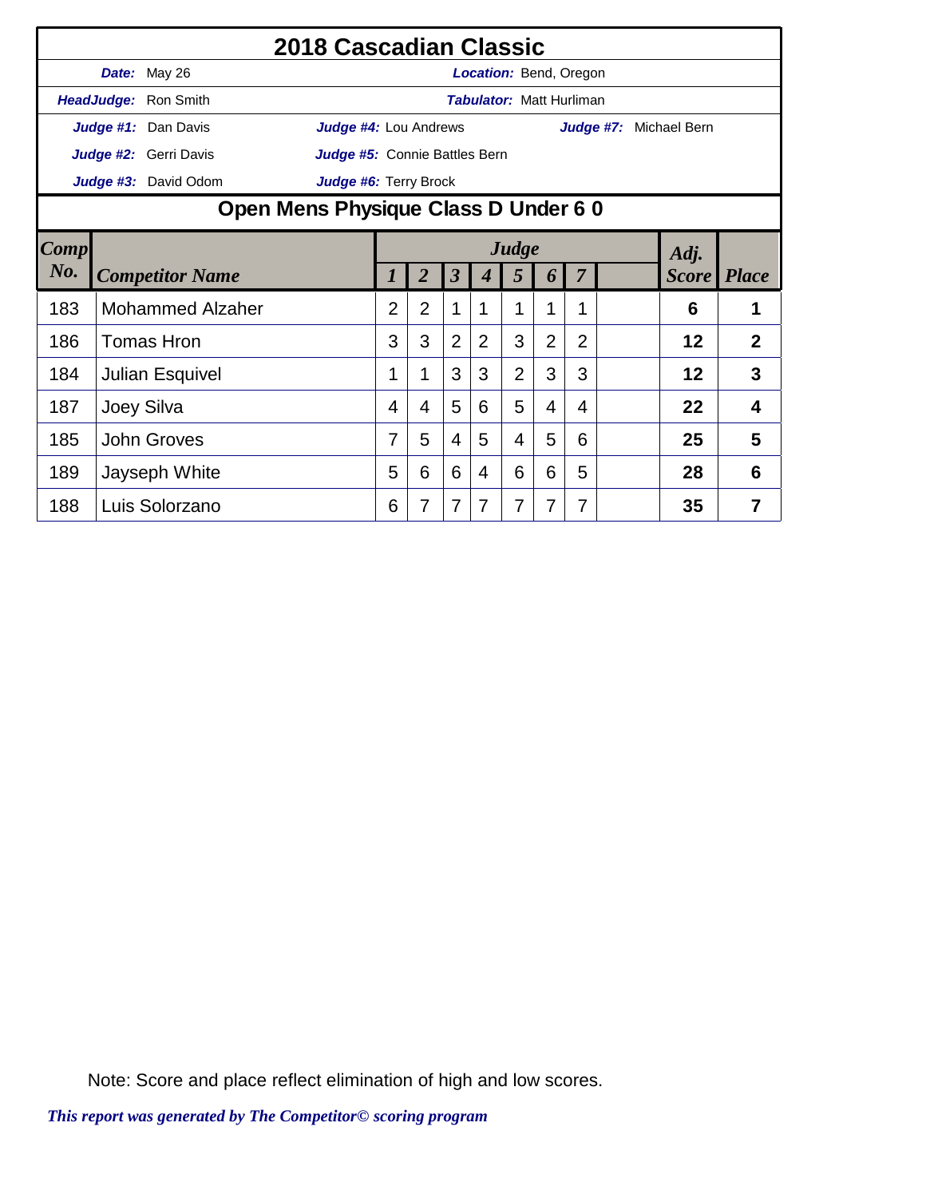# 2018 Cascadian Classic

**Date:** May 26 **Location:** Bend, Oregon

**HeadJudge:** Ron Smith **Tabulator:** Matt Hurliman

**Judge #1:** Dan Davis **Judge #4:** Lou Andrews **Judge #7:** Michael Bern

**Judge #2:** Gerri Davis **Judge #5:** Connie Battles Bern

**Judge #3:** David Odom **Judge #6:** Terry Brock

## Open Mens Physique Class D Under 6 0

| Comp No. | Competitor Name | Judge 1 | 2 | 3 | 4 | 5 | 6 | 7 | | Adj. Score | Place |
|---|---|---|---|---|---|---|---|---|---|---|---|
| 183 | Mohammed Alzaher | 2 | 2 | 1 | 1 | 1 | 1 | 1 | | 6 | 1 |
| 186 | Tomas Hron | 3 | 3 | 2 | 2 | 3 | 2 | 2 | | 12 | 2 |
| 184 | Julian Esquivel | 1 | 1 | 3 | 3 | 2 | 3 | 3 | | 12 | 3 |
| 187 | Joey Silva | 4 | 4 | 5 | 6 | 5 | 4 | 4 | | 22 | 4 |
| 185 | John Groves | 7 | 5 | 4 | 5 | 4 | 5 | 6 | | 25 | 5 |
| 189 | Jayseph White | 5 | 6 | 6 | 4 | 6 | 6 | 5 | | 28 | 6 |
| 188 | Luis Solorzano | 6 | 7 | 7 | 7 | 7 | 7 | 7 | | 35 | 7 |

Note: Score and place reflect elimination of high and low scores.

*This report was generated by The Competitor© scoring program*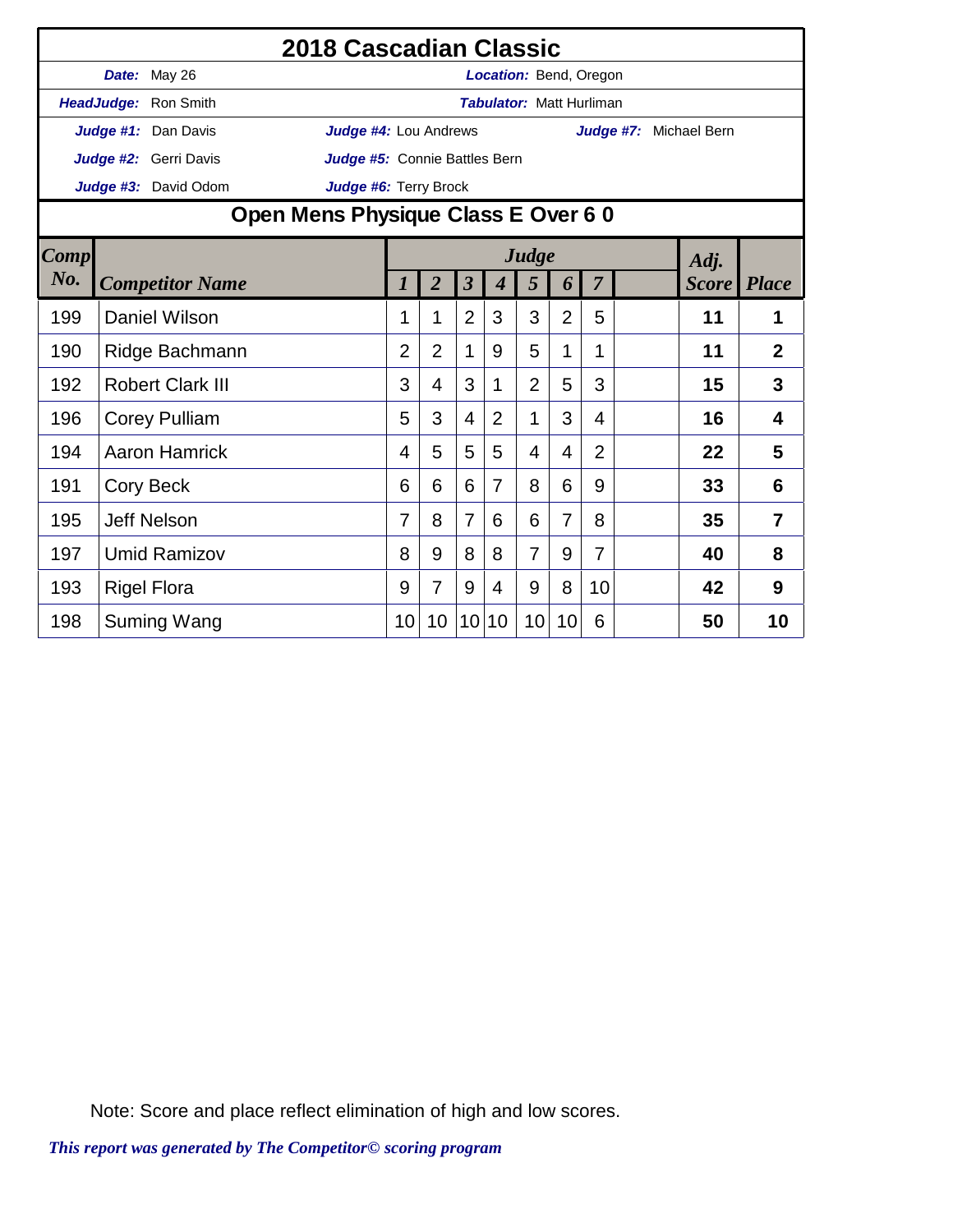# 2018 Cascadian Classic

**Date:** May 26 **Location:** Bend, Oregon

**HeadJudge:** Ron Smith **Tabulator:** Matt Hurliman

**Judge #1:** Dan Davis **Judge #4:** Lou Andrews **Judge #7:** Michael Bern

**Judge #2:** Gerri Davis **Judge #5:** Connie Battles Bern

**Judge #3:** David Odom **Judge #6:** Terry Brock

## Open Mens Physique Class E Over 6 0

| Comp No. | Competitor Name | Judge 1 | 2 | 3 | 4 | 5 | 6 | 7 | | Adj. Score | Place |
|---|---|---|---|---|---|---|---|---|---|---|---|
| 199 | Daniel Wilson | 1 | 1 | 2 | 3 | 3 | 2 | 5 | | 11 | 1 |
| 190 | Ridge Bachmann | 2 | 2 | 1 | 9 | 5 | 1 | 1 | | 11 | 2 |
| 192 | Robert Clark III | 3 | 4 | 3 | 1 | 2 | 5 | 3 | | 15 | 3 |
| 196 | Corey Pulliam | 5 | 3 | 4 | 2 | 1 | 3 | 4 | | 16 | 4 |
| 194 | Aaron Hamrick | 4 | 5 | 5 | 5 | 4 | 4 | 2 | | 22 | 5 |
| 191 | Cory Beck | 6 | 6 | 6 | 7 | 8 | 6 | 9 | | 33 | 6 |
| 195 | Jeff Nelson | 7 | 8 | 7 | 6 | 6 | 7 | 8 | | 35 | 7 |
| 197 | Umid Ramizov | 8 | 9 | 8 | 8 | 7 | 9 | 7 | | 40 | 8 |
| 193 | Rigel Flora | 9 | 7 | 9 | 4 | 9 | 8 | 10 | | 42 | 9 |
| 198 | Suming Wang | 10 | 10 | 10 | 10 | 10 | 10 | 6 | | 50 | 10 |

Note: Score and place reflect elimination of high and low scores.

*This report was generated by The Competitor© scoring program*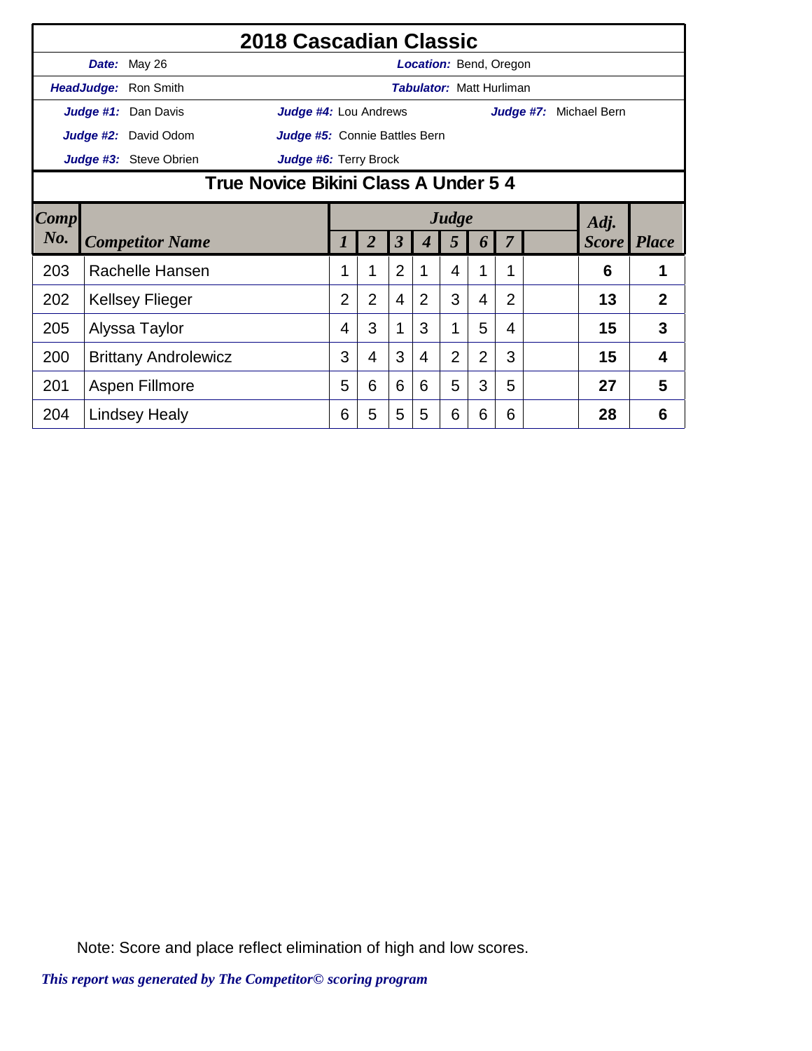# 2018 Cascadian Classic

**Date:** May 26 **Location:** Bend, Oregon

**HeadJudge:** Ron Smith **Tabulator:** Matt Hurliman

**Judge #1:** Dan Davis **Judge #4:** Lou Andrews **Judge #7:** Michael Bern

**Judge #2:** David Odom **Judge #5:** Connie Battles Bern

**Judge #3:** Steve Obrien **Judge #6:** Terry Brock

## True Novice Bikini Class A Under 5 4

| Comp No. | Competitor Name | Judge 1 | 2 | 3 | 4 | 5 | 6 | 7 | | Adj. Score | Place |
|---|---|---|---|---|---|---|---|---|---|---|---|
| 203 | Rachelle Hansen | 1 | 1 | 2 | 1 | 4 | 1 | 1 | | 6 | 1 |
| 202 | Kellsey Flieger | 2 | 2 | 4 | 2 | 3 | 4 | 2 | | 13 | 2 |
| 205 | Alyssa Taylor | 4 | 3 | 1 | 3 | 1 | 5 | 4 | | 15 | 3 |
| 200 | Brittany Androlewicz | 3 | 4 | 3 | 4 | 2 | 2 | 3 | | 15 | 4 |
| 201 | Aspen Fillmore | 5 | 6 | 6 | 6 | 5 | 3 | 5 | | 27 | 5 |
| 204 | Lindsey Healy | 6 | 5 | 5 | 5 | 6 | 6 | 6 | | 28 | 6 |

Note: Score and place reflect elimination of high and low scores.

*This report was generated by The Competitor© scoring program*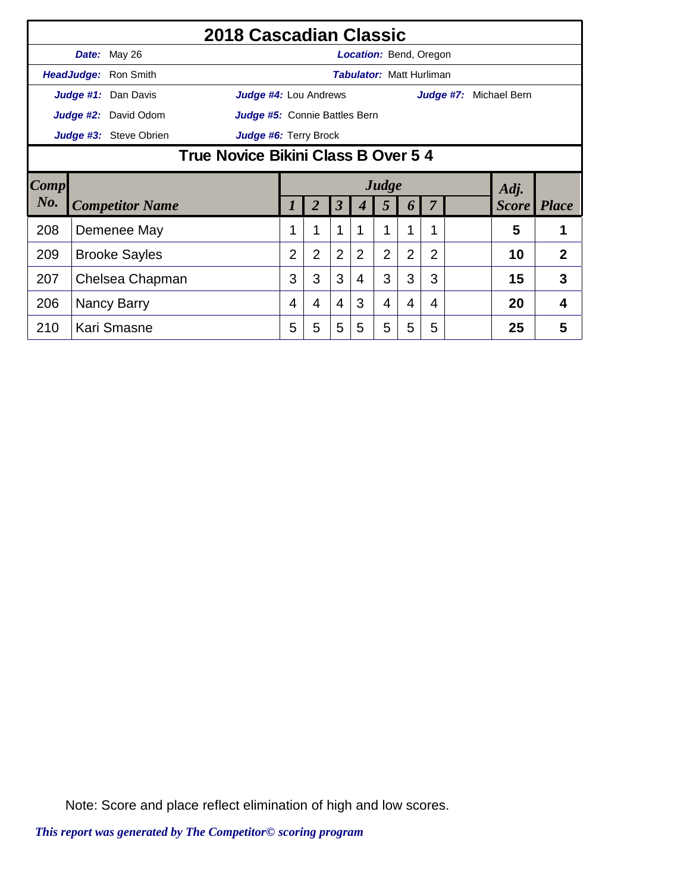# 2018 Cascadian Classic

**Date:** May 26 **Location:** Bend, Oregon

**HeadJudge:** Ron Smith **Tabulator:** Matt Hurliman

**Judge #1:** Dan Davis **Judge #4:** Lou Andrews **Judge #7:** Michael Bern

**Judge #2:** David Odom **Judge #5:** Connie Battles Bern

**Judge #3:** Steve Obrien **Judge #6:** Terry Brock

## True Novice Bikini Class B Over 5 4

| Comp No. | Competitor Name | Judge 1 | 2 | 3 | 4 | 5 | 6 | 7 | | Adj. Score | Place |
|---|---|---|---|---|---|---|---|---|---|---|---|
| 208 | Demenee May | 1 | 1 | 1 | 1 | 1 | 1 | 1 | | **5** | **1** |
| 209 | Brooke Sayles | 2 | 2 | 2 | 2 | 2 | 2 | 2 | | **10** | **2** |
| 207 | Chelsea Chapman | 3 | 3 | 3 | 4 | 3 | 3 | 3 | | **15** | **3** |
| 206 | Nancy Barry | 4 | 4 | 4 | 3 | 4 | 4 | 4 | | **20** | **4** |
| 210 | Kari Smasne | 5 | 5 | 5 | 5 | 5 | 5 | 5 | | **25** | **5** |

Note: Score and place reflect elimination of high and low scores.

*This report was generated by The Competitor© scoring program*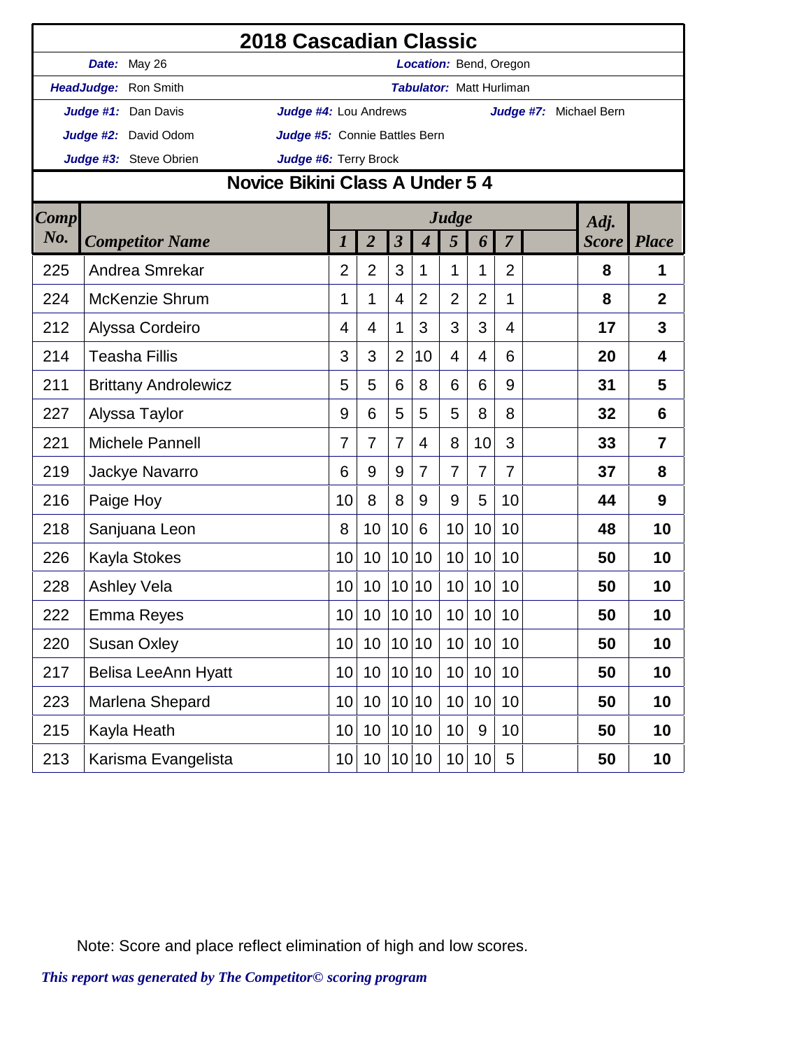# 2018 Cascadian Classic

**Date:** May 26 | **Location:** Bend, Oregon

**HeadJudge:** Ron Smith | **Tabulator:** Matt Hurliman

**Judge #1:** Dan Davis | **Judge #4:** Lou Andrews | **Judge #7:** Michael Bern

**Judge #2:** David Odom | **Judge #5:** Connie Battles Bern

**Judge #3:** Steve Obrien | **Judge #6:** Terry Brock

## Novice Bikini Class A Under 5 4

| Comp No. | Competitor Name | Judge 1 | 2 | 3 | 4 | 5 | 6 | 7 | | Adj. Score | Place |
|---|---|---|---|---|---|---|---|---|---|---|---|
| 225 | Andrea Smrekar | 2 | 2 | 3 | 1 | 1 | 1 | 2 | | **8** | **1** |
| 224 | McKenzie Shrum | 1 | 1 | 4 | 2 | 2 | 2 | 1 | | **8** | **2** |
| 212 | Alyssa Cordeiro | 4 | 4 | 1 | 3 | 3 | 3 | 4 | | **17** | **3** |
| 214 | Teasha Fillis | 3 | 3 | 2 | 10 | 4 | 4 | 6 | | **20** | **4** |
| 211 | Brittany Androlewicz | 5 | 5 | 6 | 8 | 6 | 6 | 9 | | **31** | **5** |
| 227 | Alyssa Taylor | 9 | 6 | 5 | 5 | 5 | 8 | 8 | | **32** | **6** |
| 221 | Michele Pannell | 7 | 7 | 7 | 4 | 8 | 10 | 3 | | **33** | **7** |
| 219 | Jackye Navarro | 6 | 9 | 9 | 7 | 7 | 7 | 7 | | **37** | **8** |
| 216 | Paige Hoy | 10 | 8 | 8 | 9 | 9 | 5 | 10 | | **44** | **9** |
| 218 | Sanjuana Leon | 8 | 10 | 10 | 6 | 10 | 10 | 10 | | **48** | **10** |
| 226 | Kayla Stokes | 10 | 10 | 10 | 10 | 10 | 10 | 10 | | **50** | **10** |
| 228 | Ashley Vela | 10 | 10 | 10 | 10 | 10 | 10 | 10 | | **50** | **10** |
| 222 | Emma Reyes | 10 | 10 | 10 | 10 | 10 | 10 | 10 | | **50** | **10** |
| 220 | Susan Oxley | 10 | 10 | 10 | 10 | 10 | 10 | 10 | | **50** | **10** |
| 217 | Belisa LeeAnn Hyatt | 10 | 10 | 10 | 10 | 10 | 10 | 10 | | **50** | **10** |
| 223 | Marlena Shepard | 10 | 10 | 10 | 10 | 10 | 10 | 10 | | **50** | **10** |
| 215 | Kayla Heath | 10 | 10 | 10 | 10 | 10 | 9 | 10 | | **50** | **10** |
| 213 | Karisma Evangelista | 10 | 10 | 10 | 10 | 10 | 10 | 5 | | **50** | **10** |

Note: Score and place reflect elimination of high and low scores.

*This report was generated by The Competitor© scoring program*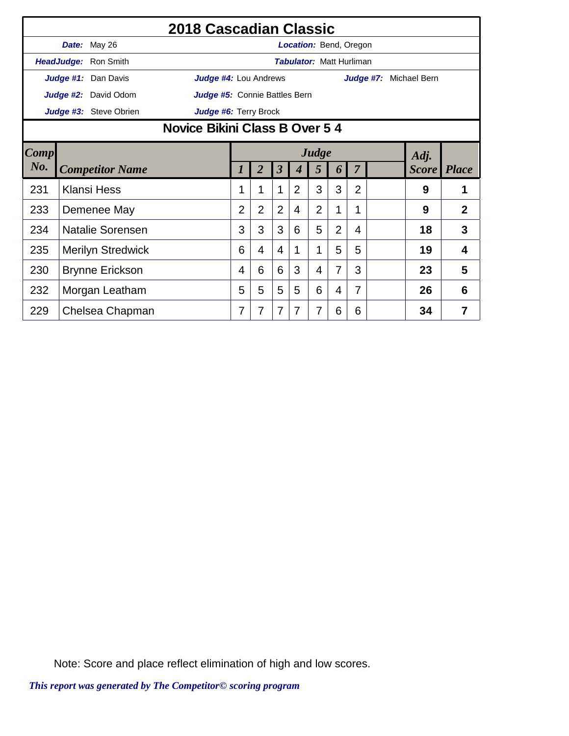# 2018 Cascadian Classic

**Date:** May 26 **Location:** Bend, Oregon

**HeadJudge:** Ron Smith **Tabulator:** Matt Hurliman

**Judge #1:** Dan Davis **Judge #4:** Lou Andrews **Judge #7:** Michael Bern

**Judge #2:** David Odom **Judge #5:** Connie Battles Bern

**Judge #3:** Steve Obrien **Judge #6:** Terry Brock

## Novice Bikini Class B Over 5 4

| Comp No. | Competitor Name | Judge 1 | Judge 2 | Judge 3 | Judge 4 | Judge 5 | Judge 6 | Judge 7 | | Adj. Score | Place |
|---|---|---|---|---|---|---|---|---|---|---|---|
| 231 | Klansi Hess | 1 | 1 | 1 | 2 | 3 | 3 | 2 | | **9** | **1** |
| 233 | Demenee May | 2 | 2 | 2 | 4 | 2 | 1 | 1 | | **9** | **2** |
| 234 | Natalie Sorensen | 3 | 3 | 3 | 6 | 5 | 2 | 4 | | **18** | **3** |
| 235 | Merilyn Stredwick | 6 | 4 | 4 | 1 | 1 | 5 | 5 | | **19** | **4** |
| 230 | Brynne Erickson | 4 | 6 | 6 | 3 | 4 | 7 | 3 | | **23** | **5** |
| 232 | Morgan Leatham | 5 | 5 | 5 | 5 | 6 | 4 | 7 | | **26** | **6** |
| 229 | Chelsea Chapman | 7 | 7 | 7 | 7 | 7 | 6 | 6 | | **34** | **7** |

Note: Score and place reflect elimination of high and low scores.

*This report was generated by The Competitor© scoring program*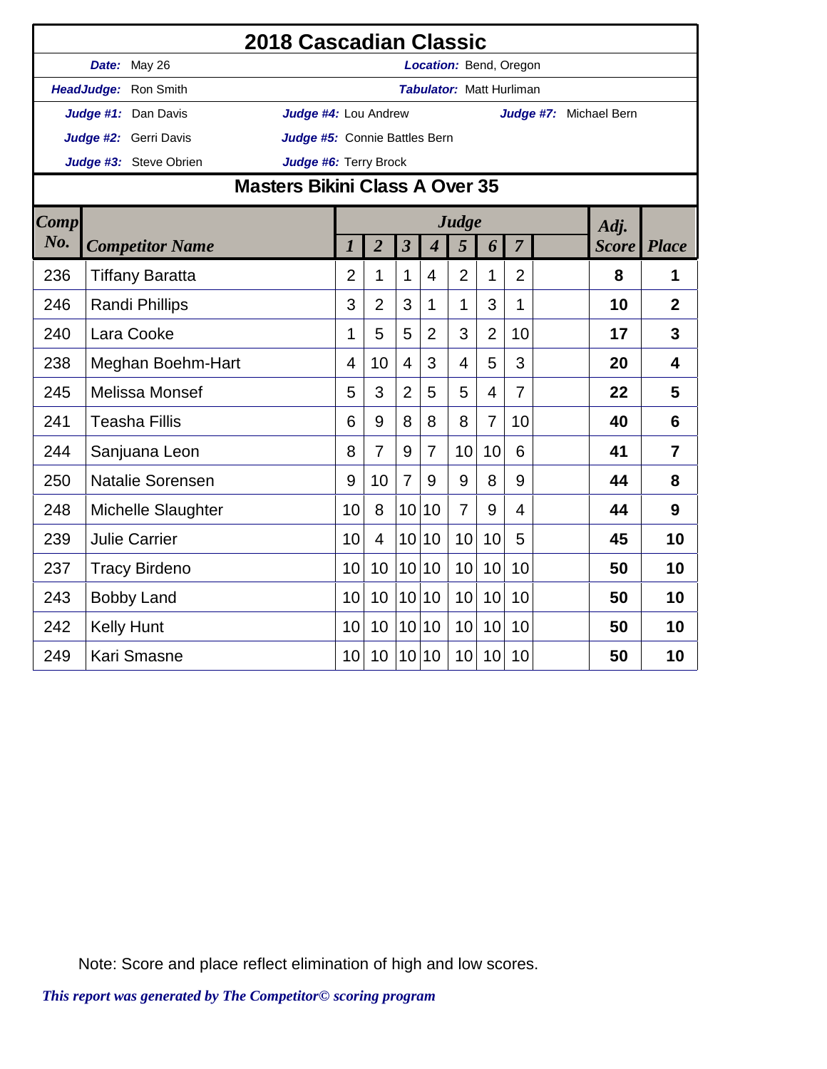# 2018 Cascadian Classic

**Date:** May 26 — **Location:** Bend, Oregon

**HeadJudge:** Ron Smith — **Tabulator:** Matt Hurliman

**Judge #1:** Dan Davis — **Judge #4:** Lou Andrew — **Judge #7:** Michael Bern

**Judge #2:** Gerri Davis — **Judge #5:** Connie Battles Bern

**Judge #3:** Steve Obrien — **Judge #6:** Terry Brock

## Masters Bikini Class A Over 35

| Comp No. | Competitor Name | Judge 1 | 2 | 3 | 4 | 5 | 6 | 7 | | Adj. Score | Place |
|---|---|---|---|---|---|---|---|---|---|---|---|
| 236 | Tiffany Baratta | 2 | 1 | 1 | 4 | 2 | 1 | 2 | | **8** | **1** |
| 246 | Randi Phillips | 3 | 2 | 3 | 1 | 1 | 3 | 1 | | **10** | **2** |
| 240 | Lara Cooke | 1 | 5 | 5 | 2 | 3 | 2 | 10 | | **17** | **3** |
| 238 | Meghan Boehm-Hart | 4 | 10 | 4 | 3 | 4 | 5 | 3 | | **20** | **4** |
| 245 | Melissa Monsef | 5 | 3 | 2 | 5 | 5 | 4 | 7 | | **22** | **5** |
| 241 | Teasha Fillis | 6 | 9 | 8 | 8 | 8 | 7 | 10 | | **40** | **6** |
| 244 | Sanjuana Leon | 8 | 7 | 9 | 7 | 10 | 10 | 6 | | **41** | **7** |
| 250 | Natalie Sorensen | 9 | 10 | 7 | 9 | 9 | 8 | 9 | | **44** | **8** |
| 248 | Michelle Slaughter | 10 | 8 | 10 | 10 | 7 | 9 | 4 | | **44** | **9** |
| 239 | Julie Carrier | 10 | 4 | 10 | 10 | 10 | 10 | 5 | | **45** | **10** |
| 237 | Tracy Birdeno | 10 | 10 | 10 | 10 | 10 | 10 | 10 | | **50** | **10** |
| 243 | Bobby Land | 10 | 10 | 10 | 10 | 10 | 10 | 10 | | **50** | **10** |
| 242 | Kelly Hunt | 10 | 10 | 10 | 10 | 10 | 10 | 10 | | **50** | **10** |
| 249 | Kari Smasne | 10 | 10 | 10 | 10 | 10 | 10 | 10 | | **50** | **10** |

Note: Score and place reflect elimination of high and low scores.

*This report was generated by The Competitor© scoring program*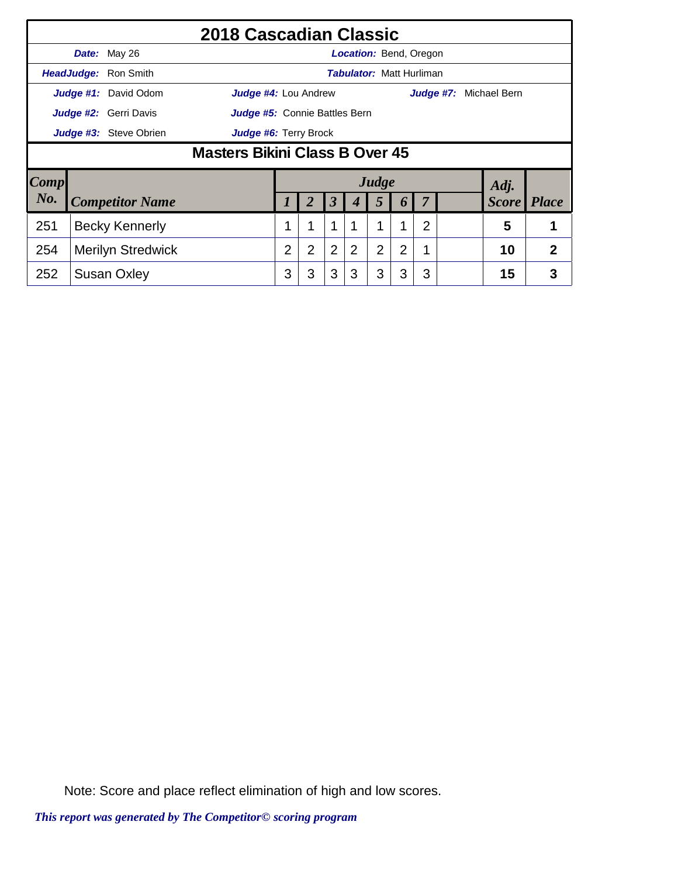# 2018 Cascadian Classic

***Date:*** May 26 ***Location:*** Bend, Oregon

***HeadJudge:*** Ron Smith ***Tabulator:*** Matt Hurliman

***Judge #1:*** David Odom ***Judge #4:*** Lou Andrew ***Judge #7:*** Michael Bern

***Judge #2:*** Gerri Davis ***Judge #5:*** Connie Battles Bern

***Judge #3:*** Steve Obrien ***Judge #6:*** Terry Brock

## Masters Bikini Class B Over 45

| *Comp No.* | *Competitor Name* | *Judge* 1 | 2 | 3 | 4 | 5 | 6 | 7 | | *Adj. Score* | *Place* |
|---|---|---|---|---|---|---|---|---|---|---|---|
| 251 | Becky Kennerly | 1 | 1 | 1 | 1 | 1 | 1 | 2 | | **5** | **1** |
| 254 | Merilyn Stredwick | 2 | 2 | 2 | 2 | 2 | 2 | 1 | | **10** | **2** |
| 252 | Susan Oxley | 3 | 3 | 3 | 3 | 3 | 3 | 3 | | **15** | **3** |

Note: Score and place reflect elimination of high and low scores.

*This report was generated by The Competitor© scoring program*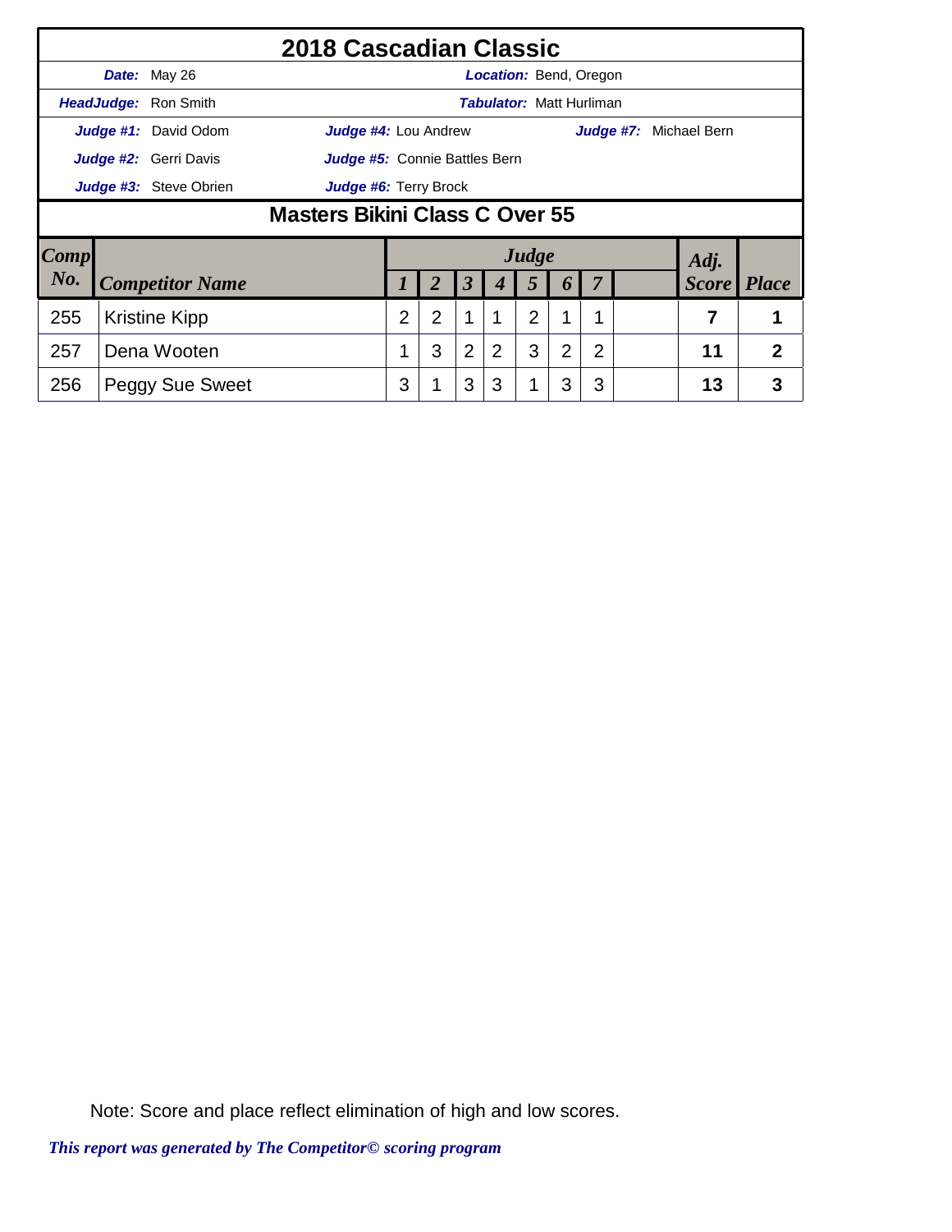# 2018 Cascadian Classic

**Date:** May 26 **Location:** Bend, Oregon

**HeadJudge:** Ron Smith **Tabulator:** Matt Hurliman

**Judge #1:** David Odom **Judge #4:** Lou Andrew **Judge #7:** Michael Bern

**Judge #2:** Gerri Davis **Judge #5:** Connie Battles Bern

**Judge #3:** Steve Obrien **Judge #6:** Terry Brock

## Masters Bikini Class C Over 55

| Comp No. | Competitor Name | Judge 1 | 2 | 3 | 4 | 5 | 6 | 7 | | Adj. Score | Place |
|---|---|---|---|---|---|---|---|---|---|---|---|
| 255 | Kristine Kipp | 2 | 2 | 1 | 1 | 2 | 1 | 1 | | **7** | **1** |
| 257 | Dena Wooten | 1 | 3 | 2 | 2 | 3 | 2 | 2 | | **11** | **2** |
| 256 | Peggy Sue Sweet | 3 | 1 | 3 | 3 | 1 | 3 | 3 | | **13** | **3** |

Note: Score and place reflect elimination of high and low scores.

*This report was generated by The Competitor© scoring program*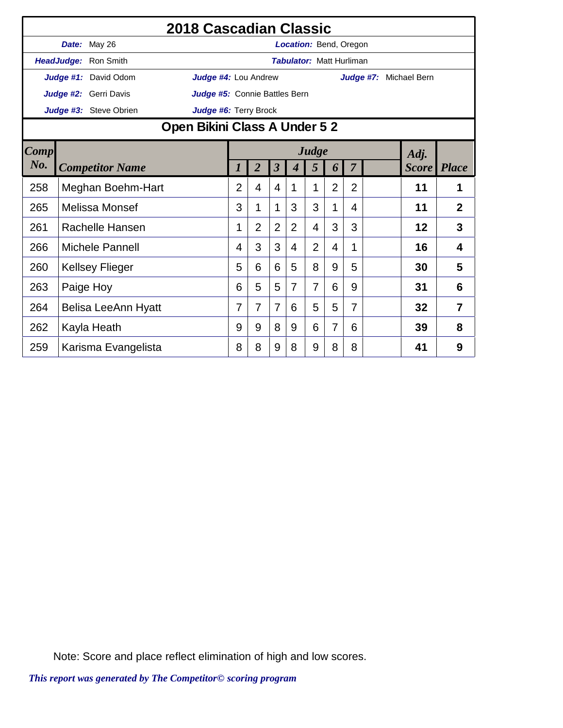# 2018 Cascadian Classic

***Date:*** May 26 ***Location:*** Bend, Oregon

***HeadJudge:*** Ron Smith ***Tabulator:*** Matt Hurliman

***Judge #1:*** David Odom ***Judge #4:*** Lou Andrew ***Judge #7:*** Michael Bern

***Judge #2:*** Gerri Davis ***Judge #5:*** Connie Battles Bern

***Judge #3:*** Steve Obrien ***Judge #6:*** Terry Brock

## Open Bikini Class A Under 5 2

| Comp No. | Competitor Name | Judge 1 | 2 | 3 | 4 | 5 | 6 | 7 | | Adj. Score | Place |
|---|---|---|---|---|---|---|---|---|---|---|---|
| 258 | Meghan Boehm-Hart | 2 | 4 | 4 | 1 | 1 | 2 | 2 | | **11** | **1** |
| 265 | Melissa Monsef | 3 | 1 | 1 | 3 | 3 | 1 | 4 | | **11** | **2** |
| 261 | Rachelle Hansen | 1 | 2 | 2 | 2 | 4 | 3 | 3 | | **12** | **3** |
| 266 | Michele Pannell | 4 | 3 | 3 | 4 | 2 | 4 | 1 | | **16** | **4** |
| 260 | Kellsey Flieger | 5 | 6 | 6 | 5 | 8 | 9 | 5 | | **30** | **5** |
| 263 | Paige Hoy | 6 | 5 | 5 | 7 | 7 | 6 | 9 | | **31** | **6** |
| 264 | Belisa LeeAnn Hyatt | 7 | 7 | 7 | 6 | 5 | 5 | 7 | | **32** | **7** |
| 262 | Kayla Heath | 9 | 9 | 8 | 9 | 6 | 7 | 6 | | **39** | **8** |
| 259 | Karisma Evangelista | 8 | 8 | 9 | 8 | 9 | 8 | 8 | | **41** | **9** |

Note: Score and place reflect elimination of high and low scores.

***This report was generated by The Competitor© scoring program***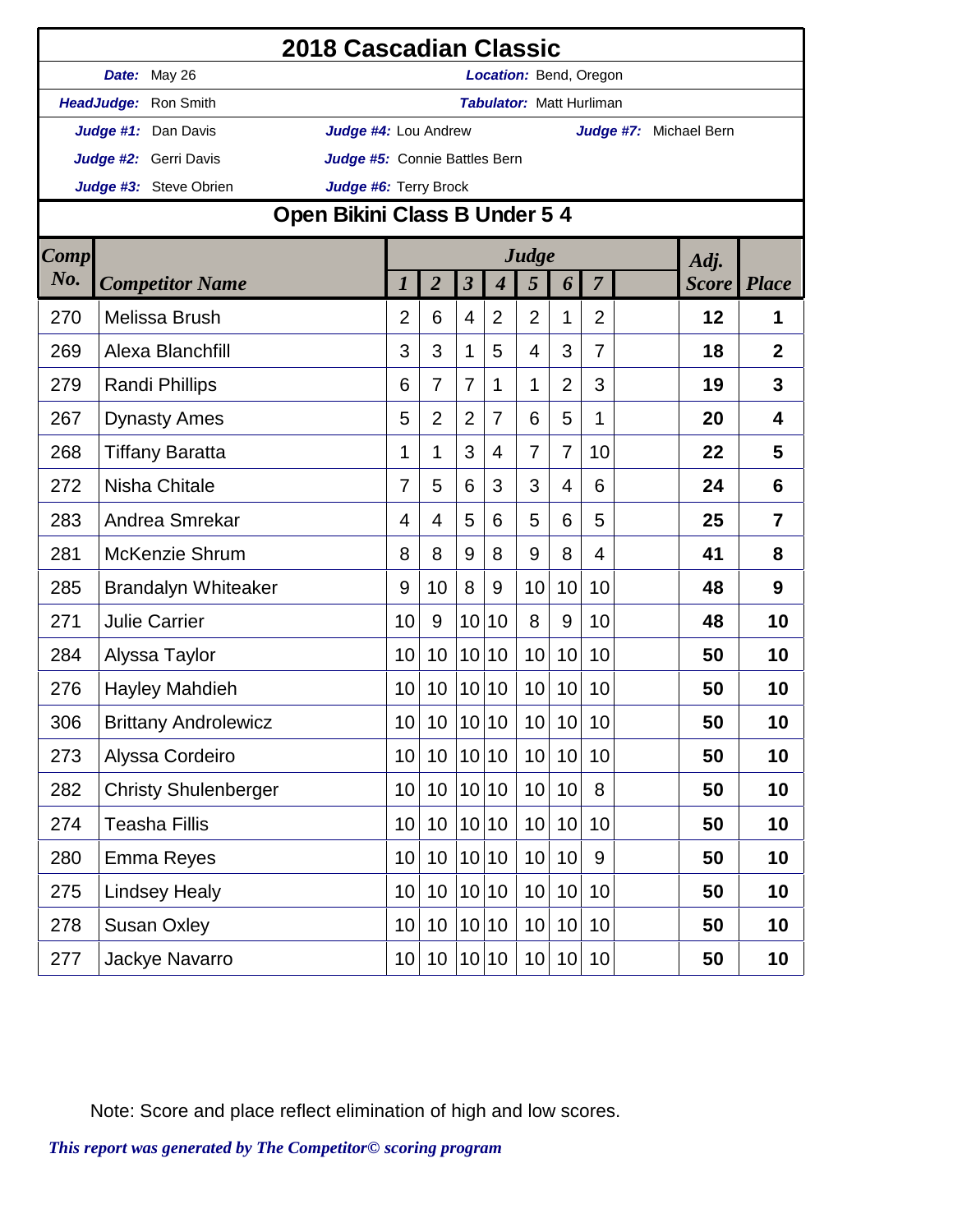# 2018 Cascadian Classic

**Date:** May 26 **Location:** Bend, Oregon

**HeadJudge:** Ron Smith **Tabulator:** Matt Hurliman

**Judge #1:** Dan Davis **Judge #4:** Lou Andrew **Judge #7:** Michael Bern

**Judge #2:** Gerri Davis **Judge #5:** Connie Battles Bern

**Judge #3:** Steve Obrien **Judge #6:** Terry Brock

## Open Bikini Class B Under 5 4

| Comp No. | Competitor Name | Judge 1 | 2 | 3 | 4 | 5 | 6 | 7 | | Adj. Score | Place |
|---|---|---|---|---|---|---|---|---|---|---|---|
| 270 | Melissa Brush | 2 | 6 | 4 | 2 | 2 | 1 | 2 | | 12 | 1 |
| 269 | Alexa Blanchfill | 3 | 3 | 1 | 5 | 4 | 3 | 7 | | 18 | 2 |
| 279 | Randi Phillips | 6 | 7 | 7 | 1 | 1 | 2 | 3 | | 19 | 3 |
| 267 | Dynasty Ames | 5 | 2 | 2 | 7 | 6 | 5 | 1 | | 20 | 4 |
| 268 | Tiffany Baratta | 1 | 1 | 3 | 4 | 7 | 7 | 10 | | 22 | 5 |
| 272 | Nisha Chitale | 7 | 5 | 6 | 3 | 3 | 4 | 6 | | 24 | 6 |
| 283 | Andrea Smrekar | 4 | 4 | 5 | 6 | 5 | 6 | 5 | | 25 | 7 |
| 281 | McKenzie Shrum | 8 | 8 | 9 | 8 | 9 | 8 | 4 | | 41 | 8 |
| 285 | Brandalyn Whiteaker | 9 | 10 | 8 | 9 | 10 | 10 | 10 | | 48 | 9 |
| 271 | Julie Carrier | 10 | 9 | 10 | 10 | 8 | 9 | 10 | | 48 | 10 |
| 284 | Alyssa Taylor | 10 | 10 | 10 | 10 | 10 | 10 | 10 | | 50 | 10 |
| 276 | Hayley Mahdieh | 10 | 10 | 10 | 10 | 10 | 10 | 10 | | 50 | 10 |
| 306 | Brittany Androlewicz | 10 | 10 | 10 | 10 | 10 | 10 | 10 | | 50 | 10 |
| 273 | Alyssa Cordeiro | 10 | 10 | 10 | 10 | 10 | 10 | 10 | | 50 | 10 |
| 282 | Christy Shulenberger | 10 | 10 | 10 | 10 | 10 | 10 | 8 | | 50 | 10 |
| 274 | Teasha Fillis | 10 | 10 | 10 | 10 | 10 | 10 | 10 | | 50 | 10 |
| 280 | Emma Reyes | 10 | 10 | 10 | 10 | 10 | 10 | 9 | | 50 | 10 |
| 275 | Lindsey Healy | 10 | 10 | 10 | 10 | 10 | 10 | 10 | | 50 | 10 |
| 278 | Susan Oxley | 10 | 10 | 10 | 10 | 10 | 10 | 10 | | 50 | 10 |
| 277 | Jackye Navarro | 10 | 10 | 10 | 10 | 10 | 10 | 10 | | 50 | 10 |

Note: Score and place reflect elimination of high and low scores.

*This report was generated by The Competitor© scoring program*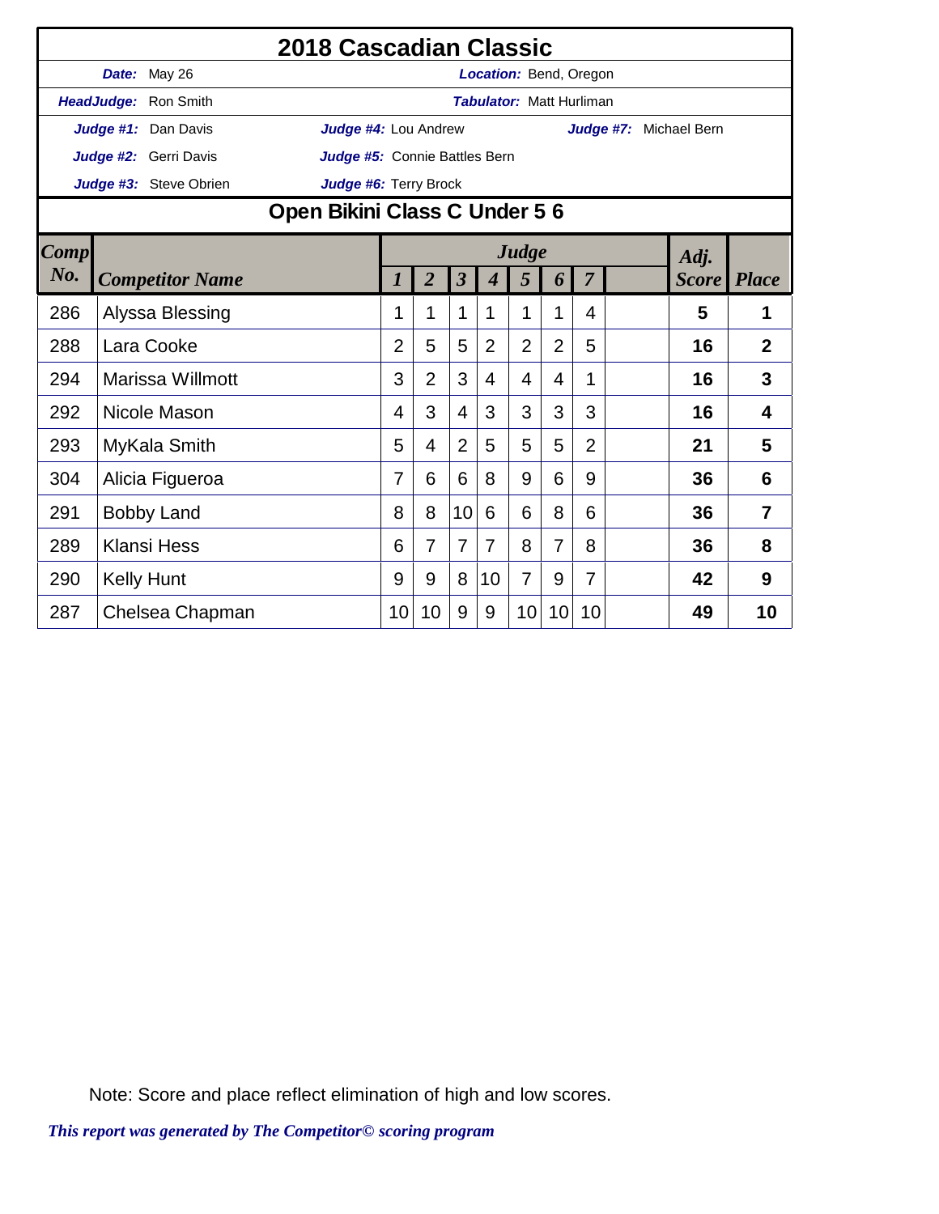# 2018 Cascadian Classic

**Date:** May 26 **Location:** Bend, Oregon

**HeadJudge:** Ron Smith **Tabulator:** Matt Hurliman

**Judge #1:** Dan Davis **Judge #4:** Lou Andrew **Judge #7:** Michael Bern

**Judge #2:** Gerri Davis **Judge #5:** Connie Battles Bern

**Judge #3:** Steve Obrien **Judge #6:** Terry Brock

## Open Bikini Class C Under 5 6

| Comp No. | Competitor Name | Judge 1 | 2 | 3 | 4 | 5 | 6 | 7 | | Adj. Score | Place |
|---|---|---|---|---|---|---|---|---|---|---|---|
| 286 | Alyssa Blessing | 1 | 1 | 1 | 1 | 1 | 1 | 4 | | 5 | 1 |
| 288 | Lara Cooke | 2 | 5 | 5 | 2 | 2 | 2 | 5 | | 16 | 2 |
| 294 | Marissa Willmott | 3 | 2 | 3 | 4 | 4 | 4 | 1 | | 16 | 3 |
| 292 | Nicole Mason | 4 | 3 | 4 | 3 | 3 | 3 | 3 | | 16 | 4 |
| 293 | MyKala Smith | 5 | 4 | 2 | 5 | 5 | 5 | 2 | | 21 | 5 |
| 304 | Alicia Figueroa | 7 | 6 | 6 | 8 | 9 | 6 | 9 | | 36 | 6 |
| 291 | Bobby Land | 8 | 8 | 10 | 6 | 6 | 8 | 6 | | 36 | 7 |
| 289 | Klansi Hess | 6 | 7 | 7 | 7 | 8 | 7 | 8 | | 36 | 8 |
| 290 | Kelly Hunt | 9 | 9 | 8 | 10 | 7 | 9 | 7 | | 42 | 9 |
| 287 | Chelsea Chapman | 10 | 10 | 9 | 9 | 10 | 10 | 10 | | 49 | 10 |

Note: Score and place reflect elimination of high and low scores.

*This report was generated by The Competitor© scoring program*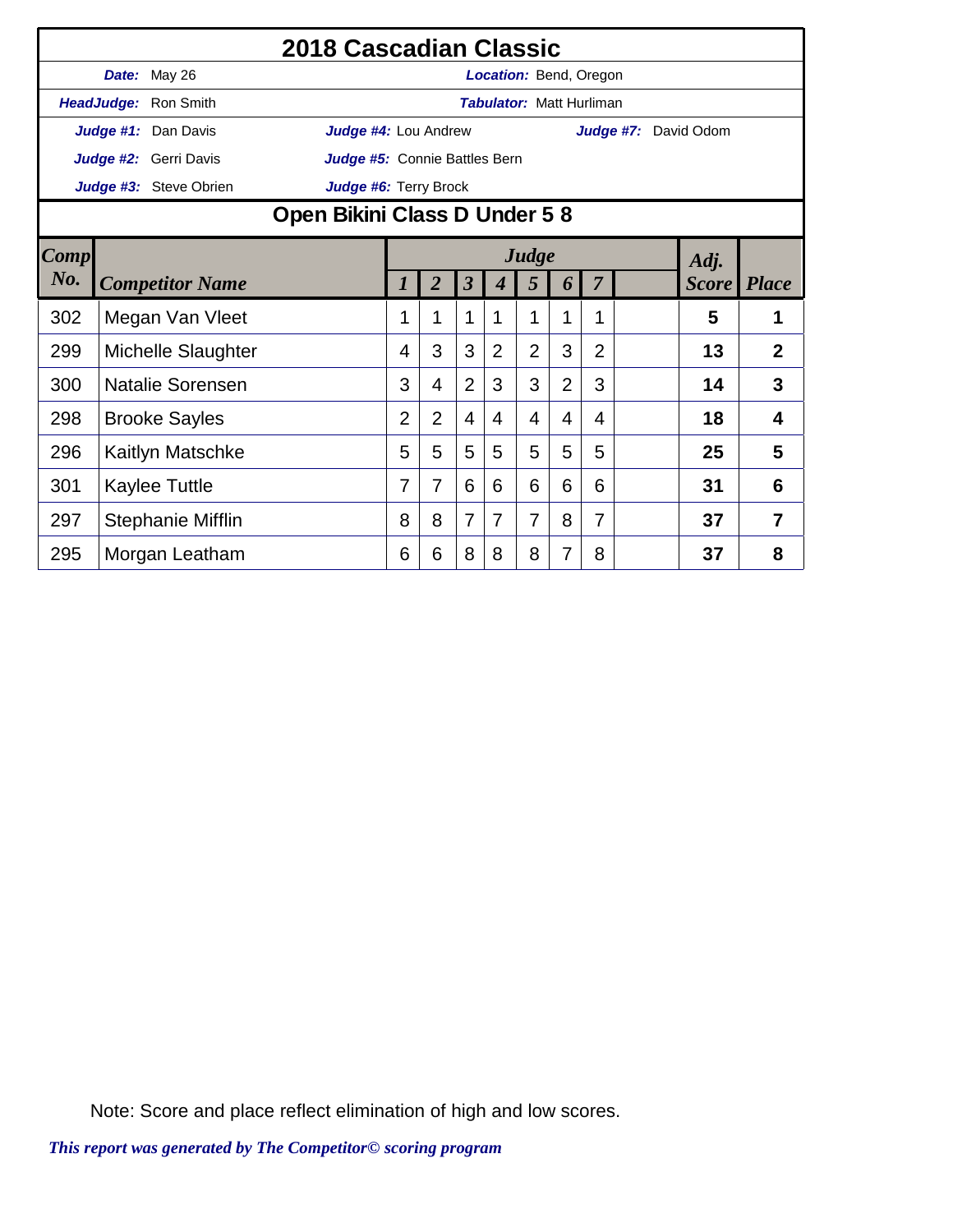# 2018 Cascadian Classic

**Date:** May 26 | **Location:** Bend, Oregon

**HeadJudge:** Ron Smith | **Tabulator:** Matt Hurliman

**Judge #1:** Dan Davis | **Judge #4:** Lou Andrew | **Judge #7:** David Odom

**Judge #2:** Gerri Davis | **Judge #5:** Connie Battles Bern

**Judge #3:** Steve Obrien | **Judge #6:** Terry Brock

## Open Bikini Class D Under 5 8

| Comp No. | Competitor Name | Judge 1 | 2 | 3 | 4 | 5 | 6 | 7 | | Adj. Score | Place |
|---|---|---|---|---|---|---|---|---|---|---|---|
| 302 | Megan Van Vleet | 1 | 1 | 1 | 1 | 1 | 1 | 1 | | **5** | **1** |
| 299 | Michelle Slaughter | 4 | 3 | 3 | 2 | 2 | 3 | 2 | | **13** | **2** |
| 300 | Natalie Sorensen | 3 | 4 | 2 | 3 | 3 | 2 | 3 | | **14** | **3** |
| 298 | Brooke Sayles | 2 | 2 | 4 | 4 | 4 | 4 | 4 | | **18** | **4** |
| 296 | Kaitlyn Matschke | 5 | 5 | 5 | 5 | 5 | 5 | 5 | | **25** | **5** |
| 301 | Kaylee Tuttle | 7 | 7 | 6 | 6 | 6 | 6 | 6 | | **31** | **6** |
| 297 | Stephanie Mifflin | 8 | 8 | 7 | 7 | 7 | 8 | 7 | | **37** | **7** |
| 295 | Morgan Leatham | 6 | 6 | 8 | 8 | 8 | 7 | 8 | | **37** | **8** |

Note: Score and place reflect elimination of high and low scores.

*This report was generated by The Competitor© scoring program*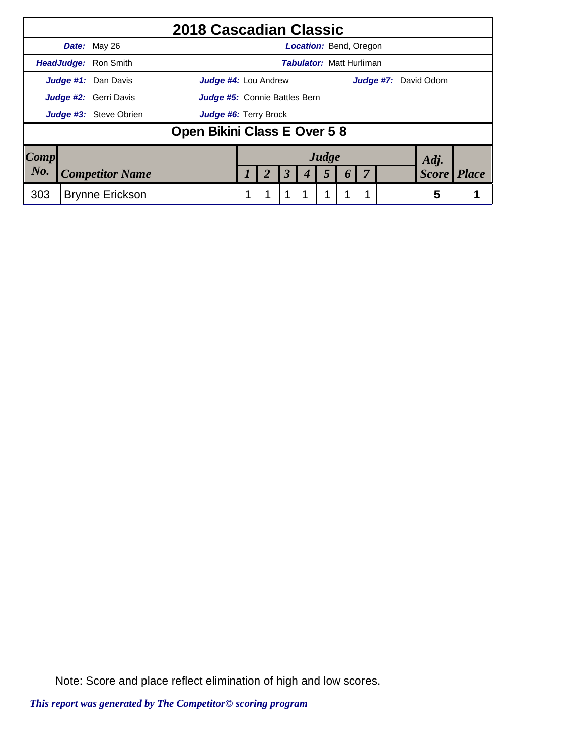# 2018 Cascadian Classic

**Date:** May 26 **Location:** Bend, Oregon

**HeadJudge:** Ron Smith **Tabulator:** Matt Hurliman

**Judge #1:** Dan Davis **Judge #4:** Lou Andrew **Judge #7:** David Odom

**Judge #2:** Gerri Davis **Judge #5:** Connie Battles Bern

**Judge #3:** Steve Obrien **Judge #6:** Terry Brock

## Open Bikini Class E Over 5 8

| Comp No. | Competitor Name | Judge 1 | 2 | 3 | 4 | 5 | 6 | 7 | | Adj. Score | Place |
|---|---|---|---|---|---|---|---|---|---|---|---|
| 303 | Brynne Erickson | 1 | 1 | 1 | 1 | 1 | 1 | 1 | | 5 | 1 |

Note: Score and place reflect elimination of high and low scores.

*This report was generated by The Competitor© scoring program*